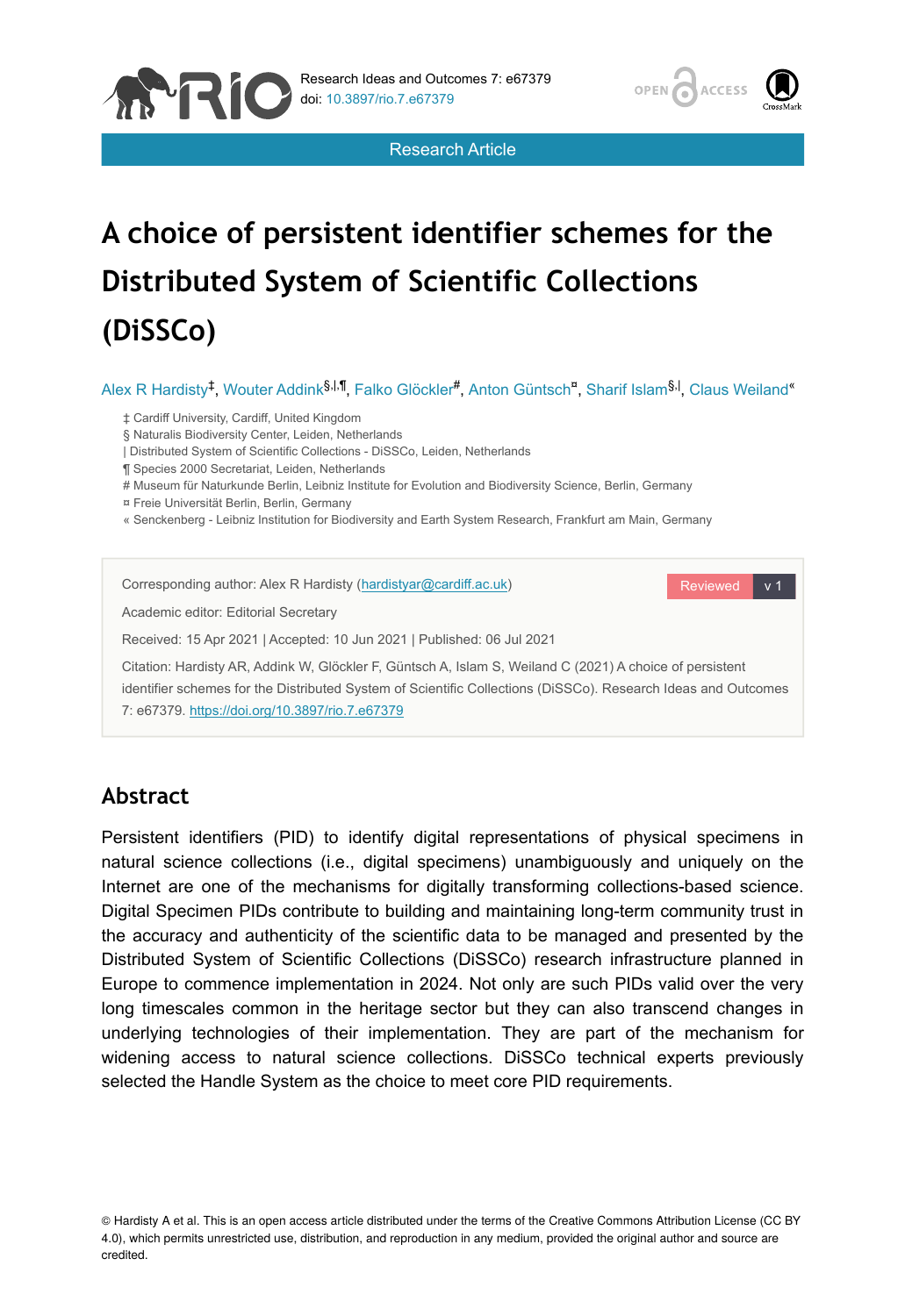Research Ideas and Outcomes 7: e67379
doi: 10.3897/rio.7.e67379

Research Article

# A choice of persistent identifier schemes for the Distributed System of Scientific Collections (DiSSCo)

Alex R Hardisty[‡], Wouter Addink[§,|,¶], Falko Glöckler[#], Anton Güntsch[¤], Sharif Islam[§,|], Claus Weiland[«]

‡ Cardiff University, Cardiff, United Kingdom
§ Naturalis Biodiversity Center, Leiden, Netherlands
| Distributed System of Scientific Collections - DiSSCo, Leiden, Netherlands
¶ Species 2000 Secretariat, Leiden, Netherlands
# Museum für Naturkunde Berlin, Leibniz Institute for Evolution and Biodiversity Science, Berlin, Germany
¤ Freie Universität Berlin, Berlin, Germany
« Senckenberg - Leibniz Institution for Biodiversity and Earth System Research, Frankfurt am Main, Germany

Corresponding author: Alex R Hardisty (hardistyar@cardiff.ac.uk)

Academic editor: Editorial Secretary

Received: 15 Apr 2021 | Accepted: 10 Jun 2021 | Published: 06 Jul 2021

Reviewed v 1

Citation: Hardisty AR, Addink W, Glöckler F, Güntsch A, Islam S, Weiland C (2021) A choice of persistent identifier schemes for the Distributed System of Scientific Collections (DiSSCo). Research Ideas and Outcomes 7: e67379. https://doi.org/10.3897/rio.7.e67379

## Abstract

Persistent identifiers (PID) to identify digital representations of physical specimens in natural science collections (i.e., digital specimens) unambiguously and uniquely on the Internet are one of the mechanisms for digitally transforming collections-based science. Digital Specimen PIDs contribute to building and maintaining long-term community trust in the accuracy and authenticity of the scientific data to be managed and presented by the Distributed System of Scientific Collections (DiSSCo) research infrastructure planned in Europe to commence implementation in 2024. Not only are such PIDs valid over the very long timescales common in the heritage sector but they can also transcend changes in underlying technologies of their implementation. They are part of the mechanism for widening access to natural science collections. DiSSCo technical experts previously selected the Handle System as the choice to meet core PID requirements.

© Hardisty A et al. This is an open access article distributed under the terms of the Creative Commons Attribution License (CC BY 4.0), which permits unrestricted use, distribution, and reproduction in any medium, provided the original author and source are credited.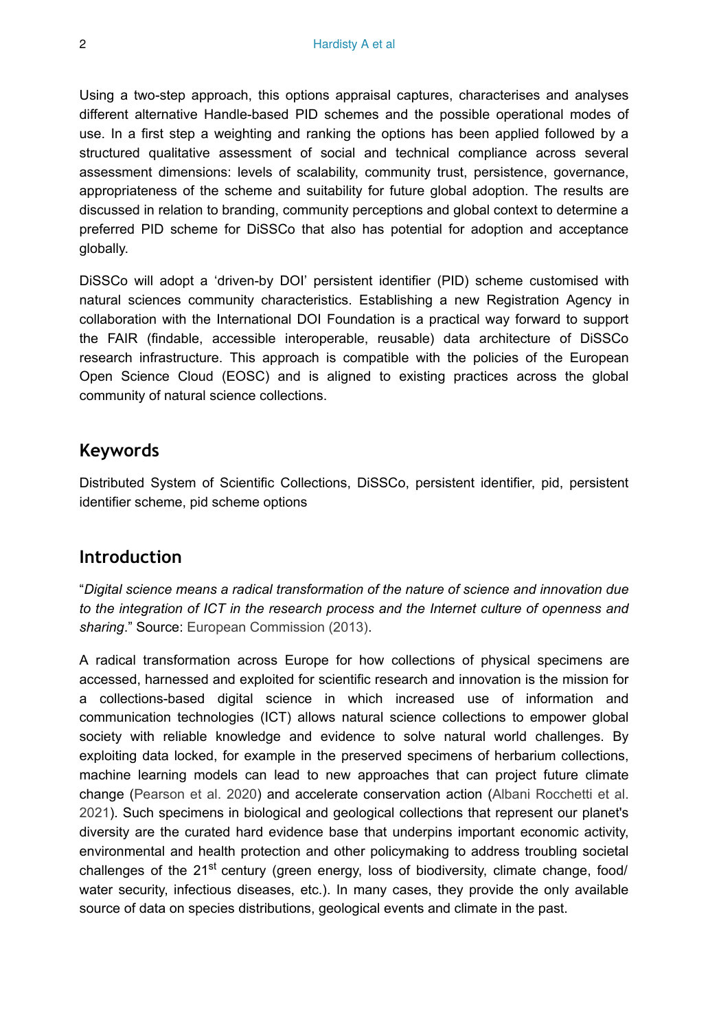Using a two-step approach, this options appraisal captures, characterises and analyses different alternative Handle-based PID schemes and the possible operational modes of use. In a first step a weighting and ranking the options has been applied followed by a structured qualitative assessment of social and technical compliance across several assessment dimensions: levels of scalability, community trust, persistence, governance, appropriateness of the scheme and suitability for future global adoption. The results are discussed in relation to branding, community perceptions and global context to determine a preferred PID scheme for DiSSCo that also has potential for adoption and acceptance globally.

DiSSCo will adopt a 'driven-by DOI' persistent identifier (PID) scheme customised with natural sciences community characteristics. Establishing a new Registration Agency in collaboration with the International DOI Foundation is a practical way forward to support the FAIR (findable, accessible interoperable, reusable) data architecture of DiSSCo research infrastructure. This approach is compatible with the policies of the European Open Science Cloud (EOSC) and is aligned to existing practices across the global community of natural science collections.

## Keywords

Distributed System of Scientific Collections, DiSSCo, persistent identifier, pid, persistent identifier scheme, pid scheme options

## Introduction

"*Digital science means a radical transformation of the nature of science and innovation due to the integration of ICT in the research process and the Internet culture of openness and sharing*." Source: European Commission (2013).

A radical transformation across Europe for how collections of physical specimens are accessed, harnessed and exploited for scientific research and innovation is the mission for a collections-based digital science in which increased use of information and communication technologies (ICT) allows natural science collections to empower global society with reliable knowledge and evidence to solve natural world challenges. By exploiting data locked, for example in the preserved specimens of herbarium collections, machine learning models can lead to new approaches that can project future climate change (Pearson et al. 2020) and accelerate conservation action (Albani Rocchetti et al. 2021). Such specimens in biological and geological collections that represent our planet's diversity are the curated hard evidence base that underpins important economic activity, environmental and health protection and other policymaking to address troubling societal challenges of the 21st century (green energy, loss of biodiversity, climate change, food/water security, infectious diseases, etc.). In many cases, they provide the only available source of data on species distributions, geological events and climate in the past.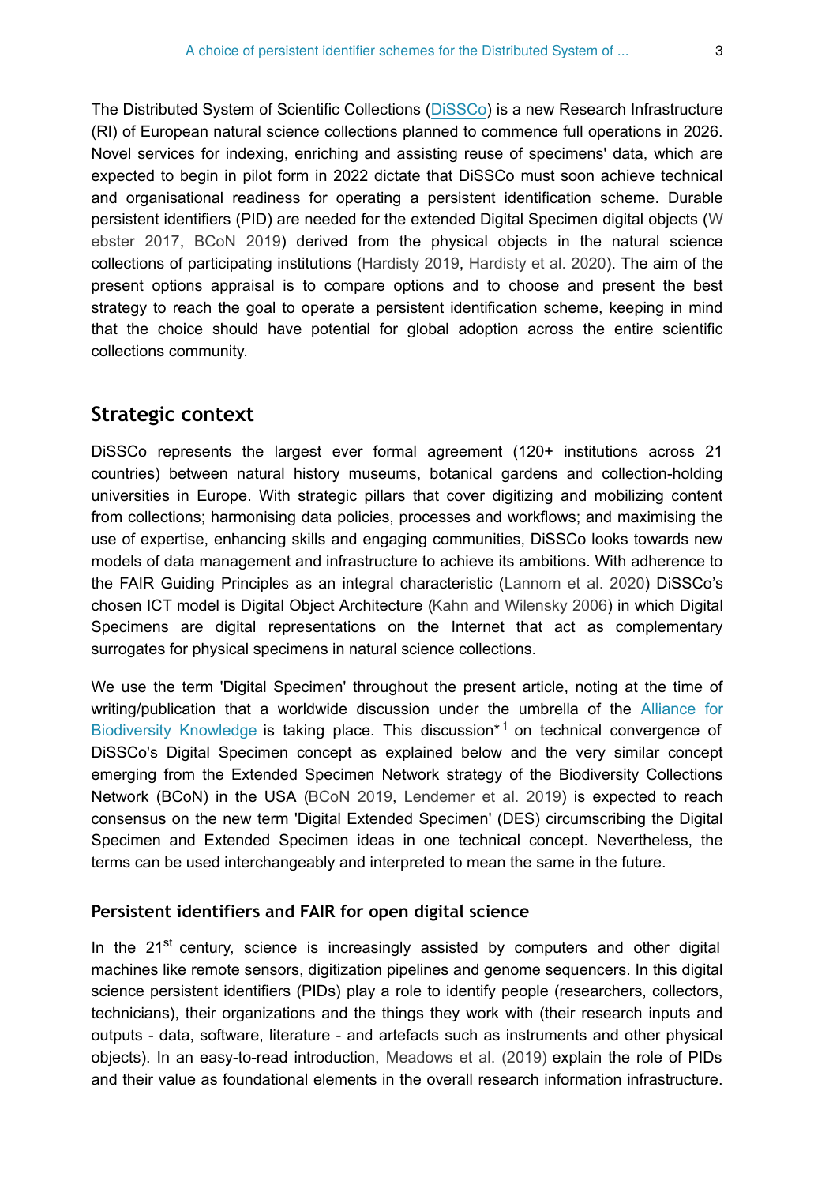The Distributed System of Scientific Collections (DiSSCo) is a new Research Infrastructure (RI) of European natural science collections planned to commence full operations in 2026. Novel services for indexing, enriching and assisting reuse of specimens' data, which are expected to begin in pilot form in 2022 dictate that DiSSCo must soon achieve technical and organisational readiness for operating a persistent identification scheme. Durable persistent identifiers (PID) are needed for the extended Digital Specimen digital objects (Webster 2017, BCoN 2019) derived from the physical objects in the natural science collections of participating institutions (Hardisty 2019, Hardisty et al. 2020). The aim of the present options appraisal is to compare options and to choose and present the best strategy to reach the goal to operate a persistent identification scheme, keeping in mind that the choice should have potential for global adoption across the entire scientific collections community.

## Strategic context

DiSSCo represents the largest ever formal agreement (120+ institutions across 21 countries) between natural history museums, botanical gardens and collection-holding universities in Europe. With strategic pillars that cover digitizing and mobilizing content from collections; harmonising data policies, processes and workflows; and maximising the use of expertise, enhancing skills and engaging communities, DiSSCo looks towards new models of data management and infrastructure to achieve its ambitions. With adherence to the FAIR Guiding Principles as an integral characteristic (Lannom et al. 2020) DiSSCo's chosen ICT model is Digital Object Architecture (Kahn and Wilensky 2006) in which Digital Specimens are digital representations on the Internet that act as complementary surrogates for physical specimens in natural science collections.

We use the term 'Digital Specimen' throughout the present article, noting at the time of writing/publication that a worldwide discussion under the umbrella of the Alliance for Biodiversity Knowledge is taking place. This discussion*[1] on technical convergence of DiSSCo's Digital Specimen concept as explained below and the very similar concept emerging from the Extended Specimen Network strategy of the Biodiversity Collections Network (BCoN) in the USA (BCoN 2019, Lendemer et al. 2019) is expected to reach consensus on the new term 'Digital Extended Specimen' (DES) circumscribing the Digital Specimen and Extended Specimen ideas in one technical concept. Nevertheless, the terms can be used interchangeably and interpreted to mean the same in the future.

### Persistent identifiers and FAIR for open digital science

In the 21st century, science is increasingly assisted by computers and other digital machines like remote sensors, digitization pipelines and genome sequencers. In this digital science persistent identifiers (PIDs) play a role to identify people (researchers, collectors, technicians), their organizations and the things they work with (their research inputs and outputs - data, software, literature - and artefacts such as instruments and other physical objects). In an easy-to-read introduction, Meadows et al. (2019) explain the role of PIDs and their value as foundational elements in the overall research information infrastructure.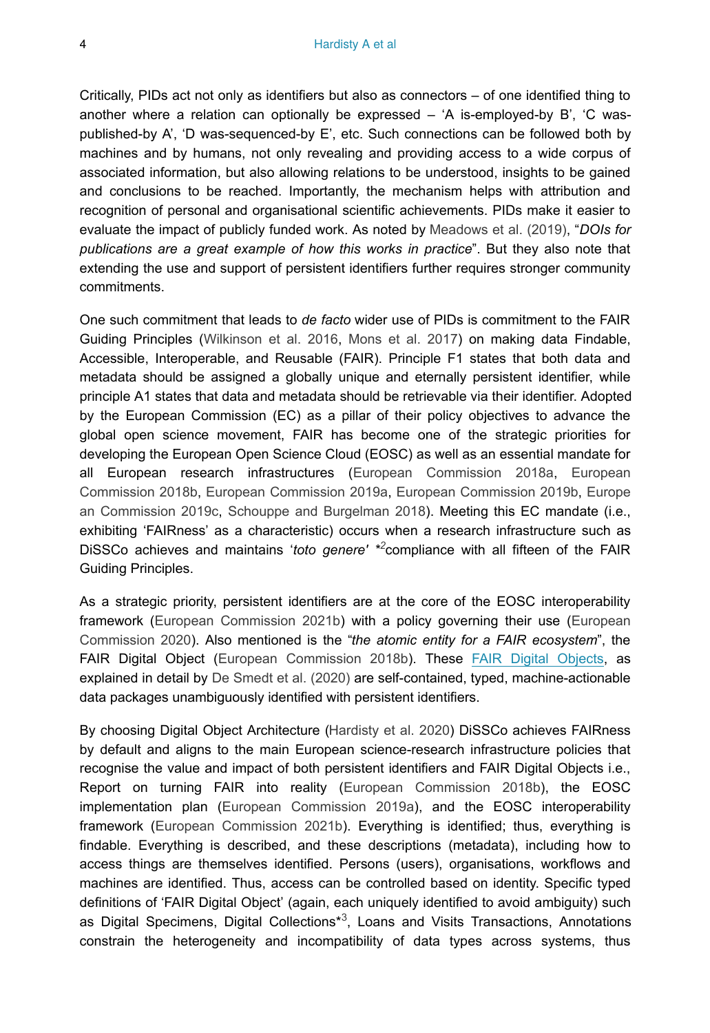Critically, PIDs act not only as identifiers but also as connectors – of one identified thing to another where a relation can optionally be expressed – 'A is-employed-by B', 'C was-published-by A', 'D was-sequenced-by E', etc. Such connections can be followed both by machines and by humans, not only revealing and providing access to a wide corpus of associated information, but also allowing relations to be understood, insights to be gained and conclusions to be reached. Importantly, the mechanism helps with attribution and recognition of personal and organisational scientific achievements. PIDs make it easier to evaluate the impact of publicly funded work. As noted by Meadows et al. (2019), "*DOIs for publications are a great example of how this works in practice*". But they also note that extending the use and support of persistent identifiers further requires stronger community commitments.

One such commitment that leads to *de facto* wider use of PIDs is commitment to the FAIR Guiding Principles (Wilkinson et al. 2016, Mons et al. 2017) on making data Findable, Accessible, Interoperable, and Reusable (FAIR). Principle F1 states that both data and metadata should be assigned a globally unique and eternally persistent identifier, while principle A1 states that data and metadata should be retrievable via their identifier. Adopted by the European Commission (EC) as a pillar of their policy objectives to advance the global open science movement, FAIR has become one of the strategic priorities for developing the European Open Science Cloud (EOSC) as well as an essential mandate for all European research infrastructures (European Commission 2018a, European Commission 2018b, European Commission 2019a, European Commission 2019b, European Commission 2019c, Schouppe and Burgelman 2018). Meeting this EC mandate (i.e., exhibiting 'FAIRness' as a characteristic) occurs when a research infrastructure such as DiSSCo achieves and maintains '*toto genere*' *[2]compliance with all fifteen of the FAIR Guiding Principles.

As a strategic priority, persistent identifiers are at the core of the EOSC interoperability framework (European Commission 2021b) with a policy governing their use (European Commission 2020). Also mentioned is the "*the atomic entity for a FAIR ecosystem*", the FAIR Digital Object (European Commission 2018b). These FAIR Digital Objects, as explained in detail by De Smedt et al. (2020) are self-contained, typed, machine-actionable data packages unambiguously identified with persistent identifiers.

By choosing Digital Object Architecture (Hardisty et al. 2020) DiSSCo achieves FAIRness by default and aligns to the main European science-research infrastructure policies that recognise the value and impact of both persistent identifiers and FAIR Digital Objects i.e., Report on turning FAIR into reality (European Commission 2018b), the EOSC implementation plan (European Commission 2019a), and the EOSC interoperability framework (European Commission 2021b). Everything is identified; thus, everything is findable. Everything is described, and these descriptions (metadata), including how to access things are themselves identified. Persons (users), organisations, workflows and machines are identified. Thus, access can be controlled based on identity. Specific typed definitions of 'FAIR Digital Object' (again, each uniquely identified to avoid ambiguity) such as Digital Specimens, Digital Collections*[3], Loans and Visits Transactions, Annotations constrain the heterogeneity and incompatibility of data types across systems, thus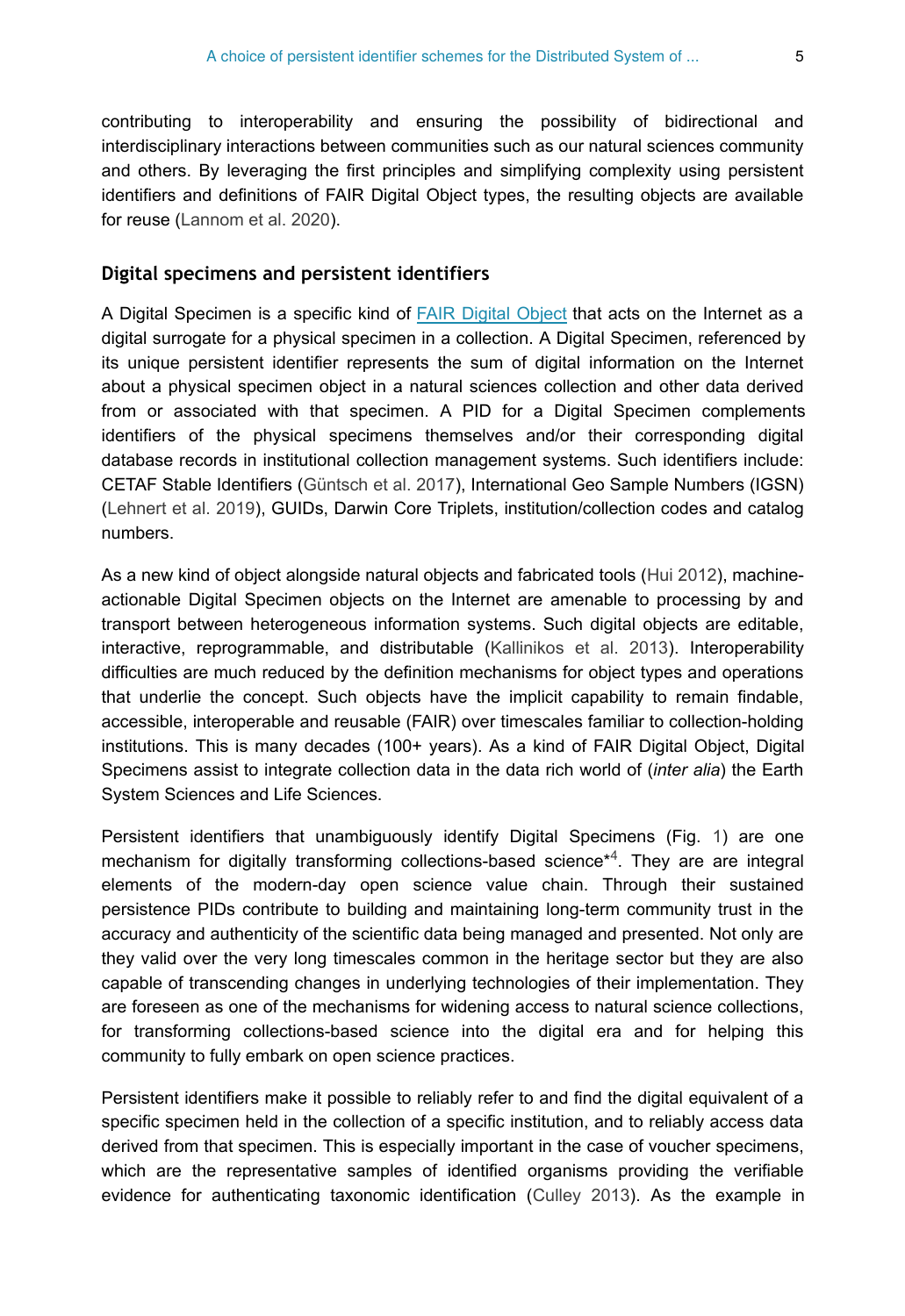contributing to interoperability and ensuring the possibility of bidirectional and interdisciplinary interactions between communities such as our natural sciences community and others. By leveraging the first principles and simplifying complexity using persistent identifiers and definitions of FAIR Digital Object types, the resulting objects are available for reuse (Lannom et al. 2020).

### Digital specimens and persistent identifiers

A Digital Specimen is a specific kind of FAIR Digital Object that acts on the Internet as a digital surrogate for a physical specimen in a collection. A Digital Specimen, referenced by its unique persistent identifier represents the sum of digital information on the Internet about a physical specimen object in a natural sciences collection and other data derived from or associated with that specimen. A PID for a Digital Specimen complements identifiers of the physical specimens themselves and/or their corresponding digital database records in institutional collection management systems. Such identifiers include: CETAF Stable Identifiers (Güntsch et al. 2017), International Geo Sample Numbers (IGSN) (Lehnert et al. 2019), GUIDs, Darwin Core Triplets, institution/collection codes and catalog numbers.

As a new kind of object alongside natural objects and fabricated tools (Hui 2012), machine-actionable Digital Specimen objects on the Internet are amenable to processing by and transport between heterogeneous information systems. Such digital objects are editable, interactive, reprogrammable, and distributable (Kallinikos et al. 2013). Interoperability difficulties are much reduced by the definition mechanisms for object types and operations that underlie the concept. Such objects have the implicit capability to remain findable, accessible, interoperable and reusable (FAIR) over timescales familiar to collection-holding institutions. This is many decades (100+ years). As a kind of FAIR Digital Object, Digital Specimens assist to integrate collection data in the data rich world of (*inter alia*) the Earth System Sciences and Life Sciences.

Persistent identifiers that unambiguously identify Digital Specimens (Fig. 1) are one mechanism for digitally transforming collections-based science*[4]. They are are integral elements of the modern-day open science value chain. Through their sustained persistence PIDs contribute to building and maintaining long-term community trust in the accuracy and authenticity of the scientific data being managed and presented. Not only are they valid over the very long timescales common in the heritage sector but they are also capable of transcending changes in underlying technologies of their implementation. They are foreseen as one of the mechanisms for widening access to natural science collections, for transforming collections-based science into the digital era and for helping this community to fully embark on open science practices.

Persistent identifiers make it possible to reliably refer to and find the digital equivalent of a specific specimen held in the collection of a specific institution, and to reliably access data derived from that specimen. This is especially important in the case of voucher specimens, which are the representative samples of identified organisms providing the verifiable evidence for authenticating taxonomic identification (Culley 2013). As the example in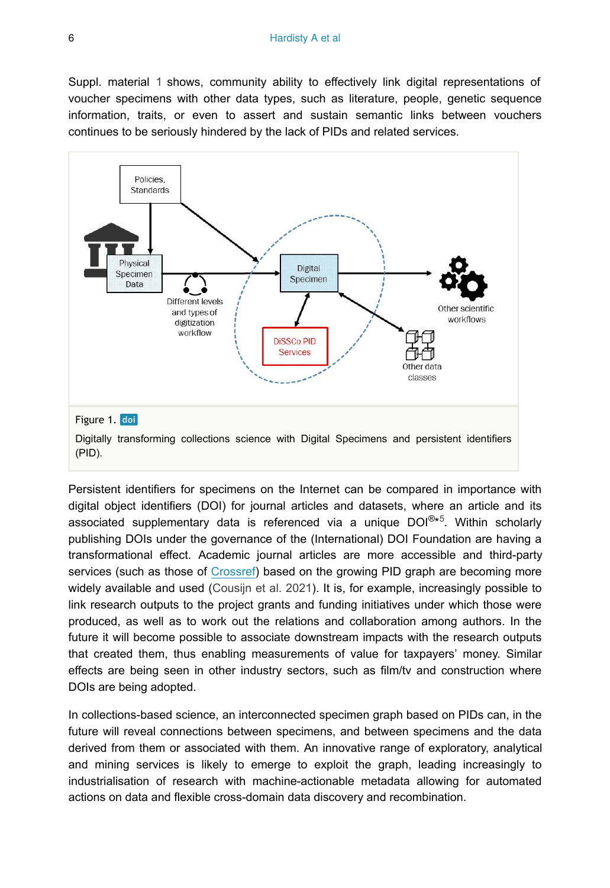Suppl. material 1 shows, community ability to effectively link digital representations of voucher specimens with other data types, such as literature, people, genetic sequence information, traits, or even to assert and sustain semantic links between vouchers continues to be seriously hindered by the lack of PIDs and related services.

Figure 1. doi

Digitally transforming collections science with Digital Specimens and persistent identifiers (PID).

Persistent identifiers for specimens on the Internet can be compared in importance with digital object identifiers (DOI) for journal articles and datasets, where an article and its associated supplementary data is referenced via a unique DOI®*[5]. Within scholarly publishing DOIs under the governance of the (International) DOI Foundation are having a transformational effect. Academic journal articles are more accessible and third-party services (such as those of Crossref) based on the growing PID graph are becoming more widely available and used (Cousijn et al. 2021). It is, for example, increasingly possible to link research outputs to the project grants and funding initiatives under which those were produced, as well as to work out the relations and collaboration among authors. In the future it will become possible to associate downstream impacts with the research outputs that created them, thus enabling measurements of value for taxpayers' money. Similar effects are being seen in other industry sectors, such as film/tv and construction where DOIs are being adopted.

In collections-based science, an interconnected specimen graph based on PIDs can, in the future will reveal connections between specimens, and between specimens and the data derived from them or associated with them. An innovative range of exploratory, analytical and mining services is likely to emerge to exploit the graph, leading increasingly to industrialisation of research with machine-actionable metadata allowing for automated actions on data and flexible cross-domain data discovery and recombination.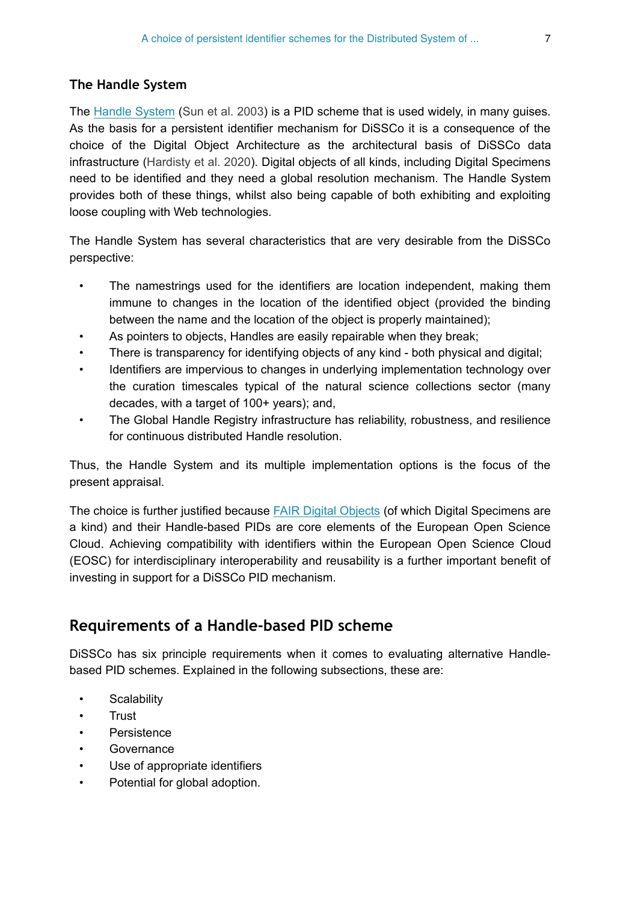### The Handle System

The Handle System (Sun et al. 2003) is a PID scheme that is used widely, in many guises. As the basis for a persistent identifier mechanism for DiSSCo it is a consequence of the choice of the Digital Object Architecture as the architectural basis of DiSSCo data infrastructure (Hardisty et al. 2020). Digital objects of all kinds, including Digital Specimens need to be identified and they need a global resolution mechanism. The Handle System provides both of these things, whilst also being capable of both exhibiting and exploiting loose coupling with Web technologies.

The Handle System has several characteristics that are very desirable from the DiSSCo perspective:

- The namestrings used for the identifiers are location independent, making them immune to changes in the location of the identified object (provided the binding between the name and the location of the object is properly maintained);
- As pointers to objects, Handles are easily repairable when they break;
- There is transparency for identifying objects of any kind - both physical and digital;
- Identifiers are impervious to changes in underlying implementation technology over the curation timescales typical of the natural science collections sector (many decades, with a target of 100+ years); and,
- The Global Handle Registry infrastructure has reliability, robustness, and resilience for continuous distributed Handle resolution.

Thus, the Handle System and its multiple implementation options is the focus of the present appraisal.

The choice is further justified because FAIR Digital Objects (of which Digital Specimens are a kind) and their Handle-based PIDs are core elements of the European Open Science Cloud. Achieving compatibility with identifiers within the European Open Science Cloud (EOSC) for interdisciplinary interoperability and reusability is a further important benefit of investing in support for a DiSSCo PID mechanism.

## Requirements of a Handle-based PID scheme

DiSSCo has six principle requirements when it comes to evaluating alternative Handle-based PID schemes. Explained in the following subsections, these are:

- Scalability
- Trust
- Persistence
- Governance
- Use of appropriate identifiers
- Potential for global adoption.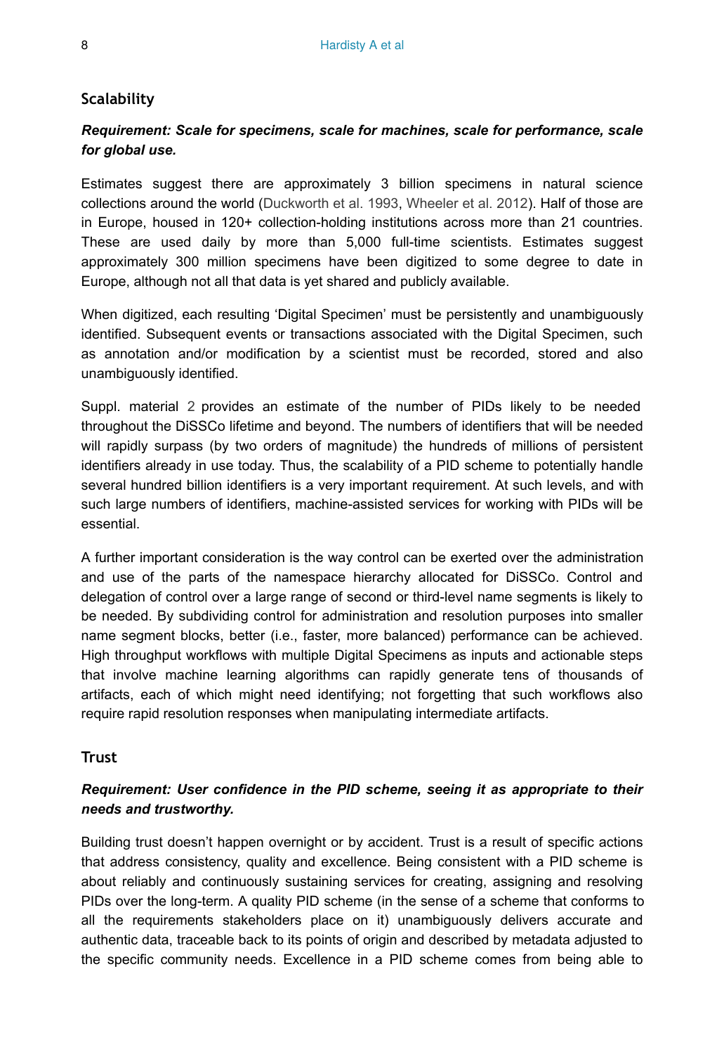## Scalability

***Requirement: Scale for specimens, scale for machines, scale for performance, scale for global use.***

Estimates suggest there are approximately 3 billion specimens in natural science collections around the world (Duckworth et al. 1993, Wheeler et al. 2012). Half of those are in Europe, housed in 120+ collection-holding institutions across more than 21 countries. These are used daily by more than 5,000 full-time scientists. Estimates suggest approximately 300 million specimens have been digitized to some degree to date in Europe, although not all that data is yet shared and publicly available.

When digitized, each resulting 'Digital Specimen' must be persistently and unambiguously identified. Subsequent events or transactions associated with the Digital Specimen, such as annotation and/or modification by a scientist must be recorded, stored and also unambiguously identified.

Suppl. material 2 provides an estimate of the number of PIDs likely to be needed throughout the DiSSCo lifetime and beyond. The numbers of identifiers that will be needed will rapidly surpass (by two orders of magnitude) the hundreds of millions of persistent identifiers already in use today. Thus, the scalability of a PID scheme to potentially handle several hundred billion identifiers is a very important requirement. At such levels, and with such large numbers of identifiers, machine-assisted services for working with PIDs will be essential.

A further important consideration is the way control can be exerted over the administration and use of the parts of the namespace hierarchy allocated for DiSSCo. Control and delegation of control over a large range of second or third-level name segments is likely to be needed. By subdividing control for administration and resolution purposes into smaller name segment blocks, better (i.e., faster, more balanced) performance can be achieved. High throughput workflows with multiple Digital Specimens as inputs and actionable steps that involve machine learning algorithms can rapidly generate tens of thousands of artifacts, each of which might need identifying; not forgetting that such workflows also require rapid resolution responses when manipulating intermediate artifacts.

## Trust

***Requirement: User confidence in the PID scheme, seeing it as appropriate to their needs and trustworthy.***

Building trust doesn't happen overnight or by accident. Trust is a result of specific actions that address consistency, quality and excellence. Being consistent with a PID scheme is about reliably and continuously sustaining services for creating, assigning and resolving PIDs over the long-term. A quality PID scheme (in the sense of a scheme that conforms to all the requirements stakeholders place on it) unambiguously delivers accurate and authentic data, traceable back to its points of origin and described by metadata adjusted to the specific community needs. Excellence in a PID scheme comes from being able to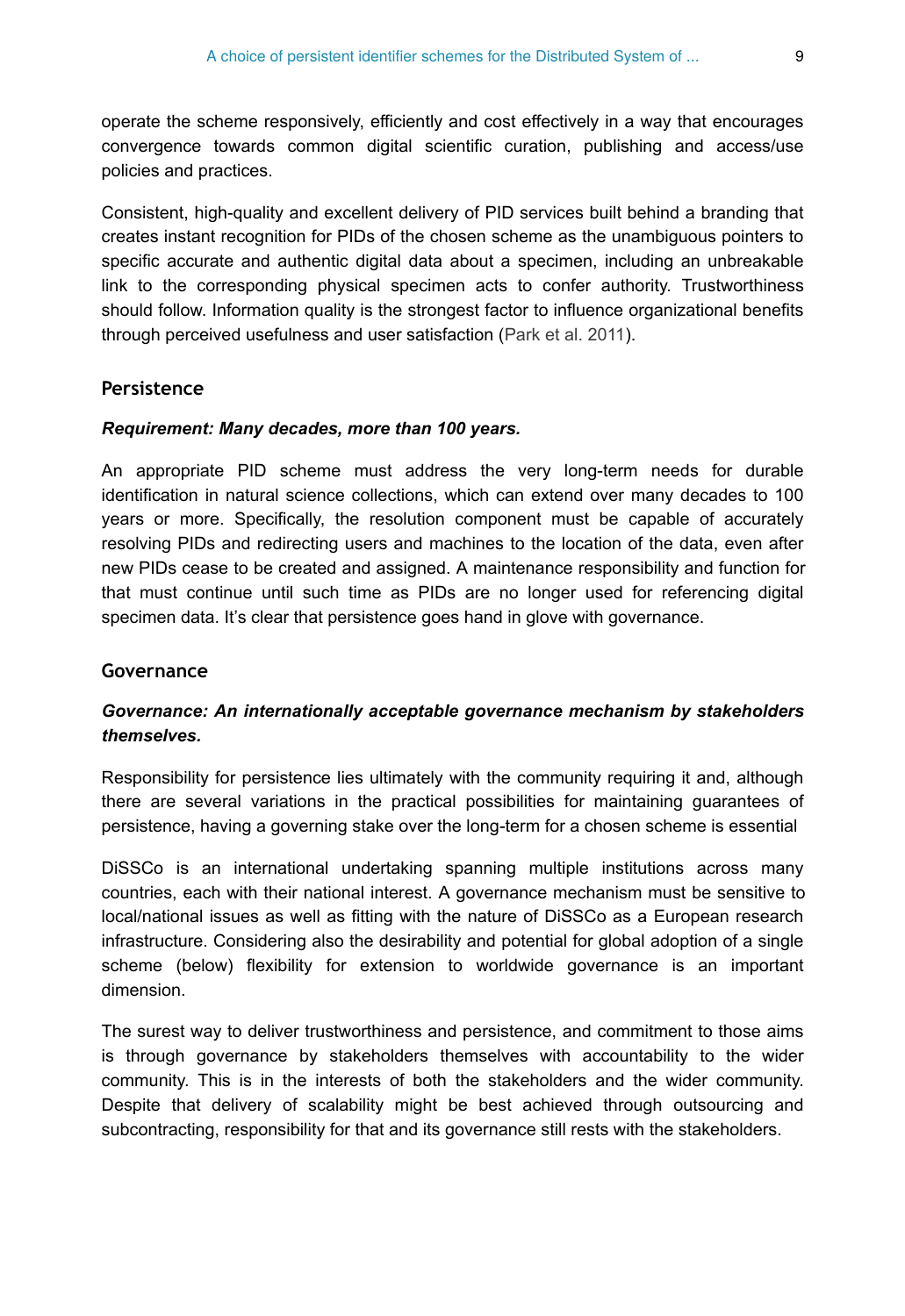operate the scheme responsively, efficiently and cost effectively in a way that encourages convergence towards common digital scientific curation, publishing and access/use policies and practices.

Consistent, high-quality and excellent delivery of PID services built behind a branding that creates instant recognition for PIDs of the chosen scheme as the unambiguous pointers to specific accurate and authentic digital data about a specimen, including an unbreakable link to the corresponding physical specimen acts to confer authority. Trustworthiness should follow. Information quality is the strongest factor to influence organizational benefits through perceived usefulness and user satisfaction (Park et al. 2011).

## Persistence

***Requirement: Many decades, more than 100 years.***

An appropriate PID scheme must address the very long-term needs for durable identification in natural science collections, which can extend over many decades to 100 years or more. Specifically, the resolution component must be capable of accurately resolving PIDs and redirecting users and machines to the location of the data, even after new PIDs cease to be created and assigned. A maintenance responsibility and function for that must continue until such time as PIDs are no longer used for referencing digital specimen data. It's clear that persistence goes hand in glove with governance.

## Governance

***Governance: An internationally acceptable governance mechanism by stakeholders themselves.***

Responsibility for persistence lies ultimately with the community requiring it and, although there are several variations in the practical possibilities for maintaining guarantees of persistence, having a governing stake over the long-term for a chosen scheme is essential

DiSSCo is an international undertaking spanning multiple institutions across many countries, each with their national interest. A governance mechanism must be sensitive to local/national issues as well as fitting with the nature of DiSSCo as a European research infrastructure. Considering also the desirability and potential for global adoption of a single scheme (below) flexibility for extension to worldwide governance is an important dimension.

The surest way to deliver trustworthiness and persistence, and commitment to those aims is through governance by stakeholders themselves with accountability to the wider community. This is in the interests of both the stakeholders and the wider community. Despite that delivery of scalability might be best achieved through outsourcing and subcontracting, responsibility for that and its governance still rests with the stakeholders.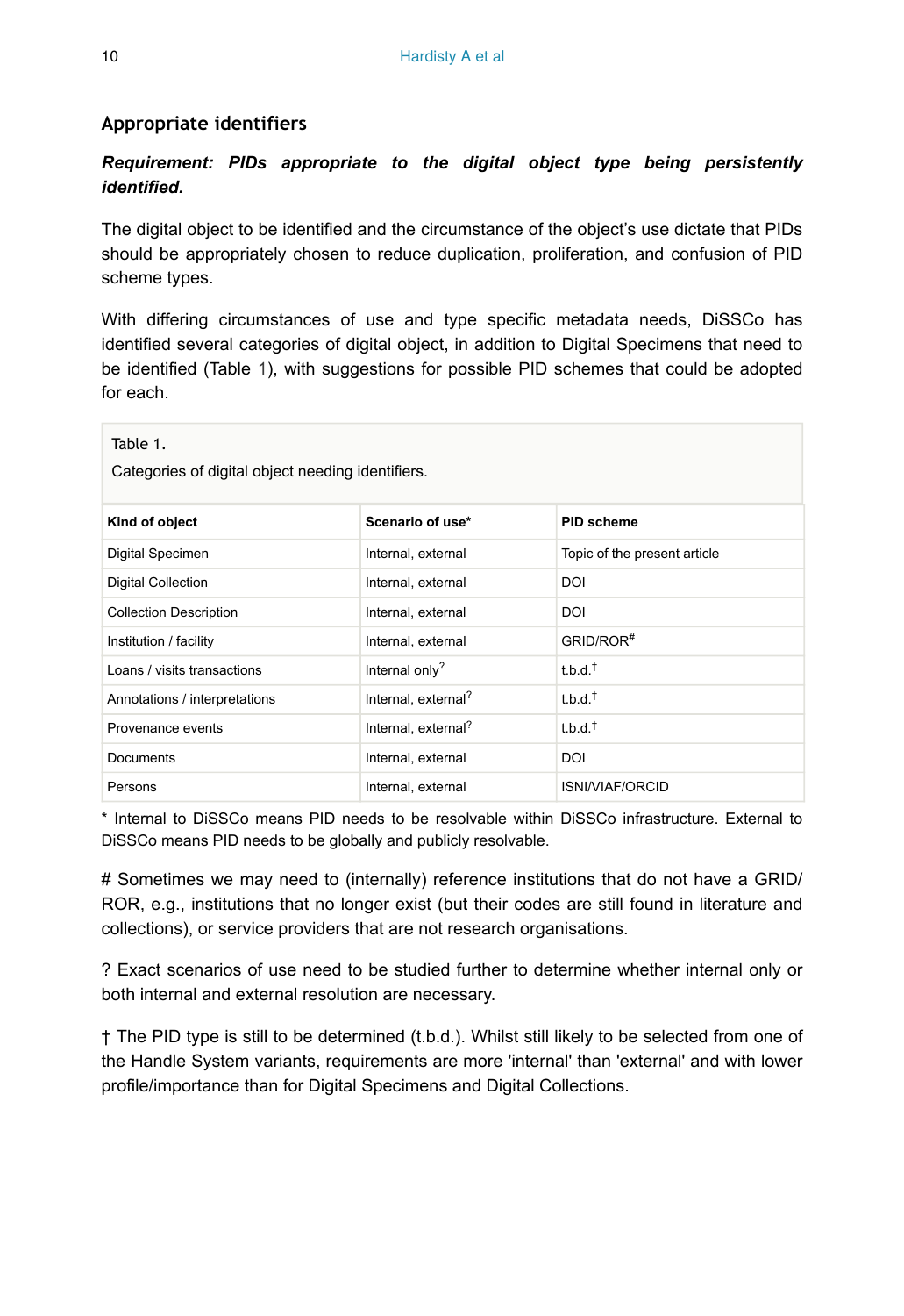## Appropriate identifiers

***Requirement: PIDs appropriate to the digital object type being persistently identified.***

The digital object to be identified and the circumstance of the object's use dictate that PIDs should be appropriately chosen to reduce duplication, proliferation, and confusion of PID scheme types.

With differing circumstances of use and type specific metadata needs, DiSSCo has identified several categories of digital object, in addition to Digital Specimens that need to be identified (Table 1), with suggestions for possible PID schemes that could be adopted for each.

Table 1.

Categories of digital object needing identifiers.

| Kind of object | Scenario of use* | PID scheme |
|---|---|---|
| Digital Specimen | Internal, external | Topic of the present article |
| Digital Collection | Internal, external | DOI |
| Collection Description | Internal, external | DOI |
| Institution / facility | Internal, external | GRID/ROR# |
| Loans / visits transactions | Internal only? | t.b.d.† |
| Annotations / interpretations | Internal, external? | t.b.d.† |
| Provenance events | Internal, external? | t.b.d.† |
| Documents | Internal, external | DOI |
| Persons | Internal, external | ISNI/VIAF/ORCID |

* Internal to DiSSCo means PID needs to be resolvable within DiSSCo infrastructure. External to DiSSCo means PID needs to be globally and publicly resolvable.

# Sometimes we may need to (internally) reference institutions that do not have a GRID/ ROR, e.g., institutions that no longer exist (but their codes are still found in literature and collections), or service providers that are not research organisations.

? Exact scenarios of use need to be studied further to determine whether internal only or both internal and external resolution are necessary.

† The PID type is still to be determined (t.b.d.). Whilst still likely to be selected from one of the Handle System variants, requirements are more 'internal' than 'external' and with lower profile/importance than for Digital Specimens and Digital Collections.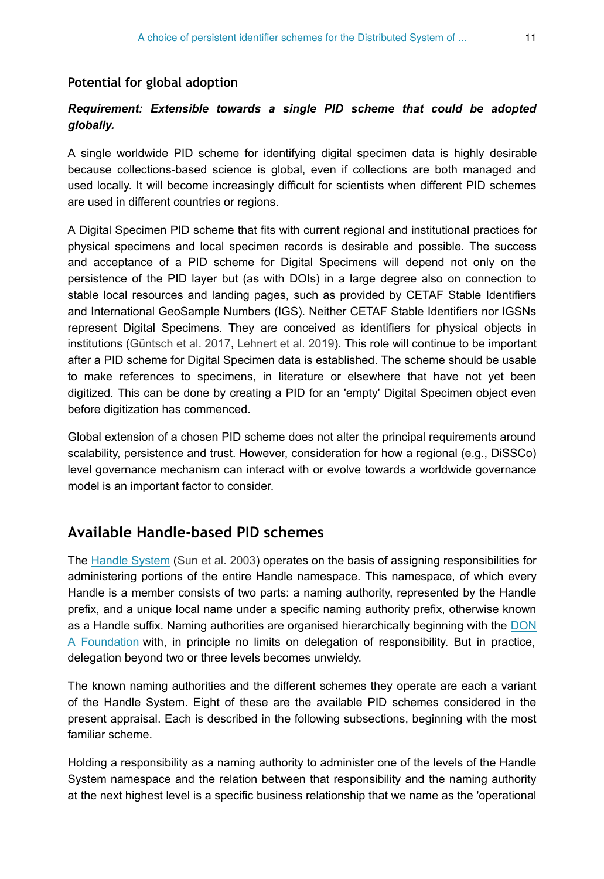### Potential for global adoption

***Requirement: Extensible towards a single PID scheme that could be adopted globally.***

A single worldwide PID scheme for identifying digital specimen data is highly desirable because collections-based science is global, even if collections are both managed and used locally. It will become increasingly difficult for scientists when different PID schemes are used in different countries or regions.

A Digital Specimen PID scheme that fits with current regional and institutional practices for physical specimens and local specimen records is desirable and possible. The success and acceptance of a PID scheme for Digital Specimens will depend not only on the persistence of the PID layer but (as with DOIs) in a large degree also on connection to stable local resources and landing pages, such as provided by CETAF Stable Identifiers and International GeoSample Numbers (IGS). Neither CETAF Stable Identifiers nor IGSNs represent Digital Specimens. They are conceived as identifiers for physical objects in institutions (Güntsch et al. 2017, Lehnert et al. 2019). This role will continue to be important after a PID scheme for Digital Specimen data is established. The scheme should be usable to make references to specimens, in literature or elsewhere that have not yet been digitized. This can be done by creating a PID for an 'empty' Digital Specimen object even before digitization has commenced.

Global extension of a chosen PID scheme does not alter the principal requirements around scalability, persistence and trust. However, consideration for how a regional (e.g., DiSSCo) level governance mechanism can interact with or evolve towards a worldwide governance model is an important factor to consider.

## Available Handle-based PID schemes

The Handle System (Sun et al. 2003) operates on the basis of assigning responsibilities for administering portions of the entire Handle namespace. This namespace, of which every Handle is a member consists of two parts: a naming authority, represented by the Handle prefix, and a unique local name under a specific naming authority prefix, otherwise known as a Handle suffix. Naming authorities are organised hierarchically beginning with the DONA Foundation with, in principle no limits on delegation of responsibility. But in practice, delegation beyond two or three levels becomes unwieldy.

The known naming authorities and the different schemes they operate are each a variant of the Handle System. Eight of these are the available PID schemes considered in the present appraisal. Each is described in the following subsections, beginning with the most familiar scheme.

Holding a responsibility as a naming authority to administer one of the levels of the Handle System namespace and the relation between that responsibility and the naming authority at the next highest level is a specific business relationship that we name as the 'operational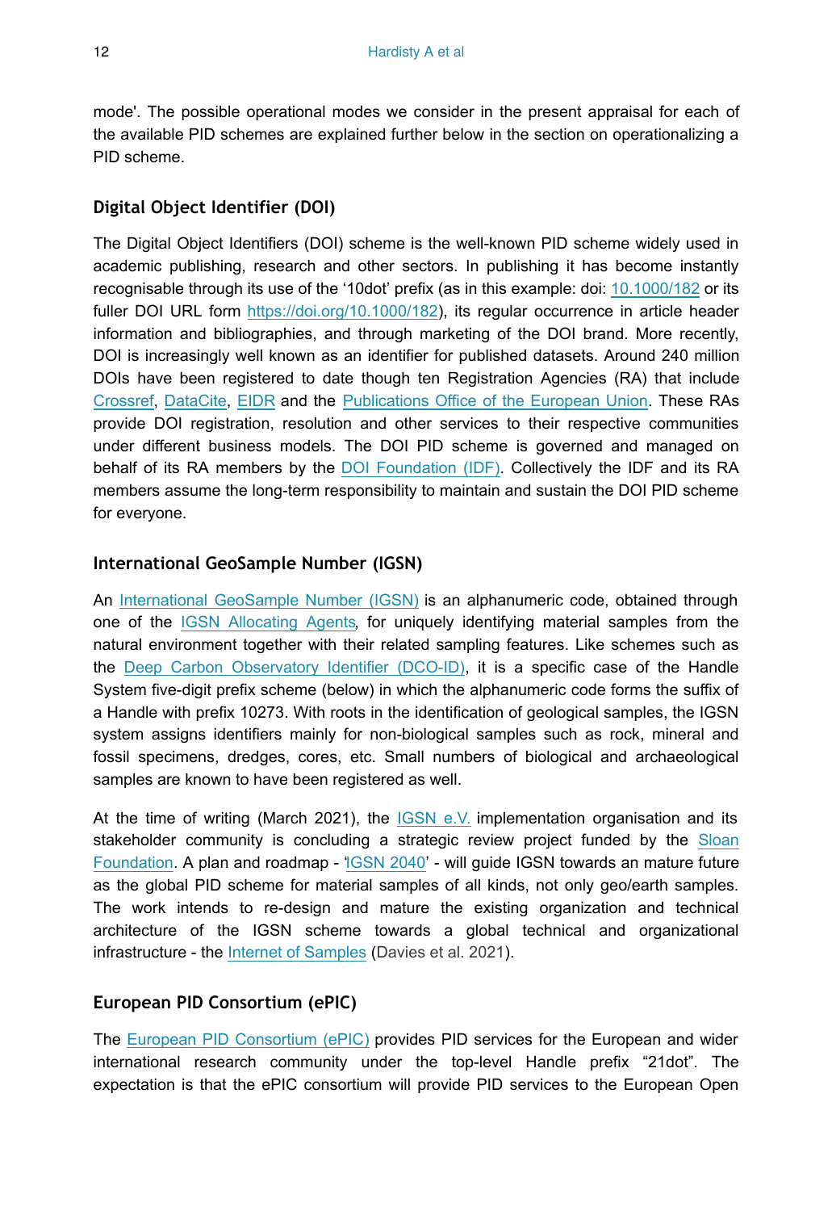mode'. The possible operational modes we consider in the present appraisal for each of the available PID schemes are explained further below in the section on operationalizing a PID scheme.

### Digital Object Identifier (DOI)

The Digital Object Identifiers (DOI) scheme is the well-known PID scheme widely used in academic publishing, research and other sectors. In publishing it has become instantly recognisable through its use of the '10dot' prefix (as in this example: doi: 10.1000/182 or its fuller DOI URL form https://doi.org/10.1000/182), its regular occurrence in article header information and bibliographies, and through marketing of the DOI brand. More recently, DOI is increasingly well known as an identifier for published datasets. Around 240 million DOIs have been registered to date though ten Registration Agencies (RA) that include Crossref, DataCite, EIDR and the Publications Office of the European Union. These RAs provide DOI registration, resolution and other services to their respective communities under different business models. The DOI PID scheme is governed and managed on behalf of its RA members by the DOI Foundation (IDF). Collectively the IDF and its RA members assume the long-term responsibility to maintain and sustain the DOI PID scheme for everyone.

### International GeoSample Number (IGSN)

An International GeoSample Number (IGSN) is an alphanumeric code, obtained through one of the IGSN Allocating Agents, for uniquely identifying material samples from the natural environment together with their related sampling features. Like schemes such as the Deep Carbon Observatory Identifier (DCO-ID), it is a specific case of the Handle System five-digit prefix scheme (below) in which the alphanumeric code forms the suffix of a Handle with prefix 10273. With roots in the identification of geological samples, the IGSN system assigns identifiers mainly for non-biological samples such as rock, mineral and fossil specimens, dredges, cores, etc. Small numbers of biological and archaeological samples are known to have been registered as well.

At the time of writing (March 2021), the IGSN e.V. implementation organisation and its stakeholder community is concluding a strategic review project funded by the Sloan Foundation. A plan and roadmap - 'IGSN 2040' - will guide IGSN towards an mature future as the global PID scheme for material samples of all kinds, not only geo/earth samples. The work intends to re-design and mature the existing organization and technical architecture of the IGSN scheme towards a global technical and organizational infrastructure - the Internet of Samples (Davies et al. 2021).

### European PID Consortium (ePIC)

The European PID Consortium (ePIC) provides PID services for the European and wider international research community under the top-level Handle prefix "21dot". The expectation is that the ePIC consortium will provide PID services to the European Open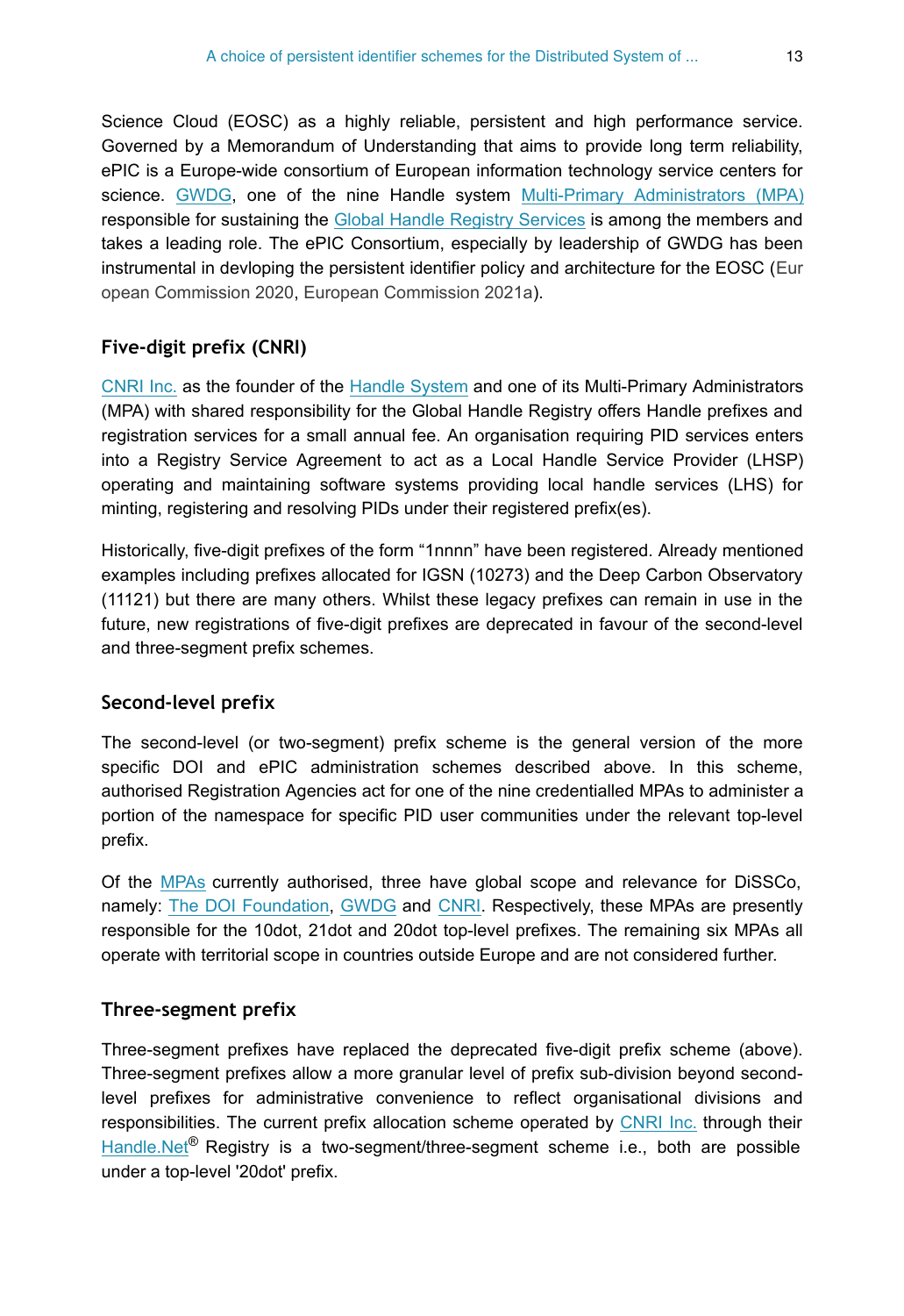Science Cloud (EOSC) as a highly reliable, persistent and high performance service. Governed by a Memorandum of Understanding that aims to provide long term reliability, ePIC is a Europe-wide consortium of European information technology service centers for science. GWDG, one of the nine Handle system Multi-Primary Administrators (MPA) responsible for sustaining the Global Handle Registry Services is among the members and takes a leading role. The ePIC Consortium, especially by leadership of GWDG has been instrumental in devloping the persistent identifier policy and architecture for the EOSC (European Commission 2020, European Commission 2021a).

### Five-digit prefix (CNRI)

CNRI Inc. as the founder of the Handle System and one of its Multi-Primary Administrators (MPA) with shared responsibility for the Global Handle Registry offers Handle prefixes and registration services for a small annual fee. An organisation requiring PID services enters into a Registry Service Agreement to act as a Local Handle Service Provider (LHSP) operating and maintaining software systems providing local handle services (LHS) for minting, registering and resolving PIDs under their registered prefix(es).

Historically, five-digit prefixes of the form “1nnnn” have been registered. Already mentioned examples including prefixes allocated for IGSN (10273) and the Deep Carbon Observatory (11121) but there are many others. Whilst these legacy prefixes can remain in use in the future, new registrations of five-digit prefixes are deprecated in favour of the second-level and three-segment prefix schemes.

### Second-level prefix

The second-level (or two-segment) prefix scheme is the general version of the more specific DOI and ePIC administration schemes described above. In this scheme, authorised Registration Agencies act for one of the nine credentialled MPAs to administer a portion of the namespace for specific PID user communities under the relevant top-level prefix.

Of the MPAs currently authorised, three have global scope and relevance for DiSSCo, namely: The DOI Foundation, GWDG and CNRI. Respectively, these MPAs are presently responsible for the 10dot, 21dot and 20dot top-level prefixes. The remaining six MPAs all operate with territorial scope in countries outside Europe and are not considered further.

### Three-segment prefix

Three-segment prefixes have replaced the deprecated five-digit prefix scheme (above). Three-segment prefixes allow a more granular level of prefix sub-division beyond second-level prefixes for administrative convenience to reflect organisational divisions and responsibilities. The current prefix allocation scheme operated by CNRI Inc. through their Handle.Net® Registry is a two-segment/three-segment scheme i.e., both are possible under a top-level '20dot' prefix.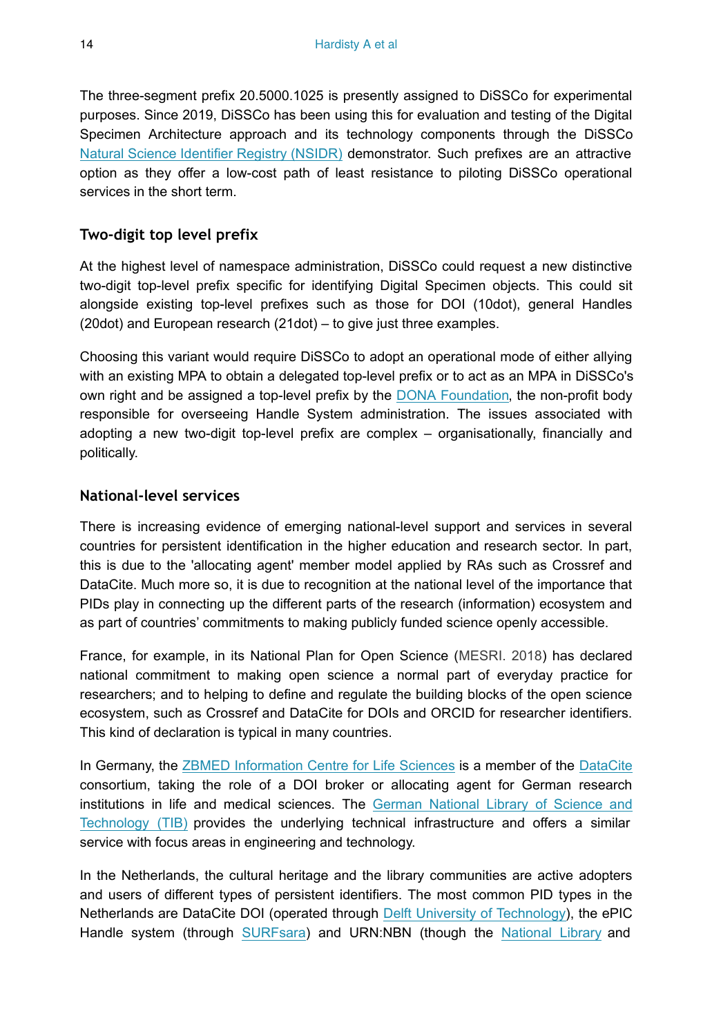The three-segment prefix 20.5000.1025 is presently assigned to DiSSCo for experimental purposes. Since 2019, DiSSCo has been using this for evaluation and testing of the Digital Specimen Architecture approach and its technology components through the DiSSCo Natural Science Identifier Registry (NSIDR) demonstrator. Such prefixes are an attractive option as they offer a low-cost path of least resistance to piloting DiSSCo operational services in the short term.

### Two-digit top level prefix

At the highest level of namespace administration, DiSSCo could request a new distinctive two-digit top-level prefix specific for identifying Digital Specimen objects. This could sit alongside existing top-level prefixes such as those for DOI (10dot), general Handles (20dot) and European research (21dot) – to give just three examples.

Choosing this variant would require DiSSCo to adopt an operational mode of either allying with an existing MPA to obtain a delegated top-level prefix or to act as an MPA in DiSSCo's own right and be assigned a top-level prefix by the DONA Foundation, the non-profit body responsible for overseeing Handle System administration. The issues associated with adopting a new two-digit top-level prefix are complex – organisationally, financially and politically.

### National-level services

There is increasing evidence of emerging national-level support and services in several countries for persistent identification in the higher education and research sector. In part, this is due to the 'allocating agent' member model applied by RAs such as Crossref and DataCite. Much more so, it is due to recognition at the national level of the importance that PIDs play in connecting up the different parts of the research (information) ecosystem and as part of countries' commitments to making publicly funded science openly accessible.

France, for example, in its National Plan for Open Science (MESRI. 2018) has declared national commitment to making open science a normal part of everyday practice for researchers; and to helping to define and regulate the building blocks of the open science ecosystem, such as Crossref and DataCite for DOIs and ORCID for researcher identifiers. This kind of declaration is typical in many countries.

In Germany, the ZBMED Information Centre for Life Sciences is a member of the DataCite consortium, taking the role of a DOI broker or allocating agent for German research institutions in life and medical sciences. The German National Library of Science and Technology (TIB) provides the underlying technical infrastructure and offers a similar service with focus areas in engineering and technology.

In the Netherlands, the cultural heritage and the library communities are active adopters and users of different types of persistent identifiers. The most common PID types in the Netherlands are DataCite DOI (operated through Delft University of Technology), the ePIC Handle system (through SURFsara) and URN:NBN (though the National Library and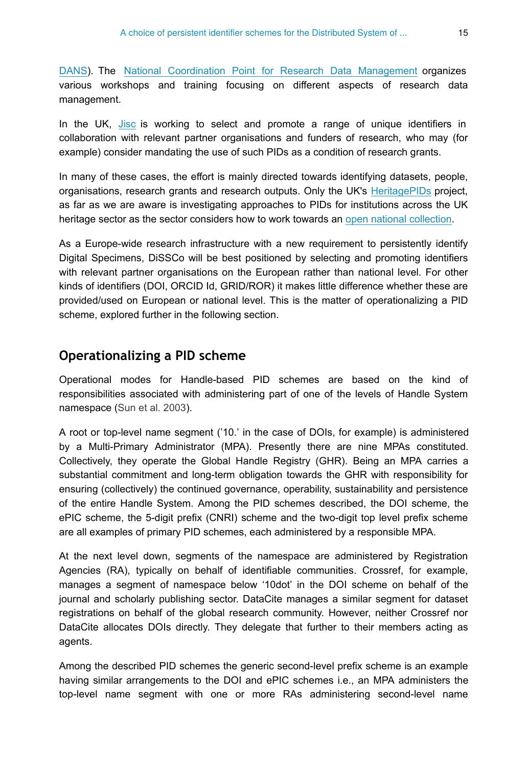DANS). The National Coordination Point for Research Data Management organizes various workshops and training focusing on different aspects of research data management.

In the UK, Jisc is working to select and promote a range of unique identifiers in collaboration with relevant partner organisations and funders of research, who may (for example) consider mandating the use of such PIDs as a condition of research grants.

In many of these cases, the effort is mainly directed towards identifying datasets, people, organisations, research grants and research outputs. Only the UK's HeritagePIDs project, as far as we are aware is investigating approaches to PIDs for institutions across the UK heritage sector as the sector considers how to work towards an open national collection.

As a Europe-wide research infrastructure with a new requirement to persistently identify Digital Specimens, DiSSCo will be best positioned by selecting and promoting identifiers with relevant partner organisations on the European rather than national level. For other kinds of identifiers (DOI, ORCID Id, GRID/ROR) it makes little difference whether these are provided/used on European or national level. This is the matter of operationalizing a PID scheme, explored further in the following section.

## Operationalizing a PID scheme

Operational modes for Handle-based PID schemes are based on the kind of responsibilities associated with administering part of one of the levels of Handle System namespace (Sun et al. 2003).

A root or top-level name segment ('10.' in the case of DOIs, for example) is administered by a Multi-Primary Administrator (MPA). Presently there are nine MPAs constituted. Collectively, they operate the Global Handle Registry (GHR). Being an MPA carries a substantial commitment and long-term obligation towards the GHR with responsibility for ensuring (collectively) the continued governance, operability, sustainability and persistence of the entire Handle System. Among the PID schemes described, the DOI scheme, the ePIC scheme, the 5-digit prefix (CNRI) scheme and the two-digit top level prefix scheme are all examples of primary PID schemes, each administered by a responsible MPA.

At the next level down, segments of the namespace are administered by Registration Agencies (RA), typically on behalf of identifiable communities. Crossref, for example, manages a segment of namespace below '10dot' in the DOI scheme on behalf of the journal and scholarly publishing sector. DataCite manages a similar segment for dataset registrations on behalf of the global research community. However, neither Crossref nor DataCite allocates DOIs directly. They delegate that further to their members acting as agents.

Among the described PID schemes the generic second-level prefix scheme is an example having similar arrangements to the DOI and ePIC schemes i.e., an MPA administers the top-level name segment with one or more RAs administering second-level name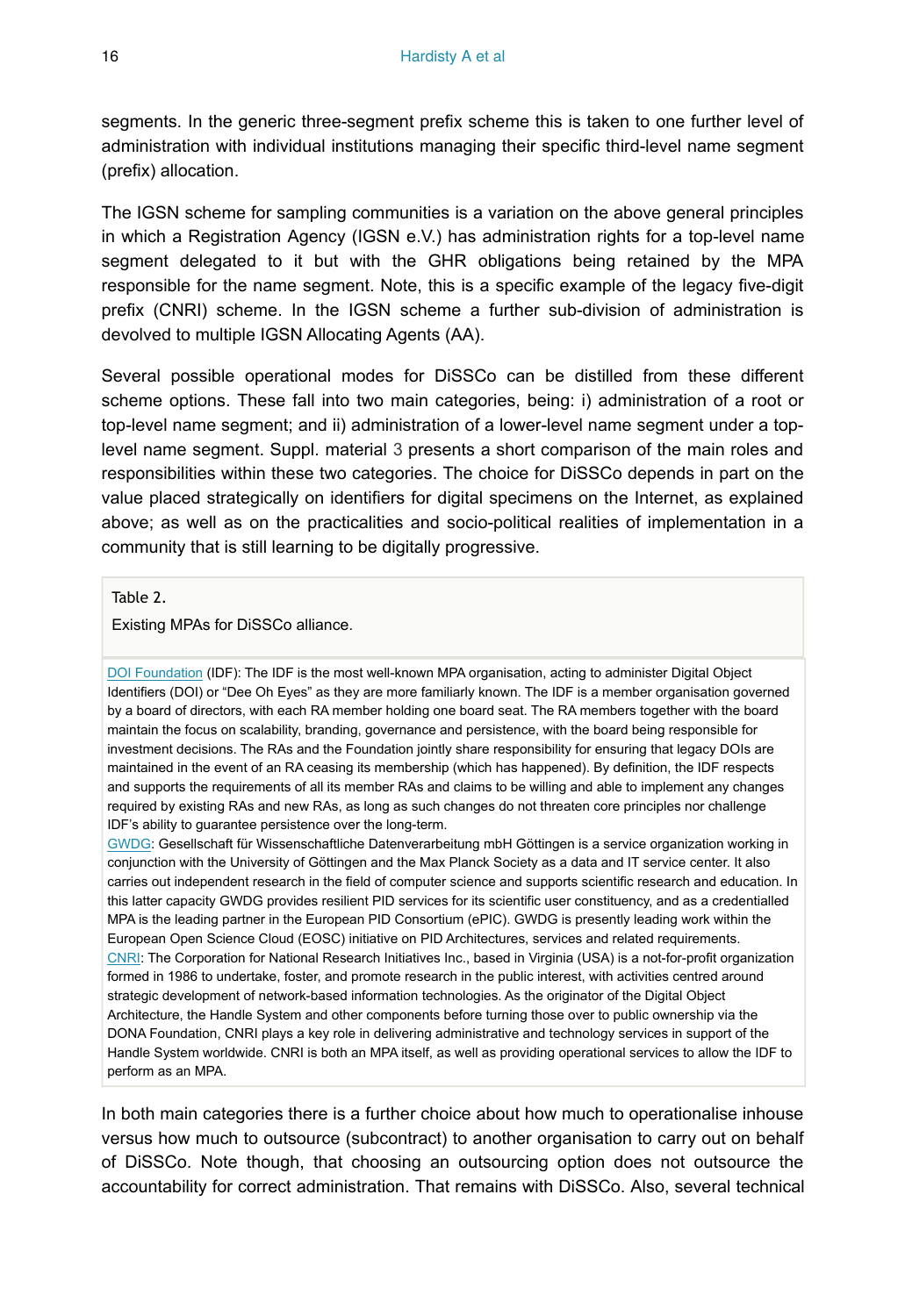segments. In the generic three-segment prefix scheme this is taken to one further level of administration with individual institutions managing their specific third-level name segment (prefix) allocation.

The IGSN scheme for sampling communities is a variation on the above general principles in which a Registration Agency (IGSN e.V.) has administration rights for a top-level name segment delegated to it but with the GHR obligations being retained by the MPA responsible for the name segment. Note, this is a specific example of the legacy five-digit prefix (CNRI) scheme. In the IGSN scheme a further sub-division of administration is devolved to multiple IGSN Allocating Agents (AA).

Several possible operational modes for DiSSCo can be distilled from these different scheme options. These fall into two main categories, being: i) administration of a root or top-level name segment; and ii) administration of a lower-level name segment under a top-level name segment. Suppl. material 3 presents a short comparison of the main roles and responsibilities within these two categories. The choice for DiSSCo depends in part on the value placed strategically on identifiers for digital specimens on the Internet, as explained above; as well as on the practicalities and socio-political realities of implementation in a community that is still learning to be digitally progressive.

Table 2.

Existing MPAs for DiSSCo alliance.

| |
|---|
| DOI Foundation (IDF): The IDF is the most well-known MPA organisation, acting to administer Digital Object Identifiers (DOI) or "Dee Oh Eyes" as they are more familiarly known. The IDF is a member organisation governed by a board of directors, with each RA member holding one board seat. The RA members together with the board maintain the focus on scalability, branding, governance and persistence, with the board being responsible for investment decisions. The RAs and the Foundation jointly share responsibility for ensuring that legacy DOIs are maintained in the event of an RA ceasing its membership (which has happened). By definition, the IDF respects and supports the requirements of all its member RAs and claims to be willing and able to implement any changes required by existing RAs and new RAs, as long as such changes do not threaten core principles nor challenge IDF's ability to guarantee persistence over the long-term. |
| GWDG: Gesellschaft für Wissenschaftliche Datenverarbeitung mbH Göttingen is a service organization working in conjunction with the University of Göttingen and the Max Planck Society as a data and IT service center. It also carries out independent research in the field of computer science and supports scientific research and education. In this latter capacity GWDG provides resilient PID services for its scientific user constituency, and as a credentialled MPA is the leading partner in the European PID Consortium (ePIC). GWDG is presently leading work within the European Open Science Cloud (EOSC) initiative on PID Architectures, services and related requirements. |
| CNRI: The Corporation for National Research Initiatives Inc., based in Virginia (USA) is a not-for-profit organization formed in 1986 to undertake, foster, and promote research in the public interest, with activities centred around strategic development of network-based information technologies. As the originator of the Digital Object Architecture, the Handle System and other components before turning those over to public ownership via the DONA Foundation, CNRI plays a key role in delivering administrative and technology services in support of the Handle System worldwide. CNRI is both an MPA itself, as well as providing operational services to allow the IDF to perform as an MPA. |

In both main categories there is a further choice about how much to operationalise inhouse versus how much to outsource (subcontract) to another organisation to carry out on behalf of DiSSCo. Note though, that choosing an outsourcing option does not outsource the accountability for correct administration. That remains with DiSSCo. Also, several technical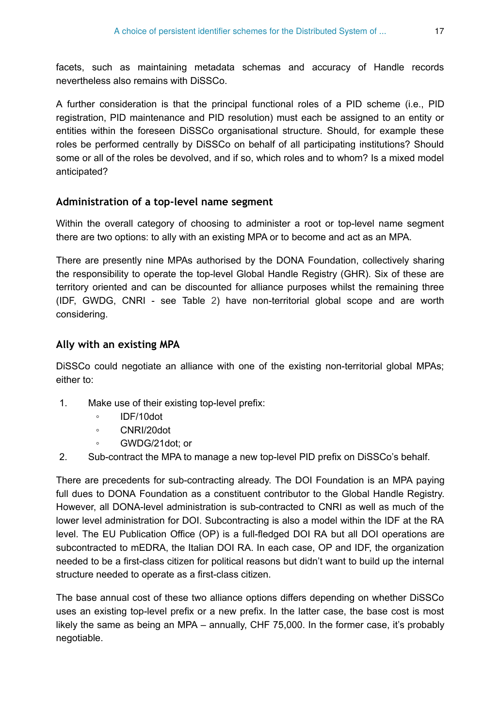facets, such as maintaining metadata schemas and accuracy of Handle records nevertheless also remains with DiSSCo.

A further consideration is that the principal functional roles of a PID scheme (i.e., PID registration, PID maintenance and PID resolution) must each be assigned to an entity or entities within the foreseen DiSSCo organisational structure. Should, for example these roles be performed centrally by DiSSCo on behalf of all participating institutions? Should some or all of the roles be devolved, and if so, which roles and to whom? Is a mixed model anticipated?

### Administration of a top-level name segment

Within the overall category of choosing to administer a root or top-level name segment there are two options: to ally with an existing MPA or to become and act as an MPA.

There are presently nine MPAs authorised by the DONA Foundation, collectively sharing the responsibility to operate the top-level Global Handle Registry (GHR). Six of these are territory oriented and can be discounted for alliance purposes whilst the remaining three (IDF, GWDG, CNRI - see Table 2) have non-territorial global scope and are worth considering.

### Ally with an existing MPA

DiSSCo could negotiate an alliance with one of the existing non-territorial global MPAs; either to:

1. Make use of their existing top-level prefix:
   - IDF/10dot
   - CNRI/20dot
   - GWDG/21dot; or
2. Sub-contract the MPA to manage a new top-level PID prefix on DiSSCo's behalf.

There are precedents for sub-contracting already. The DOI Foundation is an MPA paying full dues to DONA Foundation as a constituent contributor to the Global Handle Registry. However, all DONA-level administration is sub-contracted to CNRI as well as much of the lower level administration for DOI. Subcontracting is also a model within the IDF at the RA level. The EU Publication Office (OP) is a full-fledged DOI RA but all DOI operations are subcontracted to mEDRA, the Italian DOI RA. In each case, OP and IDF, the organization needed to be a first-class citizen for political reasons but didn't want to build up the internal structure needed to operate as a first-class citizen.

The base annual cost of these two alliance options differs depending on whether DiSSCo uses an existing top-level prefix or a new prefix. In the latter case, the base cost is most likely the same as being an MPA – annually, CHF 75,000. In the former case, it's probably negotiable.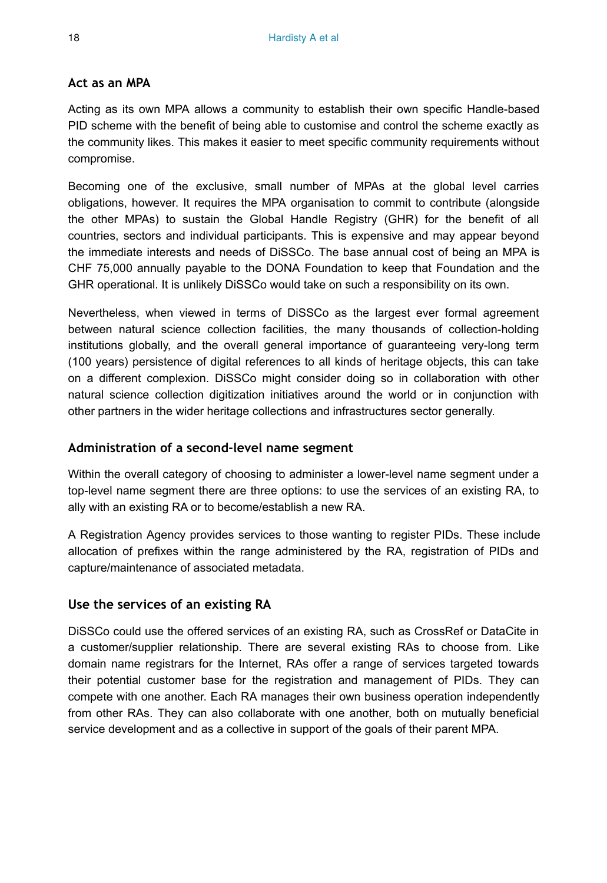### Act as an MPA

Acting as its own MPA allows a community to establish their own specific Handle-based PID scheme with the benefit of being able to customise and control the scheme exactly as the community likes. This makes it easier to meet specific community requirements without compromise.

Becoming one of the exclusive, small number of MPAs at the global level carries obligations, however. It requires the MPA organisation to commit to contribute (alongside the other MPAs) to sustain the Global Handle Registry (GHR) for the benefit of all countries, sectors and individual participants. This is expensive and may appear beyond the immediate interests and needs of DiSSCo. The base annual cost of being an MPA is CHF 75,000 annually payable to the DONA Foundation to keep that Foundation and the GHR operational. It is unlikely DiSSCo would take on such a responsibility on its own.

Nevertheless, when viewed in terms of DiSSCo as the largest ever formal agreement between natural science collection facilities, the many thousands of collection-holding institutions globally, and the overall general importance of guaranteeing very-long term (100 years) persistence of digital references to all kinds of heritage objects, this can take on a different complexion. DiSSCo might consider doing so in collaboration with other natural science collection digitization initiatives around the world or in conjunction with other partners in the wider heritage collections and infrastructures sector generally.

### Administration of a second-level name segment

Within the overall category of choosing to administer a lower-level name segment under a top-level name segment there are three options: to use the services of an existing RA, to ally with an existing RA or to become/establish a new RA.

A Registration Agency provides services to those wanting to register PIDs. These include allocation of prefixes within the range administered by the RA, registration of PIDs and capture/maintenance of associated metadata.

### Use the services of an existing RA

DiSSCo could use the offered services of an existing RA, such as CrossRef or DataCite in a customer/supplier relationship. There are several existing RAs to choose from. Like domain name registrars for the Internet, RAs offer a range of services targeted towards their potential customer base for the registration and management of PIDs. They can compete with one another. Each RA manages their own business operation independently from other RAs. They can also collaborate with one another, both on mutually beneficial service development and as a collective in support of the goals of their parent MPA.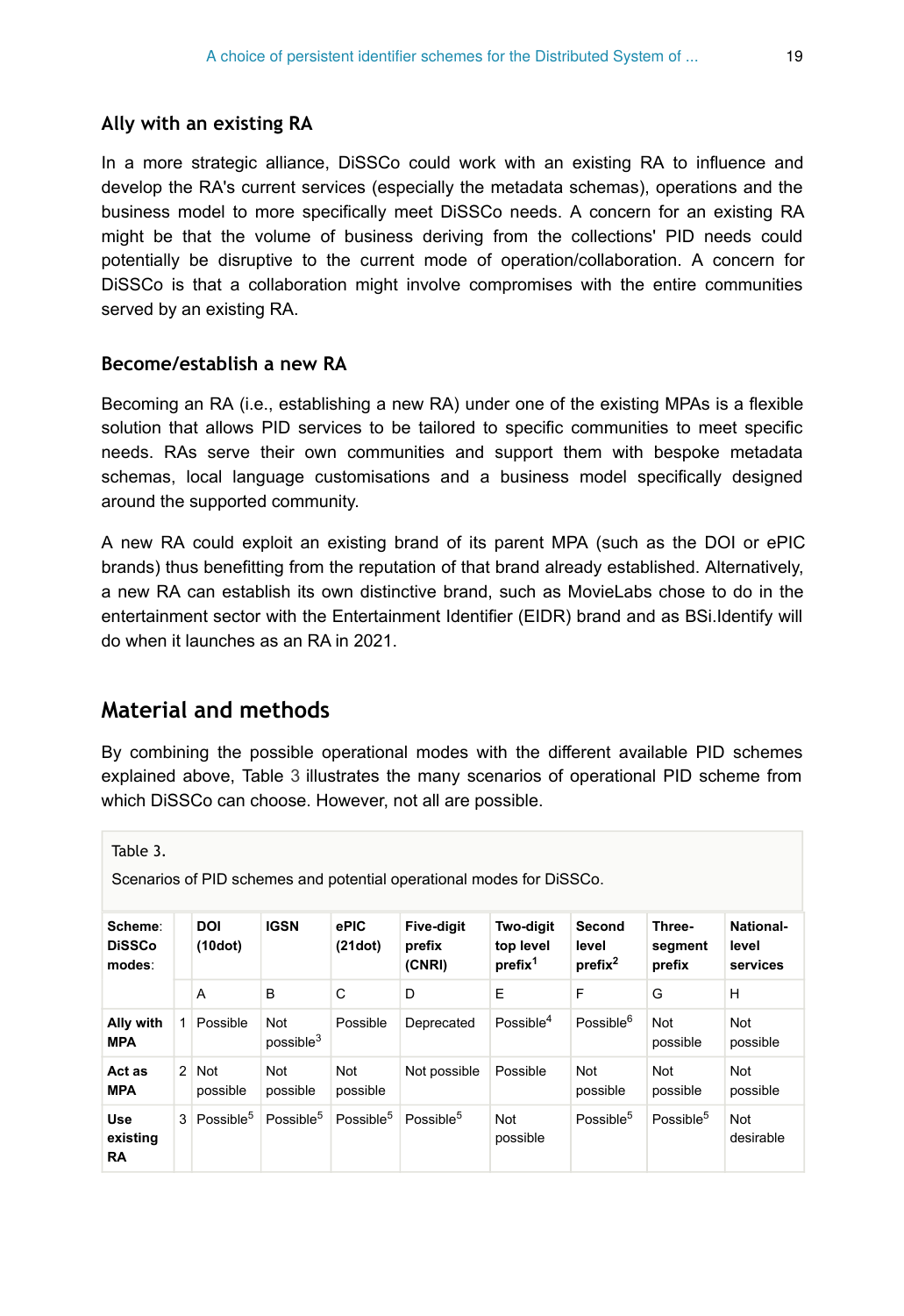### Ally with an existing RA

In a more strategic alliance, DiSSCo could work with an existing RA to influence and develop the RA's current services (especially the metadata schemas), operations and the business model to more specifically meet DiSSCo needs. A concern for an existing RA might be that the volume of business deriving from the collections' PID needs could potentially be disruptive to the current mode of operation/collaboration. A concern for DiSSCo is that a collaboration might involve compromises with the entire communities served by an existing RA.

### Become/establish a new RA

Becoming an RA (i.e., establishing a new RA) under one of the existing MPAs is a flexible solution that allows PID services to be tailored to specific communities to meet specific needs. RAs serve their own communities and support them with bespoke metadata schemas, local language customisations and a business model specifically designed around the supported community.

A new RA could exploit an existing brand of its parent MPA (such as the DOI or ePIC brands) thus benefitting from the reputation of that brand already established. Alternatively, a new RA can establish its own distinctive brand, such as MovieLabs chose to do in the entertainment sector with the Entertainment Identifier (EIDR) brand and as BSi.Identify will do when it launches as an RA in 2021.

## Material and methods

By combining the possible operational modes with the different available PID schemes explained above, Table 3 illustrates the many scenarios of operational PID scheme from which DiSSCo can choose. However, not all are possible.

Table 3.

Scenarios of PID schemes and potential operational modes for DiSSCo.

| **Scheme**: **DiSSCo modes**: | | **DOI (10dot)** | **IGSN** | **ePIC (21dot)** | **Five-digit prefix (CNRI)** | **Two-digit top level prefix**[1] | **Second level prefix**[2] | **Three-segment prefix** | **National-level services** |
|---|---|---|---|---|---|---|---|---|---|
| | | A | B | C | D | E | F | G | H |
| **Ally with MPA** | 1 | Possible | Not possible[3] | Possible | Deprecated | Possible[4] | Possible[6] | Not possible | Not possible |
| **Act as MPA** | 2 | Not possible | Not possible | Not possible | Not possible | Possible | Not possible | Not possible | Not possible |
| **Use existing RA** | 3 | Possible[5] | Possible[5] | Possible[5] | Possible[5] | Not possible | Possible[5] | Possible[5] | Not desirable |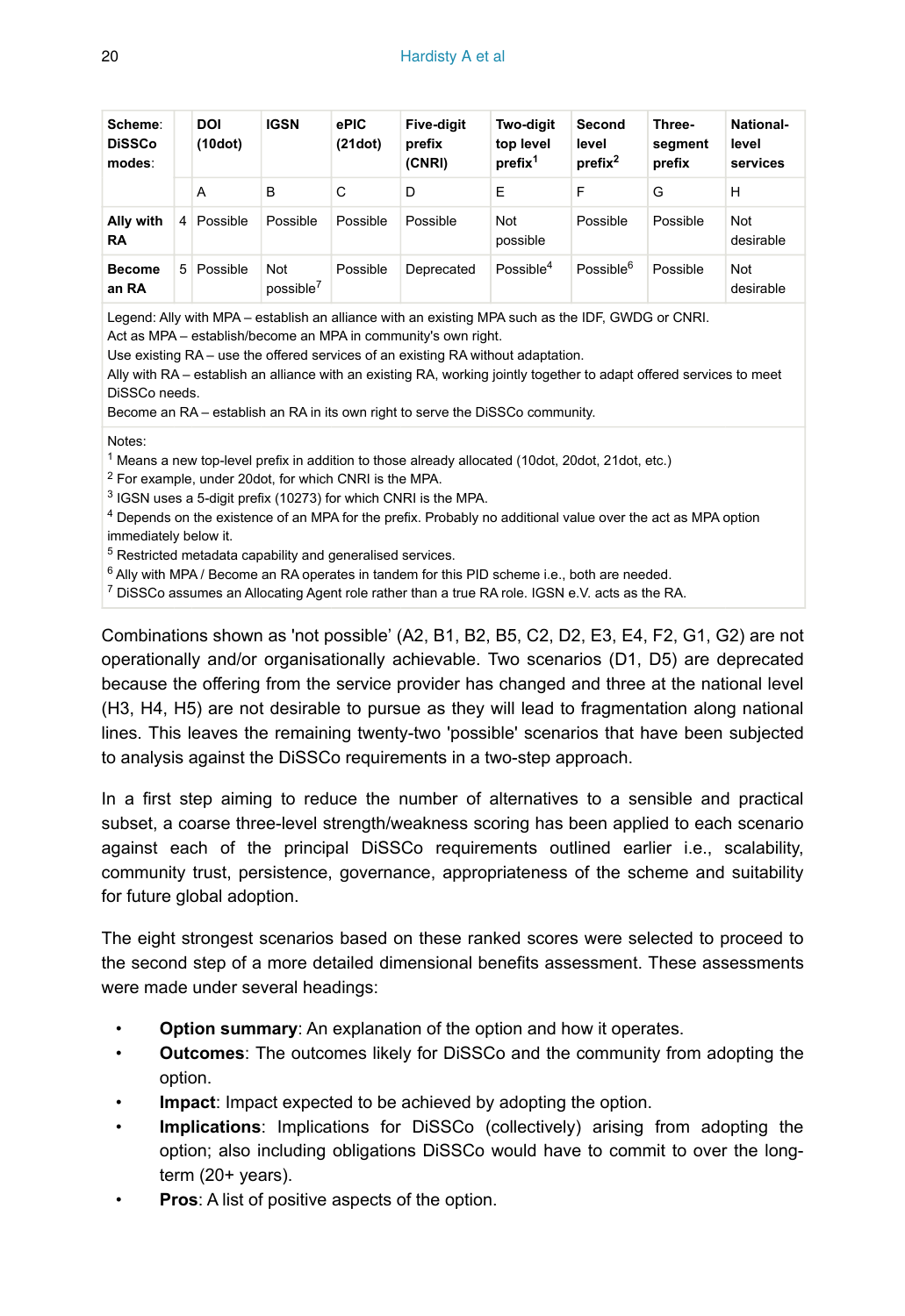| Scheme: DiSSCo modes: | | DOI (10dot) | IGSN | ePIC (21dot) | Five-digit prefix (CNRI) | Two-digit top level prefix[1] | Second level prefix[2] | Three-segment prefix | National-level services |
|---|---|---|---|---|---|---|---|---|---|
| | | A | B | C | D | E | F | G | H |
| Ally with RA | 4 | Possible | Possible | Possible | Possible | Not possible | Possible | Possible | Not desirable |
| Become an RA | 5 | Possible | Not possible[7] | Possible | Deprecated | Possible[4] | Possible[6] | Possible | Not desirable |

Legend: Ally with MPA – establish an alliance with an existing MPA such as the IDF, GWDG or CNRI.
Act as MPA – establish/become an MPA in community's own right.
Use existing RA – use the offered services of an existing RA without adaptation.
Ally with RA – establish an alliance with an existing RA, working jointly together to adapt offered services to meet DiSSCo needs.
Become an RA – establish an RA in its own right to serve the DiSSCo community.

Notes:
[1] Means a new top-level prefix in addition to those already allocated (10dot, 20dot, 21dot, etc.)
[2] For example, under 20dot, for which CNRI is the MPA.
[3] IGSN uses a 5-digit prefix (10273) for which CNRI is the MPA.
[4] Depends on the existence of an MPA for the prefix. Probably no additional value over the act as MPA option immediately below it.
[5] Restricted metadata capability and generalised services.
[6] Ally with MPA / Become an RA operates in tandem for this PID scheme i.e., both are needed.
[7] DiSSCo assumes an Allocating Agent role rather than a true RA role. IGSN e.V. acts as the RA.

Combinations shown as 'not possible' (A2, B1, B2, B5, C2, D2, E3, E4, F2, G1, G2) are not operationally and/or organisationally achievable. Two scenarios (D1, D5) are deprecated because the offering from the service provider has changed and three at the national level (H3, H4, H5) are not desirable to pursue as they will lead to fragmentation along national lines. This leaves the remaining twenty-two 'possible' scenarios that have been subjected to analysis against the DiSSCo requirements in a two-step approach.

In a first step aiming to reduce the number of alternatives to a sensible and practical subset, a coarse three-level strength/weakness scoring has been applied to each scenario against each of the principal DiSSCo requirements outlined earlier i.e., scalability, community trust, persistence, governance, appropriateness of the scheme and suitability for future global adoption.

The eight strongest scenarios based on these ranked scores were selected to proceed to the second step of a more detailed dimensional benefits assessment. These assessments were made under several headings:

- **Option summary**: An explanation of the option and how it operates.
- **Outcomes**: The outcomes likely for DiSSCo and the community from adopting the option.
- **Impact**: Impact expected to be achieved by adopting the option.
- **Implications**: Implications for DiSSCo (collectively) arising from adopting the option; also including obligations DiSSCo would have to commit to over the long-term (20+ years).
- **Pros**: A list of positive aspects of the option.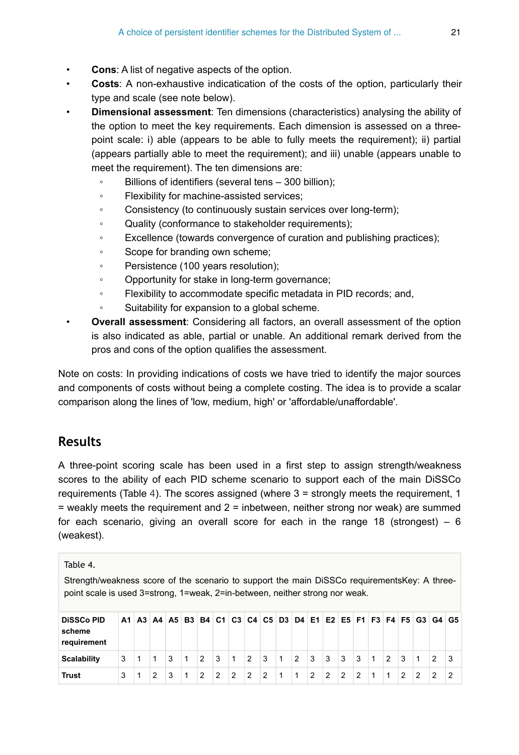- **Cons**: A list of negative aspects of the option.
- **Costs**: A non-exhaustive indicatication of the costs of the option, particularly their type and scale (see note below).
- **Dimensional assessment**: Ten dimensions (characteristics) analysing the ability of the option to meet the key requirements. Each dimension is assessed on a three-point scale: i) able (appears to be able to fully meets the requirement); ii) partial (appears partially able to meet the requirement); and iii) unable (appears unable to meet the requirement). The ten dimensions are:
  - Billions of identifiers (several tens – 300 billion);
  - Flexibility for machine-assisted services;
  - Consistency (to continuously sustain services over long-term);
  - Quality (conformance to stakeholder requirements);
  - Excellence (towards convergence of curation and publishing practices);
  - Scope for branding own scheme;
  - Persistence (100 years resolution);
  - Opportunity for stake in long-term governance;
  - Flexibility to accommodate specific metadata in PID records; and,
  - Suitability for expansion to a global scheme.
- **Overall assessment**: Considering all factors, an overall assessment of the option is also indicated as able, partial or unable. An additional remark derived from the pros and cons of the option qualifies the assessment.

Note on costs: In providing indications of costs we have tried to identify the major sources and components of costs without being a complete costing. The idea is to provide a scalar comparison along the lines of 'low, medium, high' or 'affordable/unaffordable'.

## Results

A three-point scoring scale has been used in a first step to assign strength/weakness scores to the ability of each PID scheme scenario to support each of the main DiSSCo requirements (Table 4). The scores assigned (where 3 = strongly meets the requirement, 1 = weakly meets the requirement and 2 = inbetween, neither strong nor weak) are summed for each scenario, giving an overall score for each in the range 18 (strongest) – 6 (weakest).

Table 4.

Strength/weakness score of the scenario to support the main DiSSCo requirementsKey: A three-point scale is used 3=strong, 1=weak, 2=in-between, neither strong nor weak.

| DiSSCo PID scheme requirement | A1 | A3 | A4 | A5 | B3 | B4 | C1 | C3 | C4 | C5 | D3 | D4 | E1 | E2 | E5 | F1 | F3 | F4 | F5 | G3 | G4 | G5 |
|---|---|---|---|---|---|---|---|---|---|---|---|---|---|---|---|---|---|---|---|---|---|---|
| Scalability | 3 | 1 | 1 | 3 | 1 | 2 | 3 | 1 | 2 | 3 | 1 | 2 | 3 | 3 | 3 | 3 | 1 | 2 | 3 | 1 | 2 | 3 |
| Trust | 3 | 1 | 2 | 3 | 1 | 2 | 2 | 2 | 2 | 2 | 1 | 1 | 2 | 2 | 2 | 2 | 1 | 1 | 2 | 2 | 2 | 2 |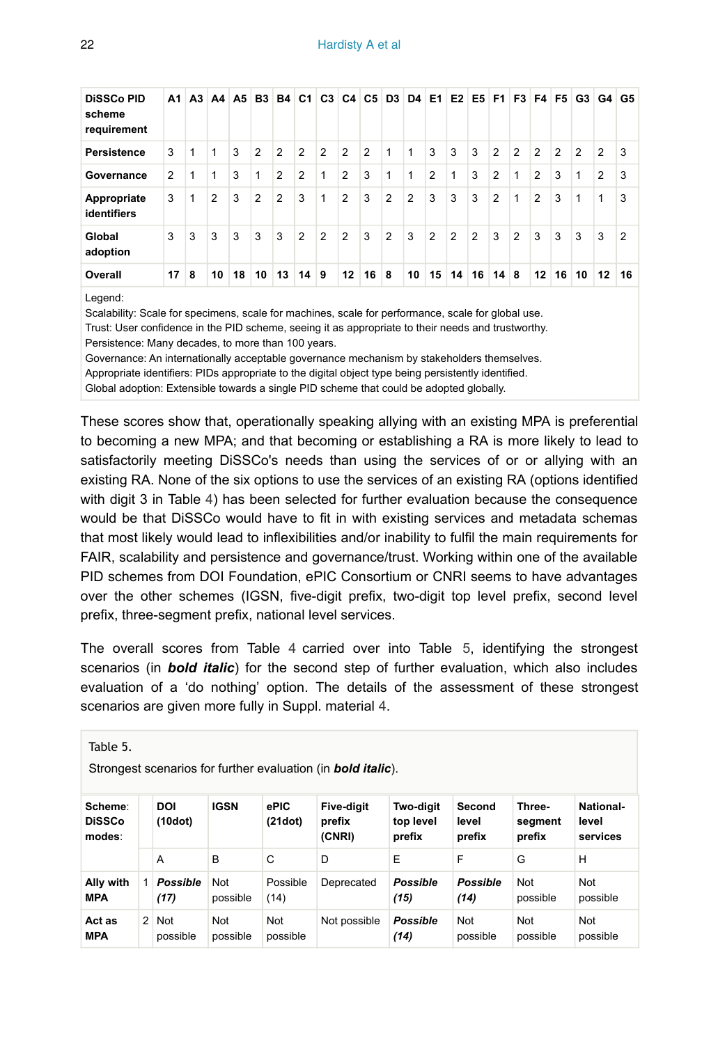| DiSSCo PID scheme requirement | A1 | A3 | A4 | A5 | B3 | B4 | C1 | C3 | C4 | C5 | D3 | D4 | E1 | E2 | E5 | F1 | F3 | F4 | F5 | G3 | G4 | G5 |
|---|---|---|---|---|---|---|---|---|---|---|---|---|---|---|---|---|---|---|---|---|---|---|
| **Persistence** | 3 | 1 | 1 | 3 | 2 | 2 | 2 | 2 | 2 | 2 | 1 | 1 | 3 | 3 | 3 | 2 | 2 | 2 | 2 | 2 | 2 | 3 |
| **Governance** | 2 | 1 | 1 | 3 | 1 | 2 | 2 | 1 | 2 | 3 | 1 | 1 | 2 | 1 | 3 | 2 | 1 | 2 | 3 | 1 | 2 | 3 |
| **Appropriate identifiers** | 3 | 1 | 2 | 3 | 2 | 2 | 3 | 1 | 2 | 3 | 2 | 2 | 3 | 3 | 3 | 2 | 1 | 2 | 3 | 1 | 1 | 3 |
| **Global adoption** | 3 | 3 | 3 | 3 | 3 | 3 | 2 | 2 | 2 | 3 | 2 | 3 | 2 | 2 | 2 | 3 | 2 | 3 | 3 | 3 | 3 | 2 |
| **Overall** | **17** | **8** | **10** | **18** | **10** | **13** | **14** | **9** | **12** | **16** | **8** | **10** | **15** | **14** | **16** | **14** | **8** | **12** | **16** | **10** | **12** | **16** |

Legend:
Scalability: Scale for specimens, scale for machines, scale for performance, scale for global use.
Trust: User confidence in the PID scheme, seeing it as appropriate to their needs and trustworthy.
Persistence: Many decades, to more than 100 years.
Governance: An internationally acceptable governance mechanism by stakeholders themselves.
Appropriate identifiers: PIDs appropriate to the digital object type being persistently identified.
Global adoption: Extensible towards a single PID scheme that could be adopted globally.

These scores show that, operationally speaking allying with an existing MPA is preferential to becoming a new MPA; and that becoming or establishing a RA is more likely to lead to satisfactorily meeting DiSSCo's needs than using the services of or or allying with an existing RA. None of the six options to use the services of an existing RA (options identified with digit 3 in Table 4) has been selected for further evaluation because the consequence would be that DiSSCo would have to fit in with existing services and metadata schemas that most likely would lead to inflexibilities and/or inability to fulfil the main requirements for FAIR, scalability and persistence and governance/trust. Working within one of the available PID schemes from DOI Foundation, ePIC Consortium or CNRI seems to have advantages over the other schemes (IGSN, five-digit prefix, two-digit top level prefix, second level prefix, three-segment prefix, national level services.

The overall scores from Table 4 carried over into Table 5, identifying the strongest scenarios (in ***bold italic***) for the second step of further evaluation, which also includes evaluation of a 'do nothing' option. The details of the assessment of these strongest scenarios are given more fully in Suppl. material 4.

Table 5.

Strongest scenarios for further evaluation (in ***bold italic***).

| **Scheme: DiSSCo modes:** | | **DOI (10dot)** | **IGSN** | **ePIC (21dot)** | **Five-digit prefix (CNRI)** | **Two-digit top level prefix** | **Second level prefix** | **Three-segment prefix** | **National-level services** |
|---|---|---|---|---|---|---|---|---|---|
| | | A | B | C | D | E | F | G | H |
| **Ally with MPA** | 1 | ***Possible (17)*** | Not possible | Possible (14) | Deprecated | ***Possible (15)*** | ***Possible (14)*** | Not possible | Not possible |
| **Act as MPA** | 2 | Not possible | Not possible | Not possible | Not possible | ***Possible (14)*** | Not possible | Not possible | Not possible |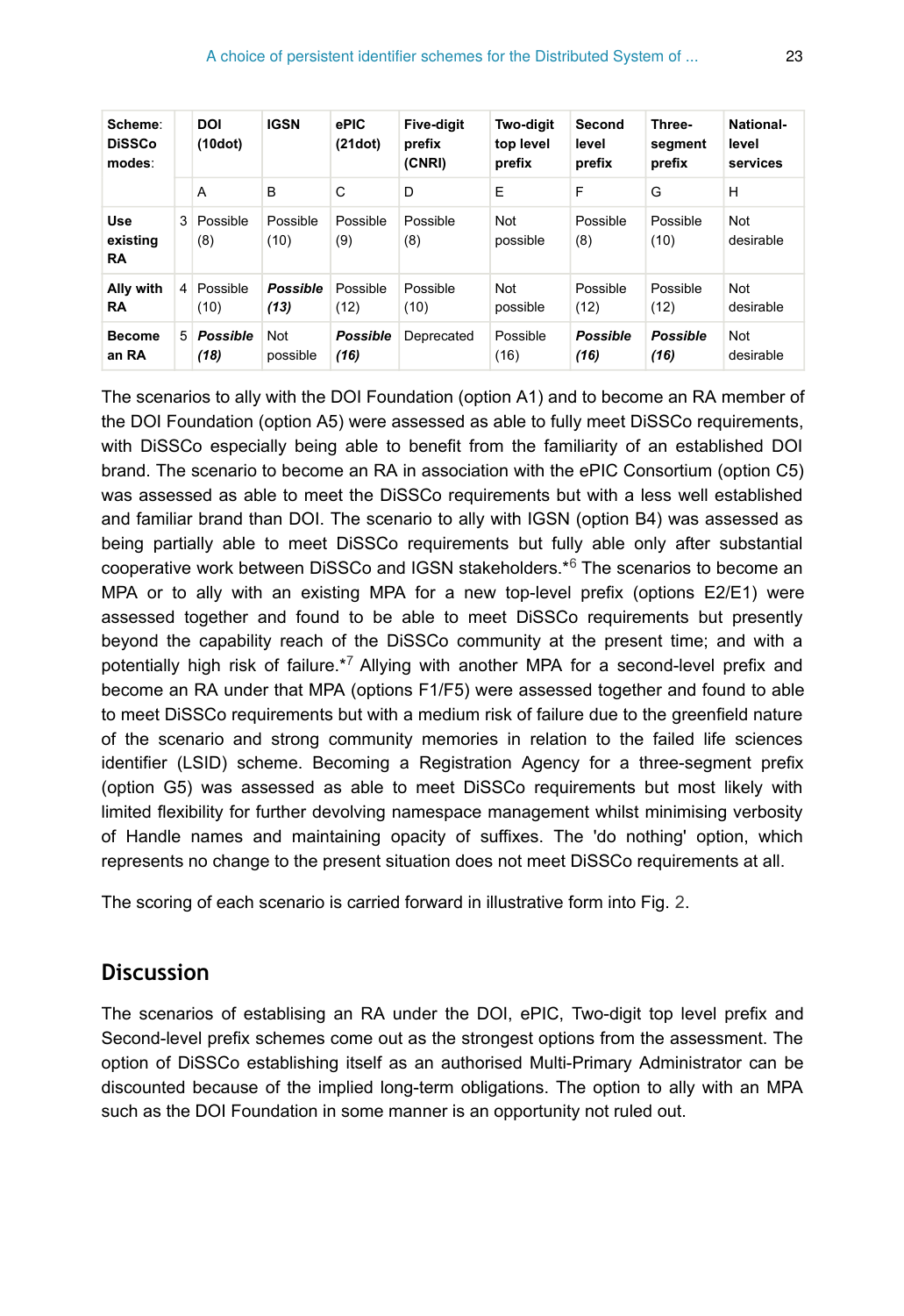| **Scheme**: **DiSSCo modes**: | | **DOI (10dot)** | **IGSN** | **ePIC (21dot)** | **Five-digit prefix (CNRI)** | **Two-digit top level prefix** | **Second level prefix** | **Three-segment prefix** | **National-level services** |
|---|---|---|---|---|---|---|---|---|---|
| | | A | B | C | D | E | F | G | H |
| **Use existing RA** | 3 | Possible (8) | Possible (10) | Possible (9) | Possible (8) | Not possible | Possible (8) | Possible (10) | Not desirable |
| **Ally with RA** | 4 | Possible (10) | ***Possible (13)*** | Possible (12) | Possible (10) | Not possible | Possible (12) | Possible (12) | Not desirable |
| **Become an RA** | 5 | ***Possible (18)*** | Not possible | ***Possible (16)*** | Deprecated | Possible (16) | ***Possible (16)*** | ***Possible (16)*** | Not desirable |

The scenarios to ally with the DOI Foundation (option A1) and to become an RA member of the DOI Foundation (option A5) were assessed as able to fully meet DiSSCo requirements, with DiSSCo especially being able to benefit from the familiarity of an established DOI brand. The scenario to become an RA in association with the ePIC Consortium (option C5) was assessed as able to meet the DiSSCo requirements but with a less well established and familiar brand than DOI. The scenario to ally with IGSN (option B4) was assessed as being partially able to meet DiSSCo requirements but fully able only after substantial cooperative work between DiSSCo and IGSN stakeholders.*[6] The scenarios to become an MPA or to ally with an existing MPA for a new top-level prefix (options E2/E1) were assessed together and found to be able to meet DiSSCo requirements but presently beyond the capability reach of the DiSSCo community at the present time; and with a potentially high risk of failure.*[7] Allying with another MPA for a second-level prefix and become an RA under that MPA (options F1/F5) were assessed together and found to able to meet DiSSCo requirements but with a medium risk of failure due to the greenfield nature of the scenario and strong community memories in relation to the failed life sciences identifier (LSID) scheme. Becoming a Registration Agency for a three-segment prefix (option G5) was assessed as able to meet DiSSCo requirements but most likely with limited flexibility for further devolving namespace management whilst minimising verbosity of Handle names and maintaining opacity of suffixes. The 'do nothing' option, which represents no change to the present situation does not meet DiSSCo requirements at all.

The scoring of each scenario is carried forward in illustrative form into Fig. 2.

## Discussion

The scenarios of establising an RA under the DOI, ePIC, Two-digit top level prefix and Second-level prefix schemes come out as the strongest options from the assessment. The option of DiSSCo establishing itself as an authorised Multi-Primary Administrator can be discounted because of the implied long-term obligations. The option to ally with an MPA such as the DOI Foundation in some manner is an opportunity not ruled out.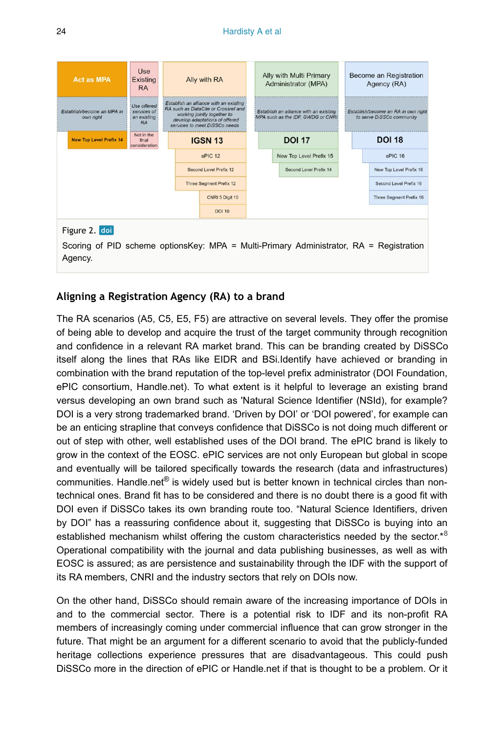| Act as MPA | Use Existing RA | Ally with RA | Ally with Multi Primary Administrator (MPA) | Become an Registration Agency (RA) |
|---|---|---|---|---|
| Establish/become an MPA in own right | Use offered services of an existing RA | Establish an alliance with an existing RA such as DataCite or Crossref and working jointly together to develop adaptations of offered services to meet DiSSCo needs | Establish an alliance with an existing MPA such as the IDF, GWDG or CNRI | Establish/become an RA in own right to serve DiSSCo community |
| New Top Level Prefix 14 | Not in the final consideration | IGSN 13 | DOI 17 | DOI 18 |
| | | ePIC 12 | New Top Level Prefix 15 | ePIC 16 |
| | | Second Level Prefix 12 | Second Level Prefix 14 | New Top Level Prefix 16 |
| | | Three Segment Prefix 12 | | Second Level Prefix 16 |
| | | CNRI 5 Digit 10 | | Three Segment Prefix 16 |
| | | DOI 10 | | |

Figure 2. doi

Scoring of PID scheme optionsKey: MPA = Multi-Primary Administrator, RA = Registration Agency.

## Aligning a Registration Agency (RA) to a brand

The RA scenarios (A5, C5, E5, F5) are attractive on several levels. They offer the promise of being able to develop and acquire the trust of the target community through recognition and confidence in a relevant RA market brand. This can be branding created by DiSSCo itself along the lines that RAs like EIDR and BSi.Identify have achieved or branding in combination with the brand reputation of the top-level prefix administrator (DOI Foundation, ePIC consortium, Handle.net). To what extent is it helpful to leverage an existing brand versus developing an own brand such as 'Natural Science Identifier (NSId), for example? DOI is a very strong trademarked brand. 'Driven by DOI' or 'DOI powered', for example can be an enticing strapline that conveys confidence that DiSSCo is not doing much different or out of step with other, well established uses of the DOI brand. The ePIC brand is likely to grow in the context of the EOSC. ePIC services are not only European but global in scope and eventually will be tailored specifically towards the research (data and infrastructures) communities. Handle.net® is widely used but is better known in technical circles than non-technical ones. Brand fit has to be considered and there is no doubt there is a good fit with DOI even if DiSSCo takes its own branding route too. "Natural Science Identifiers, driven by DOI" has a reassuring confidence about it, suggesting that DiSSCo is buying into an established mechanism whilst offering the custom characteristics needed by the sector.*[8] Operational compatibility with the journal and data publishing businesses, as well as with EOSC is assured; as are persistence and sustainability through the IDF with the support of its RA members, CNRI and the industry sectors that rely on DOIs now.

On the other hand, DiSSCo should remain aware of the increasing importance of DOIs in and to the commercial sector. There is a potential risk to IDF and its non-profit RA members of increasingly coming under commercial influence that can grow stronger in the future. That might be an argument for a different scenario to avoid that the publicly-funded heritage collections experience pressures that are disadvantageous. This could push DiSSCo more in the direction of ePIC or Handle.net if that is thought to be a problem. Or it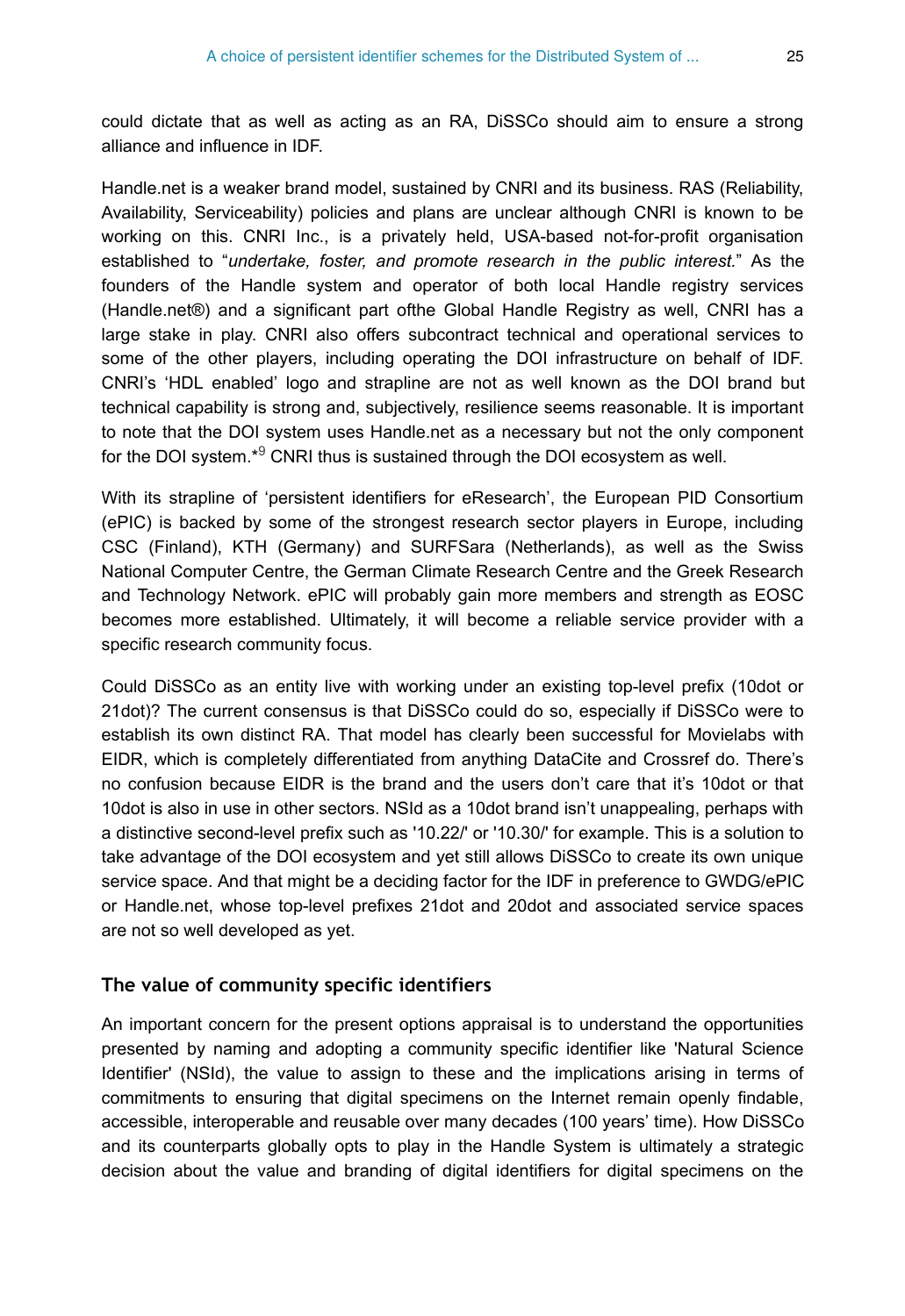could dictate that as well as acting as an RA, DiSSCo should aim to ensure a strong alliance and influence in IDF.

Handle.net is a weaker brand model, sustained by CNRI and its business. RAS (Reliability, Availability, Serviceability) policies and plans are unclear although CNRI is known to be working on this. CNRI Inc., is a privately held, USA-based not-for-profit organisation established to "*undertake, foster, and promote research in the public interest.*" As the founders of the Handle system and operator of both local Handle registry services (Handle.net®) and a significant part ofthe Global Handle Registry as well, CNRI has a large stake in play. CNRI also offers subcontract technical and operational services to some of the other players, including operating the DOI infrastructure on behalf of IDF. CNRI's 'HDL enabled' logo and strapline are not as well known as the DOI brand but technical capability is strong and, subjectively, resilience seems reasonable. It is important to note that the DOI system uses Handle.net as a necessary but not the only component for the DOI system.*[9] CNRI thus is sustained through the DOI ecosystem as well.

With its strapline of 'persistent identifiers for eResearch', the European PID Consortium (ePIC) is backed by some of the strongest research sector players in Europe, including CSC (Finland), KTH (Germany) and SURFSara (Netherlands), as well as the Swiss National Computer Centre, the German Climate Research Centre and the Greek Research and Technology Network. ePIC will probably gain more members and strength as EOSC becomes more established. Ultimately, it will become a reliable service provider with a specific research community focus.

Could DiSSCo as an entity live with working under an existing top-level prefix (10dot or 21dot)? The current consensus is that DiSSCo could do so, especially if DiSSCo were to establish its own distinct RA. That model has clearly been successful for Movielabs with EIDR, which is completely differentiated from anything DataCite and Crossref do. There's no confusion because EIDR is the brand and the users don't care that it's 10dot or that 10dot is also in use in other sectors. NSId as a 10dot brand isn't unappealing, perhaps with a distinctive second-level prefix such as '10.22/' or '10.30/' for example. This is a solution to take advantage of the DOI ecosystem and yet still allows DiSSCo to create its own unique service space. And that might be a deciding factor for the IDF in preference to GWDG/ePIC or Handle.net, whose top-level prefixes 21dot and 20dot and associated service spaces are not so well developed as yet.

## The value of community specific identifiers

An important concern for the present options appraisal is to understand the opportunities presented by naming and adopting a community specific identifier like 'Natural Science Identifier' (NSId), the value to assign to these and the implications arising in terms of commitments to ensuring that digital specimens on the Internet remain openly findable, accessible, interoperable and reusable over many decades (100 years' time). How DiSSCo and its counterparts globally opts to play in the Handle System is ultimately a strategic decision about the value and branding of digital identifiers for digital specimens on the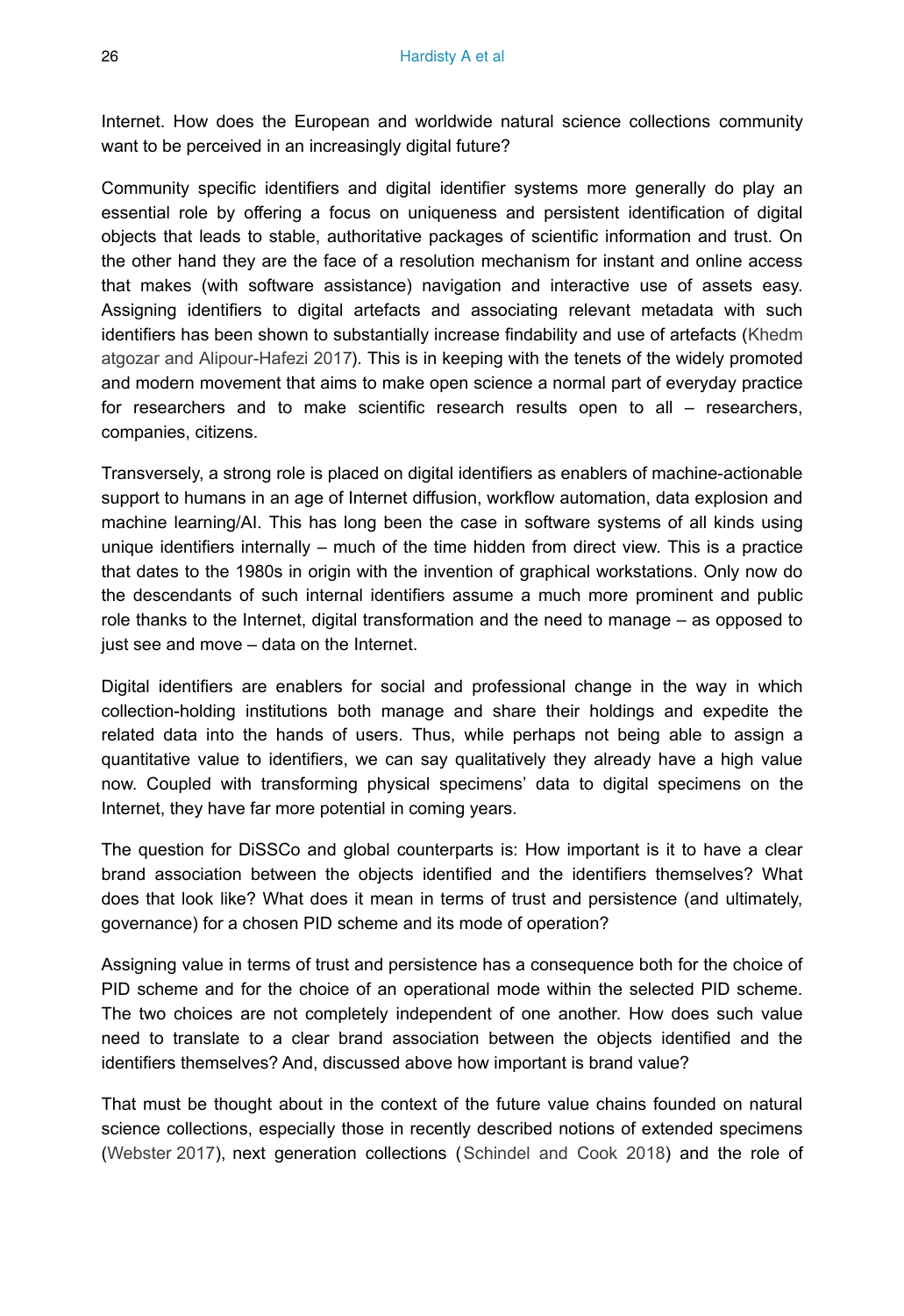Internet. How does the European and worldwide natural science collections community want to be perceived in an increasingly digital future?

Community specific identifiers and digital identifier systems more generally do play an essential role by offering a focus on uniqueness and persistent identification of digital objects that leads to stable, authoritative packages of scientific information and trust. On the other hand they are the face of a resolution mechanism for instant and online access that makes (with software assistance) navigation and interactive use of assets easy. Assigning identifiers to digital artefacts and associating relevant metadata with such identifiers has been shown to substantially increase findability and use of artefacts (Khedmatgozar and Alipour-Hafezi 2017). This is in keeping with the tenets of the widely promoted and modern movement that aims to make open science a normal part of everyday practice for researchers and to make scientific research results open to all – researchers, companies, citizens.

Transversely, a strong role is placed on digital identifiers as enablers of machine-actionable support to humans in an age of Internet diffusion, workflow automation, data explosion and machine learning/AI. This has long been the case in software systems of all kinds using unique identifiers internally – much of the time hidden from direct view. This is a practice that dates to the 1980s in origin with the invention of graphical workstations. Only now do the descendants of such internal identifiers assume a much more prominent and public role thanks to the Internet, digital transformation and the need to manage – as opposed to just see and move – data on the Internet.

Digital identifiers are enablers for social and professional change in the way in which collection-holding institutions both manage and share their holdings and expedite the related data into the hands of users. Thus, while perhaps not being able to assign a quantitative value to identifiers, we can say qualitatively they already have a high value now. Coupled with transforming physical specimens' data to digital specimens on the Internet, they have far more potential in coming years.

The question for DiSSCo and global counterparts is: How important is it to have a clear brand association between the objects identified and the identifiers themselves? What does that look like? What does it mean in terms of trust and persistence (and ultimately, governance) for a chosen PID scheme and its mode of operation?

Assigning value in terms of trust and persistence has a consequence both for the choice of PID scheme and for the choice of an operational mode within the selected PID scheme. The two choices are not completely independent of one another. How does such value need to translate to a clear brand association between the objects identified and the identifiers themselves? And, discussed above how important is brand value?

That must be thought about in the context of the future value chains founded on natural science collections, especially those in recently described notions of extended specimens (Webster 2017), next generation collections (Schindel and Cook 2018) and the role of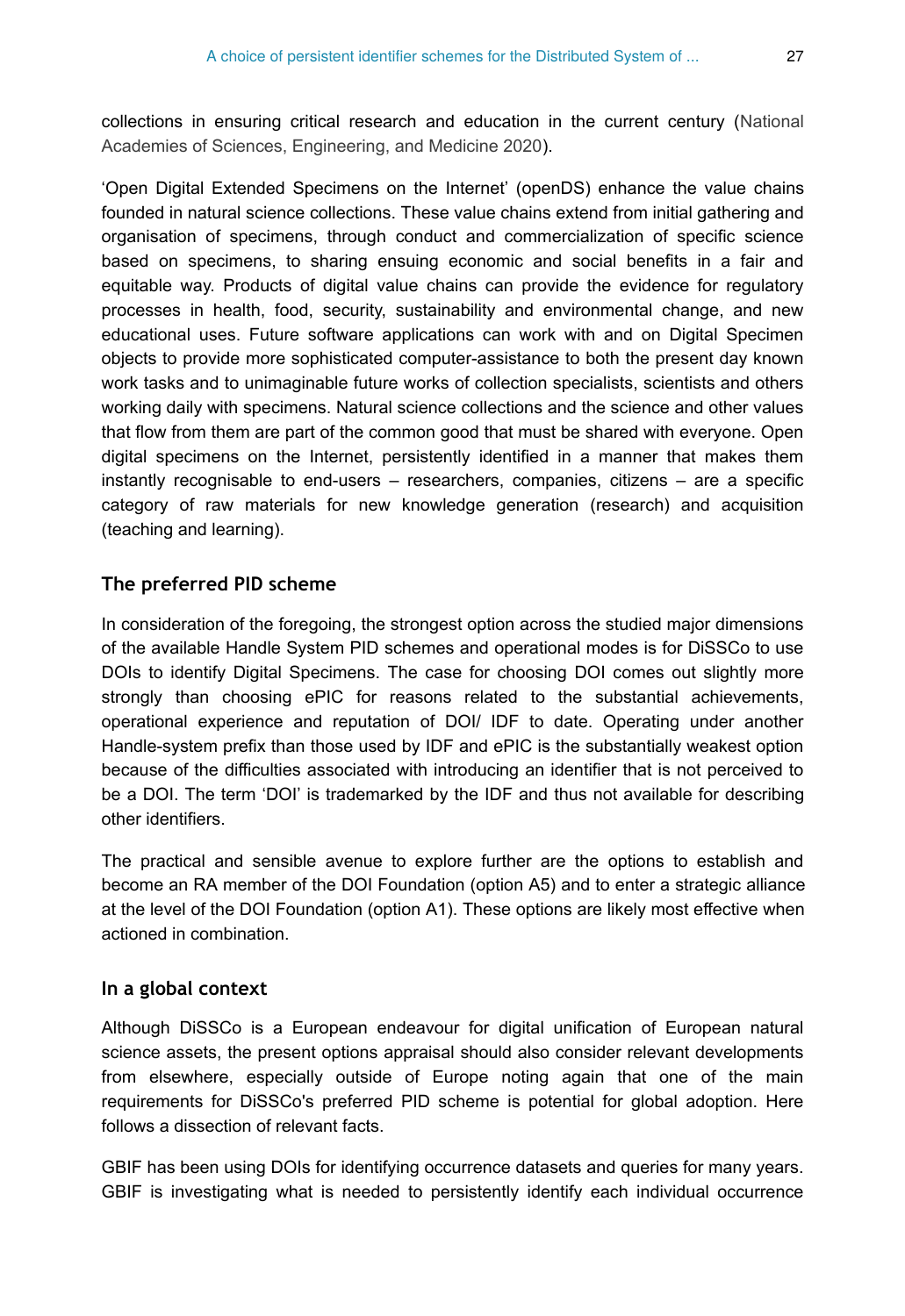collections in ensuring critical research and education in the current century (National Academies of Sciences, Engineering, and Medicine 2020).

'Open Digital Extended Specimens on the Internet' (openDS) enhance the value chains founded in natural science collections. These value chains extend from initial gathering and organisation of specimens, through conduct and commercialization of specific science based on specimens, to sharing ensuing economic and social benefits in a fair and equitable way. Products of digital value chains can provide the evidence for regulatory processes in health, food, security, sustainability and environmental change, and new educational uses. Future software applications can work with and on Digital Specimen objects to provide more sophisticated computer-assistance to both the present day known work tasks and to unimaginable future works of collection specialists, scientists and others working daily with specimens. Natural science collections and the science and other values that flow from them are part of the common good that must be shared with everyone. Open digital specimens on the Internet, persistently identified in a manner that makes them instantly recognisable to end-users – researchers, companies, citizens – are a specific category of raw materials for new knowledge generation (research) and acquisition (teaching and learning).

### The preferred PID scheme

In consideration of the foregoing, the strongest option across the studied major dimensions of the available Handle System PID schemes and operational modes is for DiSSCo to use DOIs to identify Digital Specimens. The case for choosing DOI comes out slightly more strongly than choosing ePIC for reasons related to the substantial achievements, operational experience and reputation of DOI/ IDF to date. Operating under another Handle-system prefix than those used by IDF and ePIC is the substantially weakest option because of the difficulties associated with introducing an identifier that is not perceived to be a DOI. The term 'DOI' is trademarked by the IDF and thus not available for describing other identifiers.

The practical and sensible avenue to explore further are the options to establish and become an RA member of the DOI Foundation (option A5) and to enter a strategic alliance at the level of the DOI Foundation (option A1). These options are likely most effective when actioned in combination.

### In a global context

Although DiSSCo is a European endeavour for digital unification of European natural science assets, the present options appraisal should also consider relevant developments from elsewhere, especially outside of Europe noting again that one of the main requirements for DiSSCo's preferred PID scheme is potential for global adoption. Here follows a dissection of relevant facts.

GBIF has been using DOIs for identifying occurrence datasets and queries for many years. GBIF is investigating what is needed to persistently identify each individual occurrence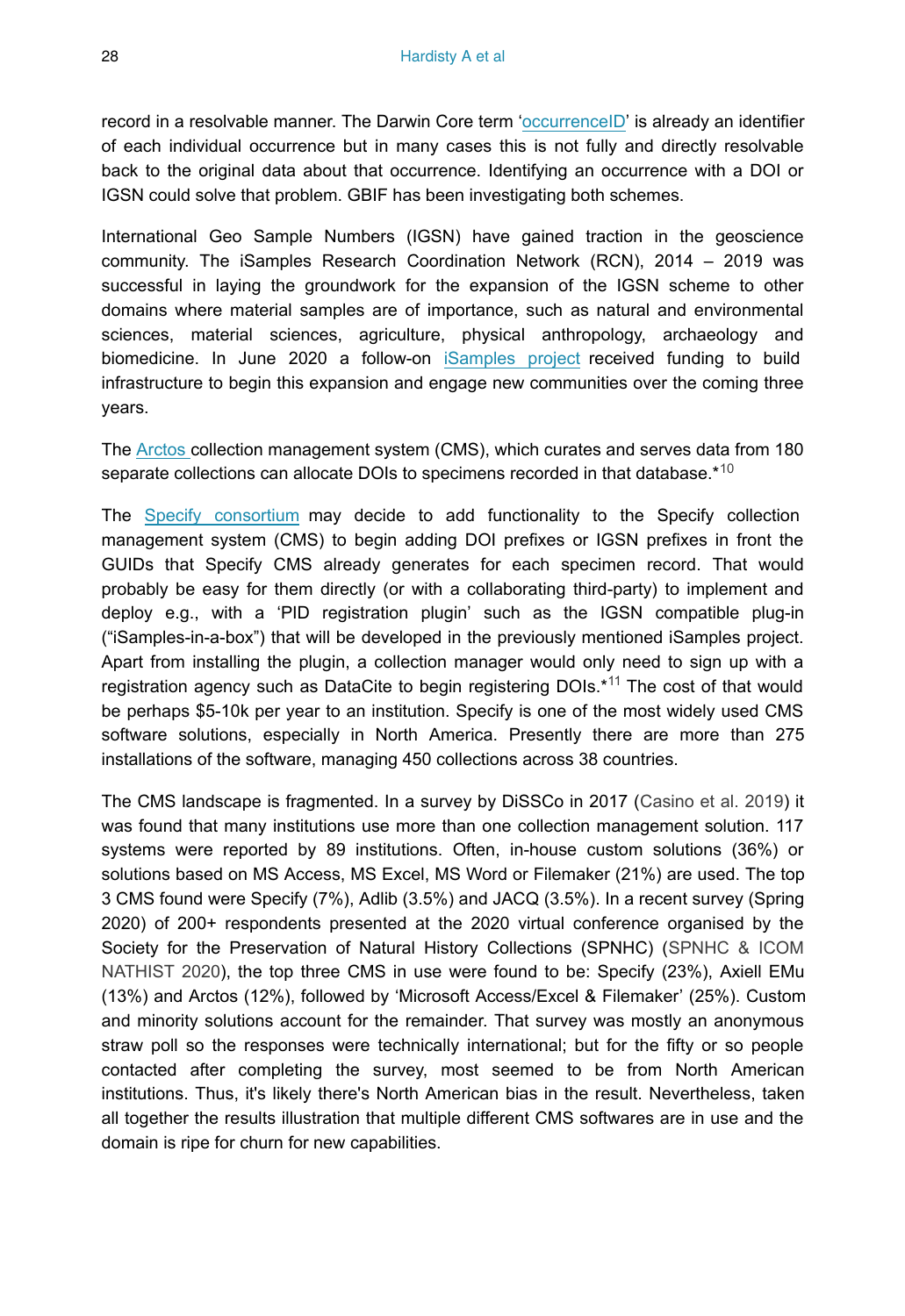record in a resolvable manner. The Darwin Core term 'occurrenceID' is already an identifier of each individual occurrence but in many cases this is not fully and directly resolvable back to the original data about that occurrence. Identifying an occurrence with a DOI or IGSN could solve that problem. GBIF has been investigating both schemes.

International Geo Sample Numbers (IGSN) have gained traction in the geoscience community. The iSamples Research Coordination Network (RCN), 2014 – 2019 was successful in laying the groundwork for the expansion of the IGSN scheme to other domains where material samples are of importance, such as natural and environmental sciences, material sciences, agriculture, physical anthropology, archaeology and biomedicine. In June 2020 a follow-on iSamples project received funding to build infrastructure to begin this expansion and engage new communities over the coming three years.

The Arctos collection management system (CMS), which curates and serves data from 180 separate collections can allocate DOIs to specimens recorded in that database.*[10]

The Specify consortium may decide to add functionality to the Specify collection management system (CMS) to begin adding DOI prefixes or IGSN prefixes in front the GUIDs that Specify CMS already generates for each specimen record. That would probably be easy for them directly (or with a collaborating third-party) to implement and deploy e.g., with a 'PID registration plugin' such as the IGSN compatible plug-in ("iSamples-in-a-box") that will be developed in the previously mentioned iSamples project. Apart from installing the plugin, a collection manager would only need to sign up with a registration agency such as DataCite to begin registering DOIs.*[11] The cost of that would be perhaps $5-10k per year to an institution. Specify is one of the most widely used CMS software solutions, especially in North America. Presently there are more than 275 installations of the software, managing 450 collections across 38 countries.

The CMS landscape is fragmented. In a survey by DiSSCo in 2017 (Casino et al. 2019) it was found that many institutions use more than one collection management solution. 117 systems were reported by 89 institutions. Often, in-house custom solutions (36%) or solutions based on MS Access, MS Excel, MS Word or Filemaker (21%) are used. The top 3 CMS found were Specify (7%), Adlib (3.5%) and JACQ (3.5%). In a recent survey (Spring 2020) of 200+ respondents presented at the 2020 virtual conference organised by the Society for the Preservation of Natural History Collections (SPNHC) (SPNHC & ICOM NATHIST 2020), the top three CMS in use were found to be: Specify (23%), Axiell EMu (13%) and Arctos (12%), followed by 'Microsoft Access/Excel & Filemaker' (25%). Custom and minority solutions account for the remainder. That survey was mostly an anonymous straw poll so the responses were technically international; but for the fifty or so people contacted after completing the survey, most seemed to be from North American institutions. Thus, it's likely there's North American bias in the result. Nevertheless, taken all together the results illustration that multiple different CMS softwares are in use and the domain is ripe for churn for new capabilities.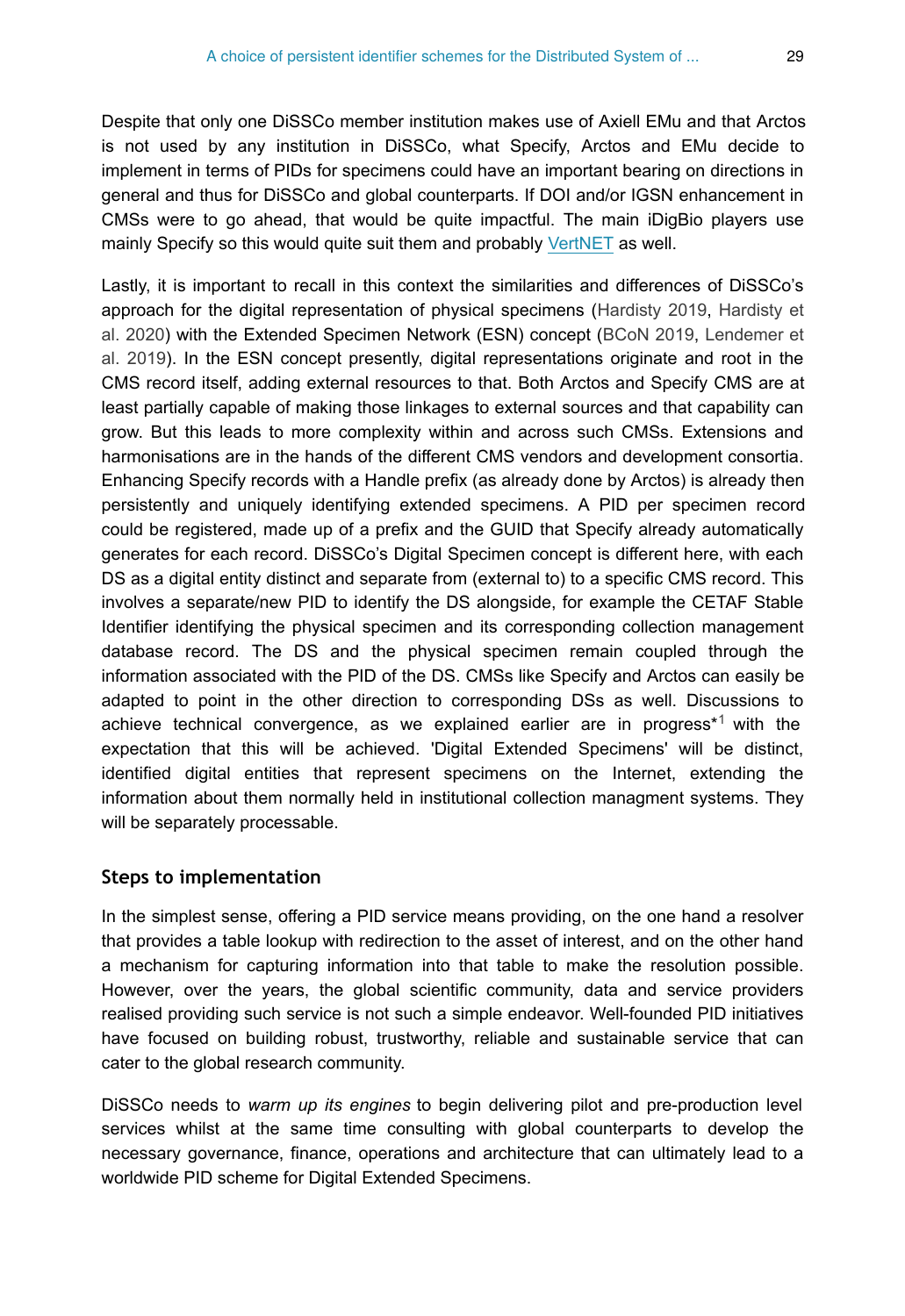Despite that only one DiSSCo member institution makes use of Axiell EMu and that Arctos is not used by any institution in DiSSCo, what Specify, Arctos and EMu decide to implement in terms of PIDs for specimens could have an important bearing on directions in general and thus for DiSSCo and global counterparts. If DOI and/or IGSN enhancement in CMSs were to go ahead, that would be quite impactful. The main iDigBio players use mainly Specify so this would quite suit them and probably VertNET as well.

Lastly, it is important to recall in this context the similarities and differences of DiSSCo's approach for the digital representation of physical specimens (Hardisty 2019, Hardisty et al. 2020) with the Extended Specimen Network (ESN) concept (BCoN 2019, Lendemer et al. 2019). In the ESN concept presently, digital representations originate and root in the CMS record itself, adding external resources to that. Both Arctos and Specify CMS are at least partially capable of making those linkages to external sources and that capability can grow. But this leads to more complexity within and across such CMSs. Extensions and harmonisations are in the hands of the different CMS vendors and development consortia. Enhancing Specify records with a Handle prefix (as already done by Arctos) is already then persistently and uniquely identifying extended specimens. A PID per specimen record could be registered, made up of a prefix and the GUID that Specify already automatically generates for each record. DiSSCo's Digital Specimen concept is different here, with each DS as a digital entity distinct and separate from (external to) to a specific CMS record. This involves a separate/new PID to identify the DS alongside, for example the CETAF Stable Identifier identifying the physical specimen and its corresponding collection management database record. The DS and the physical specimen remain coupled through the information associated with the PID of the DS. CMSs like Specify and Arctos can easily be adapted to point in the other direction to corresponding DSs as well. Discussions to achieve technical convergence, as we explained earlier are in progress*[1] with the expectation that this will be achieved. 'Digital Extended Specimens' will be distinct, identified digital entities that represent specimens on the Internet, extending the information about them normally held in institutional collection managment systems. They will be separately processable.

## Steps to implementation

In the simplest sense, offering a PID service means providing, on the one hand a resolver that provides a table lookup with redirection to the asset of interest, and on the other hand a mechanism for capturing information into that table to make the resolution possible. However, over the years, the global scientific community, data and service providers realised providing such service is not such a simple endeavor. Well-founded PID initiatives have focused on building robust, trustworthy, reliable and sustainable service that can cater to the global research community.

DiSSCo needs to *warm up its engines* to begin delivering pilot and pre-production level services whilst at the same time consulting with global counterparts to develop the necessary governance, finance, operations and architecture that can ultimately lead to a worldwide PID scheme for Digital Extended Specimens.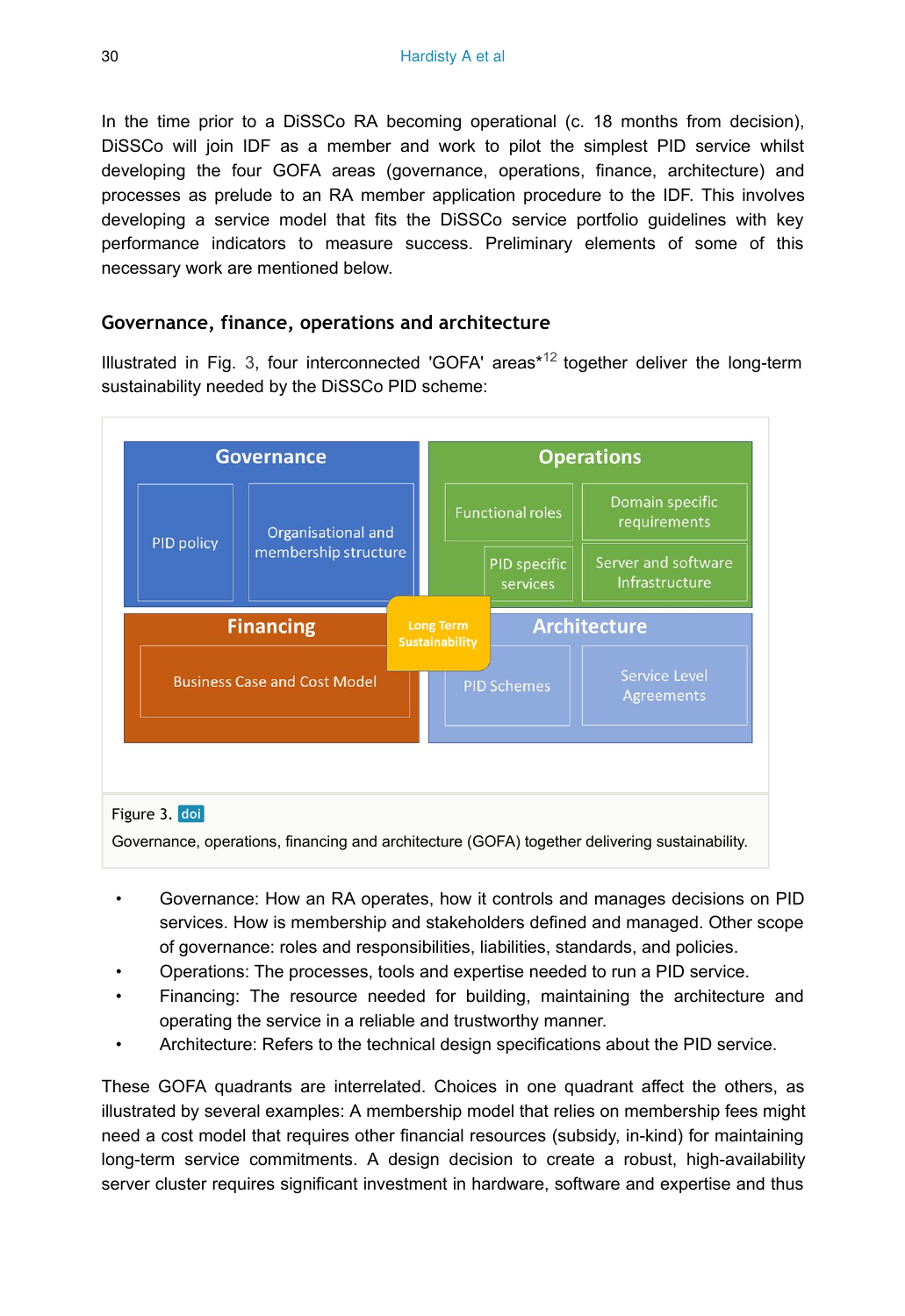In the time prior to a DiSSCo RA becoming operational (c. 18 months from decision), DiSSCo will join IDF as a member and work to pilot the simplest PID service whilst developing the four GOFA areas (governance, operations, finance, architecture) and processes as prelude to an RA member application procedure to the IDF. This involves developing a service model that fits the DiSSCo service portfolio guidelines with key performance indicators to measure success. Preliminary elements of some of this necessary work are mentioned below.

### Governance, finance, operations and architecture

Illustrated in Fig. 3, four interconnected 'GOFA' areas*[12] together deliver the long-term sustainability needed by the DiSSCo PID scheme:

Figure 3. doi

Governance, operations, financing and architecture (GOFA) together delivering sustainability.

- Governance: How an RA operates, how it controls and manages decisions on PID services. How is membership and stakeholders defined and managed. Other scope of governance: roles and responsibilities, liabilities, standards, and policies.
- Operations: The processes, tools and expertise needed to run a PID service.
- Financing: The resource needed for building, maintaining the architecture and operating the service in a reliable and trustworthy manner.
- Architecture: Refers to the technical design specifications about the PID service.

These GOFA quadrants are interrelated. Choices in one quadrant affect the others, as illustrated by several examples: A membership model that relies on membership fees might need a cost model that requires other financial resources (subsidy, in-kind) for maintaining long-term service commitments. A design decision to create a robust, high-availability server cluster requires significant investment in hardware, software and expertise and thus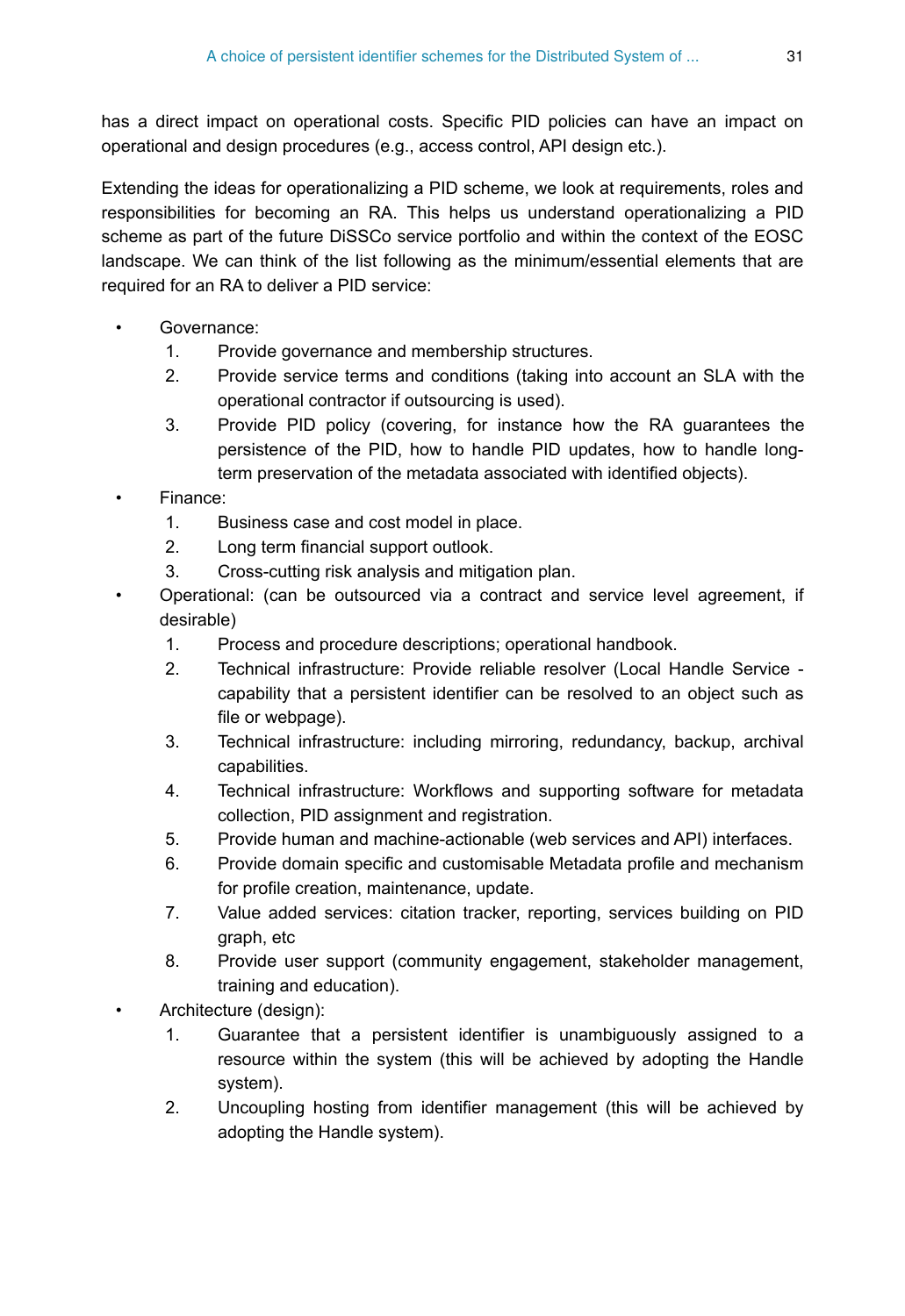has a direct impact on operational costs. Specific PID policies can have an impact on operational and design procedures (e.g., access control, API design etc.).

Extending the ideas for operationalizing a PID scheme, we look at requirements, roles and responsibilities for becoming an RA. This helps us understand operationalizing a PID scheme as part of the future DiSSCo service portfolio and within the context of the EOSC landscape. We can think of the list following as the minimum/essential elements that are required for an RA to deliver a PID service:

- Governance:
  1. Provide governance and membership structures.
  2. Provide service terms and conditions (taking into account an SLA with the operational contractor if outsourcing is used).
  3. Provide PID policy (covering, for instance how the RA guarantees the persistence of the PID, how to handle PID updates, how to handle long-term preservation of the metadata associated with identified objects).
- Finance:
  1. Business case and cost model in place.
  2. Long term financial support outlook.
  3. Cross-cutting risk analysis and mitigation plan.
- Operational: (can be outsourced via a contract and service level agreement, if desirable)
  1. Process and procedure descriptions; operational handbook.
  2. Technical infrastructure: Provide reliable resolver (Local Handle Service - capability that a persistent identifier can be resolved to an object such as file or webpage).
  3. Technical infrastructure: including mirroring, redundancy, backup, archival capabilities.
  4. Technical infrastructure: Workflows and supporting software for metadata collection, PID assignment and registration.
  5. Provide human and machine-actionable (web services and API) interfaces.
  6. Provide domain specific and customisable Metadata profile and mechanism for profile creation, maintenance, update.
  7. Value added services: citation tracker, reporting, services building on PID graph, etc
  8. Provide user support (community engagement, stakeholder management, training and education).
- Architecture (design):
  1. Guarantee that a persistent identifier is unambiguously assigned to a resource within the system (this will be achieved by adopting the Handle system).
  2. Uncoupling hosting from identifier management (this will be achieved by adopting the Handle system).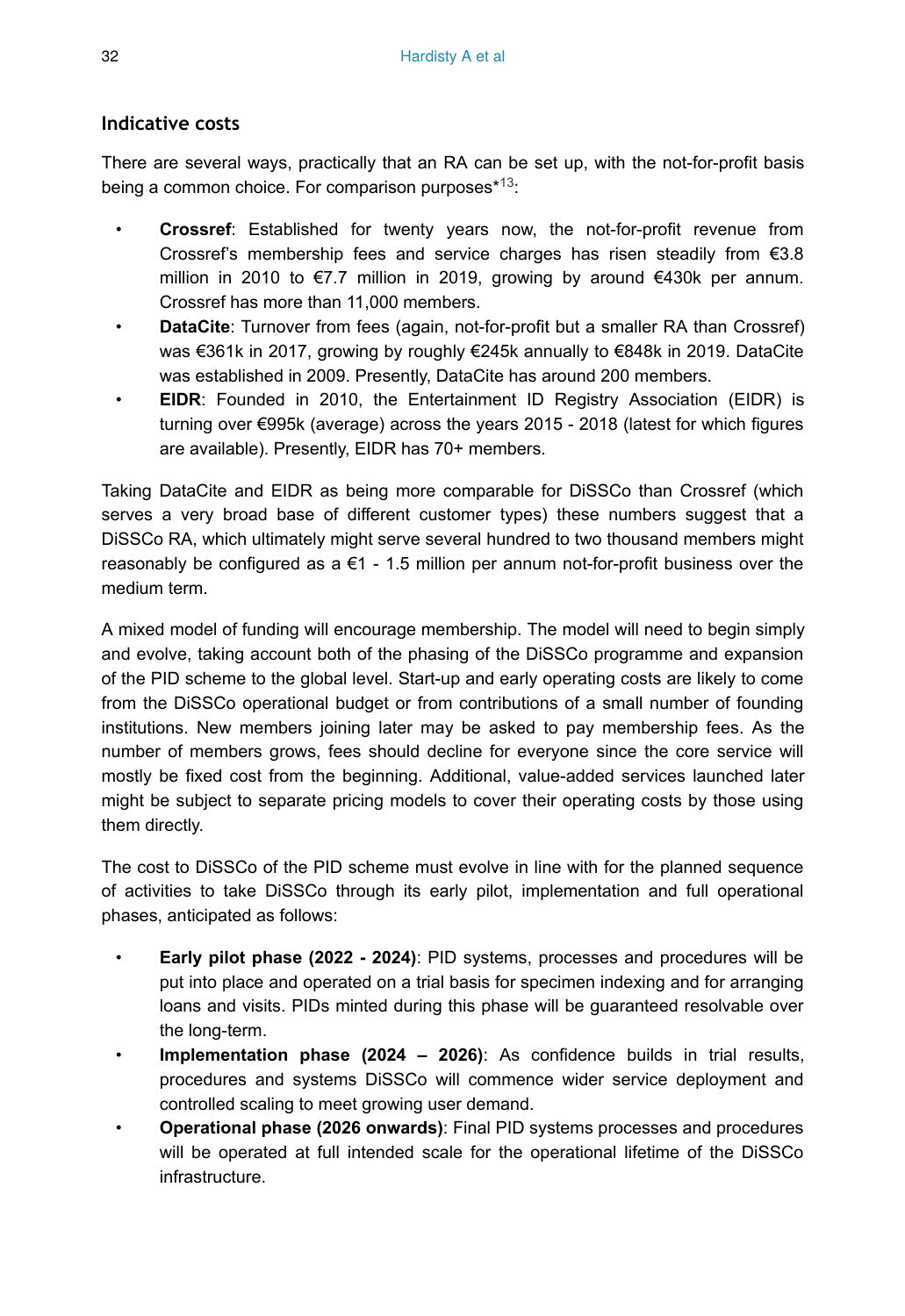### Indicative costs

There are several ways, practically that an RA can be set up, with the not-for-profit basis being a common choice. For comparison purposes*[13]:

- **Crossref**: Established for twenty years now, the not-for-profit revenue from Crossref's membership fees and service charges has risen steadily from €3.8 million in 2010 to €7.7 million in 2019, growing by around €430k per annum. Crossref has more than 11,000 members.
- **DataCite**: Turnover from fees (again, not-for-profit but a smaller RA than Crossref) was €361k in 2017, growing by roughly €245k annually to €848k in 2019. DataCite was established in 2009. Presently, DataCite has around 200 members.
- **EIDR**: Founded in 2010, the Entertainment ID Registry Association (EIDR) is turning over €995k (average) across the years 2015 - 2018 (latest for which figures are available). Presently, EIDR has 70+ members.

Taking DataCite and EIDR as being more comparable for DiSSCo than Crossref (which serves a very broad base of different customer types) these numbers suggest that a DiSSCo RA, which ultimately might serve several hundred to two thousand members might reasonably be configured as a €1 - 1.5 million per annum not-for-profit business over the medium term.

A mixed model of funding will encourage membership. The model will need to begin simply and evolve, taking account both of the phasing of the DiSSCo programme and expansion of the PID scheme to the global level. Start-up and early operating costs are likely to come from the DiSSCo operational budget or from contributions of a small number of founding institutions. New members joining later may be asked to pay membership fees. As the number of members grows, fees should decline for everyone since the core service will mostly be fixed cost from the beginning. Additional, value-added services launched later might be subject to separate pricing models to cover their operating costs by those using them directly.

The cost to DiSSCo of the PID scheme must evolve in line with for the planned sequence of activities to take DiSSCo through its early pilot, implementation and full operational phases, anticipated as follows:

- **Early pilot phase (2022 - 2024)**: PID systems, processes and procedures will be put into place and operated on a trial basis for specimen indexing and for arranging loans and visits. PIDs minted during this phase will be guaranteed resolvable over the long-term.
- **Implementation phase (2024 – 2026)**: As confidence builds in trial results, procedures and systems DiSSCo will commence wider service deployment and controlled scaling to meet growing user demand.
- **Operational phase (2026 onwards)**: Final PID systems processes and procedures will be operated at full intended scale for the operational lifetime of the DiSSCo infrastructure.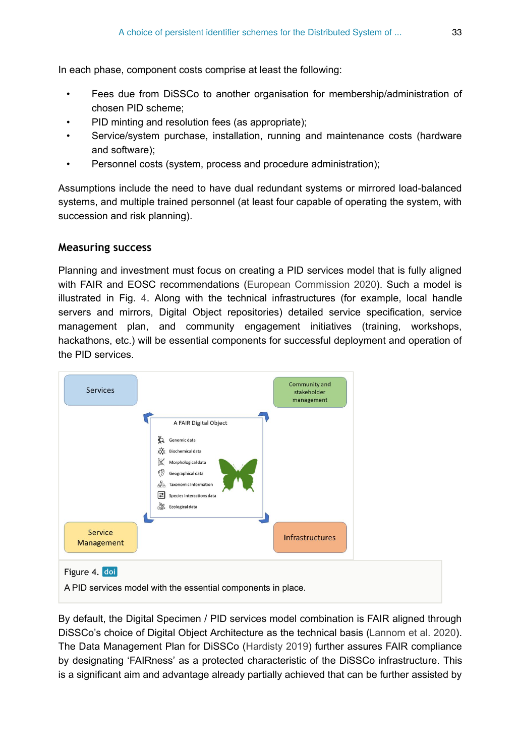In each phase, component costs comprise at least the following:

- Fees due from DiSSCo to another organisation for membership/administration of chosen PID scheme;
- PID minting and resolution fees (as appropriate);
- Service/system purchase, installation, running and maintenance costs (hardware and software);
- Personnel costs (system, process and procedure administration);

Assumptions include the need to have dual redundant systems or mirrored load-balanced systems, and multiple trained personnel (at least four capable of operating the system, with succession and risk planning).

## Measuring success

Planning and investment must focus on creating a PID services model that is fully aligned with FAIR and EOSC recommendations (European Commission 2020). Such a model is illustrated in Fig. 4. Along with the technical infrastructures (for example, local handle servers and mirrors, Digital Object repositories) detailed service specification, service management plan, and community engagement initiatives (training, workshops, hackathons, etc.) will be essential components for successful deployment and operation of the PID services.

Figure 4. doi

A PID services model with the essential components in place.

By default, the Digital Specimen / PID services model combination is FAIR aligned through DiSSCo's choice of Digital Object Architecture as the technical basis (Lannom et al. 2020). The Data Management Plan for DiSSCo (Hardisty 2019) further assures FAIR compliance by designating 'FAIRness' as a protected characteristic of the DiSSCo infrastructure. This is a significant aim and advantage already partially achieved that can be further assisted by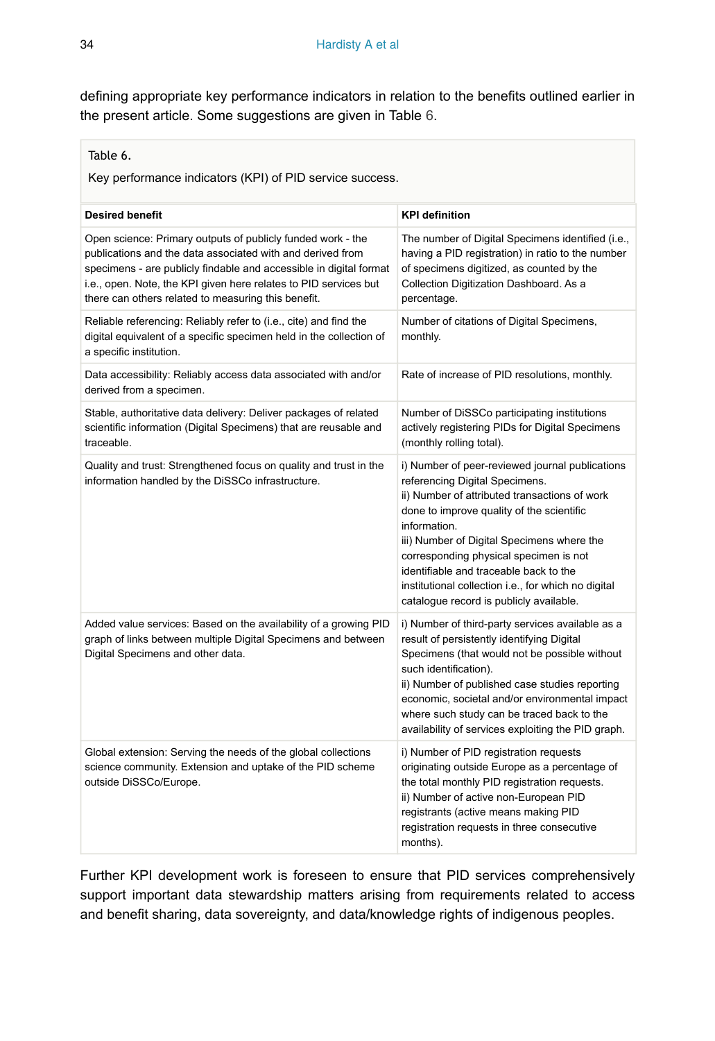defining appropriate key performance indicators in relation to the benefits outlined earlier in the present article. Some suggestions are given in Table 6.

Table 6.

Key performance indicators (KPI) of PID service success.

| Desired benefit | KPI definition |
|---|---|
| Open science: Primary outputs of publicly funded work - the publications and the data associated with and derived from specimens - are publicly findable and accessible in digital format i.e., open. Note, the KPI given here relates to PID services but there can others related to measuring this benefit. | The number of Digital Specimens identified (i.e., having a PID registration) in ratio to the number of specimens digitized, as counted by the Collection Digitization Dashboard. As a percentage. |
| Reliable referencing: Reliably refer to (i.e., cite) and find the digital equivalent of a specific specimen held in the collection of a specific institution. | Number of citations of Digital Specimens, monthly. |
| Data accessibility: Reliably access data associated with and/or derived from a specimen. | Rate of increase of PID resolutions, monthly. |
| Stable, authoritative data delivery: Deliver packages of related scientific information (Digital Specimens) that are reusable and traceable. | Number of DiSSCo participating institutions actively registering PIDs for Digital Specimens (monthly rolling total). |
| Quality and trust: Strengthened focus on quality and trust in the information handled by the DiSSCo infrastructure. | i) Number of peer-reviewed journal publications referencing Digital Specimens.<br>ii) Number of attributed transactions of work done to improve quality of the scientific information.<br>iii) Number of Digital Specimens where the corresponding physical specimen is not identifiable and traceable back to the institutional collection i.e., for which no digital catalogue record is publicly available. |
| Added value services: Based on the availability of a growing PID graph of links between multiple Digital Specimens and between Digital Specimens and other data. | i) Number of third-party services available as a result of persistently identifying Digital Specimens (that would not be possible without such identification).<br>ii) Number of published case studies reporting economic, societal and/or environmental impact where such study can be traced back to the availability of services exploiting the PID graph. |
| Global extension: Serving the needs of the global collections science community. Extension and uptake of the PID scheme outside DiSSCo/Europe. | i) Number of PID registration requests originating outside Europe as a percentage of the total monthly PID registration requests.<br>ii) Number of active non-European PID registrants (active means making PID registration requests in three consecutive months). |

Further KPI development work is foreseen to ensure that PID services comprehensively support important data stewardship matters arising from requirements related to access and benefit sharing, data sovereignty, and data/knowledge rights of indigenous peoples.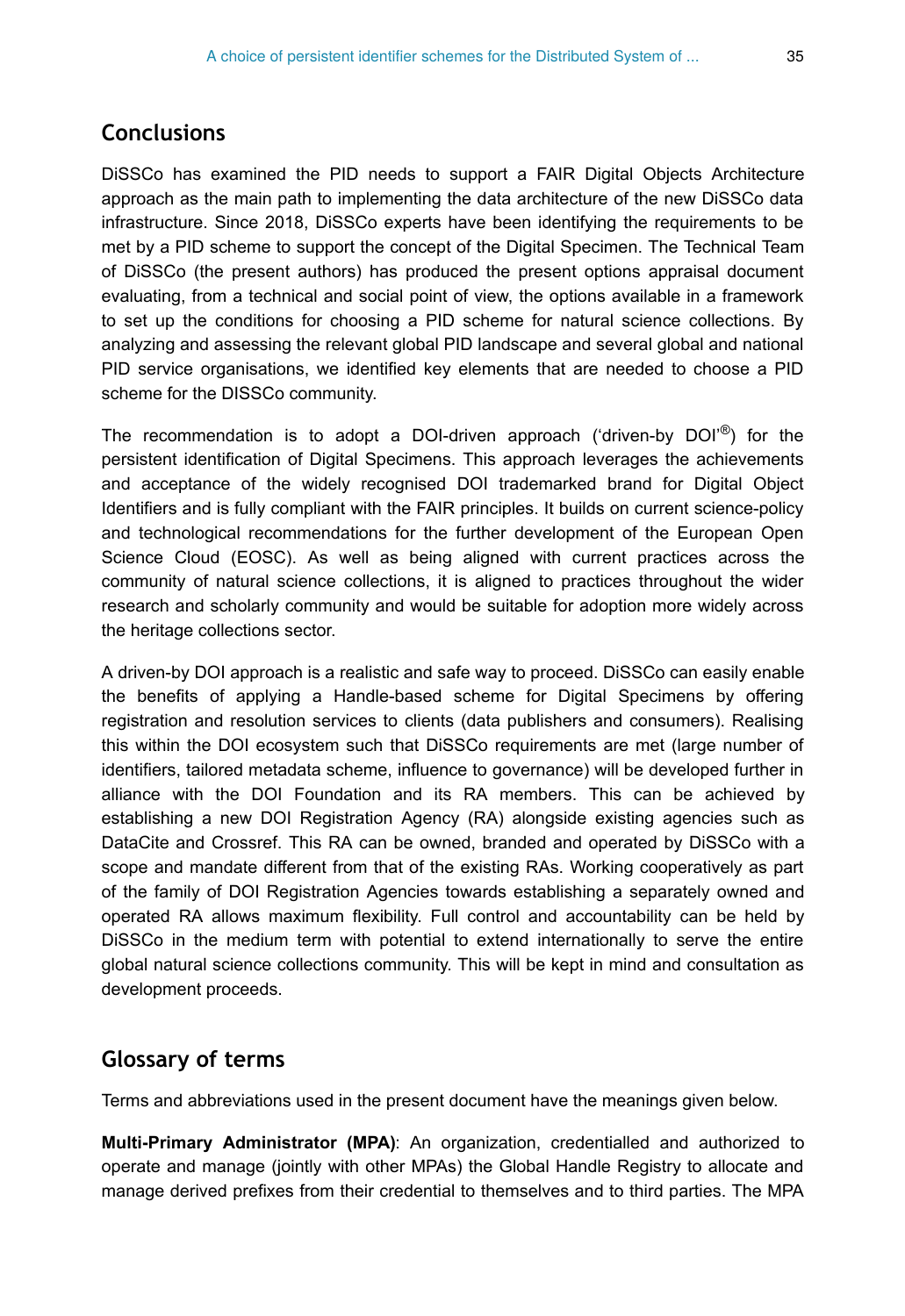## Conclusions

DiSSCo has examined the PID needs to support a FAIR Digital Objects Architecture approach as the main path to implementing the data architecture of the new DiSSCo data infrastructure. Since 2018, DiSSCo experts have been identifying the requirements to be met by a PID scheme to support the concept of the Digital Specimen. The Technical Team of DiSSCo (the present authors) has produced the present options appraisal document evaluating, from a technical and social point of view, the options available in a framework to set up the conditions for choosing a PID scheme for natural science collections. By analyzing and assessing the relevant global PID landscape and several global and national PID service organisations, we identified key elements that are needed to choose a PID scheme for the DISSCo community.

The recommendation is to adopt a DOI-driven approach ('driven-by DOI'®) for the persistent identification of Digital Specimens. This approach leverages the achievements and acceptance of the widely recognised DOI trademarked brand for Digital Object Identifiers and is fully compliant with the FAIR principles. It builds on current science-policy and technological recommendations for the further development of the European Open Science Cloud (EOSC). As well as being aligned with current practices across the community of natural science collections, it is aligned to practices throughout the wider research and scholarly community and would be suitable for adoption more widely across the heritage collections sector.

A driven-by DOI approach is a realistic and safe way to proceed. DiSSCo can easily enable the benefits of applying a Handle-based scheme for Digital Specimens by offering registration and resolution services to clients (data publishers and consumers). Realising this within the DOI ecosystem such that DiSSCo requirements are met (large number of identifiers, tailored metadata scheme, influence to governance) will be developed further in alliance with the DOI Foundation and its RA members. This can be achieved by establishing a new DOI Registration Agency (RA) alongside existing agencies such as DataCite and Crossref. This RA can be owned, branded and operated by DiSSCo with a scope and mandate different from that of the existing RAs. Working cooperatively as part of the family of DOI Registration Agencies towards establishing a separately owned and operated RA allows maximum flexibility. Full control and accountability can be held by DiSSCo in the medium term with potential to extend internationally to serve the entire global natural science collections community. This will be kept in mind and consultation as development proceeds.

## Glossary of terms

Terms and abbreviations used in the present document have the meanings given below.

**Multi-Primary Administrator (MPA)**: An organization, credentialled and authorized to operate and manage (jointly with other MPAs) the Global Handle Registry to allocate and manage derived prefixes from their credential to themselves and to third parties. The MPA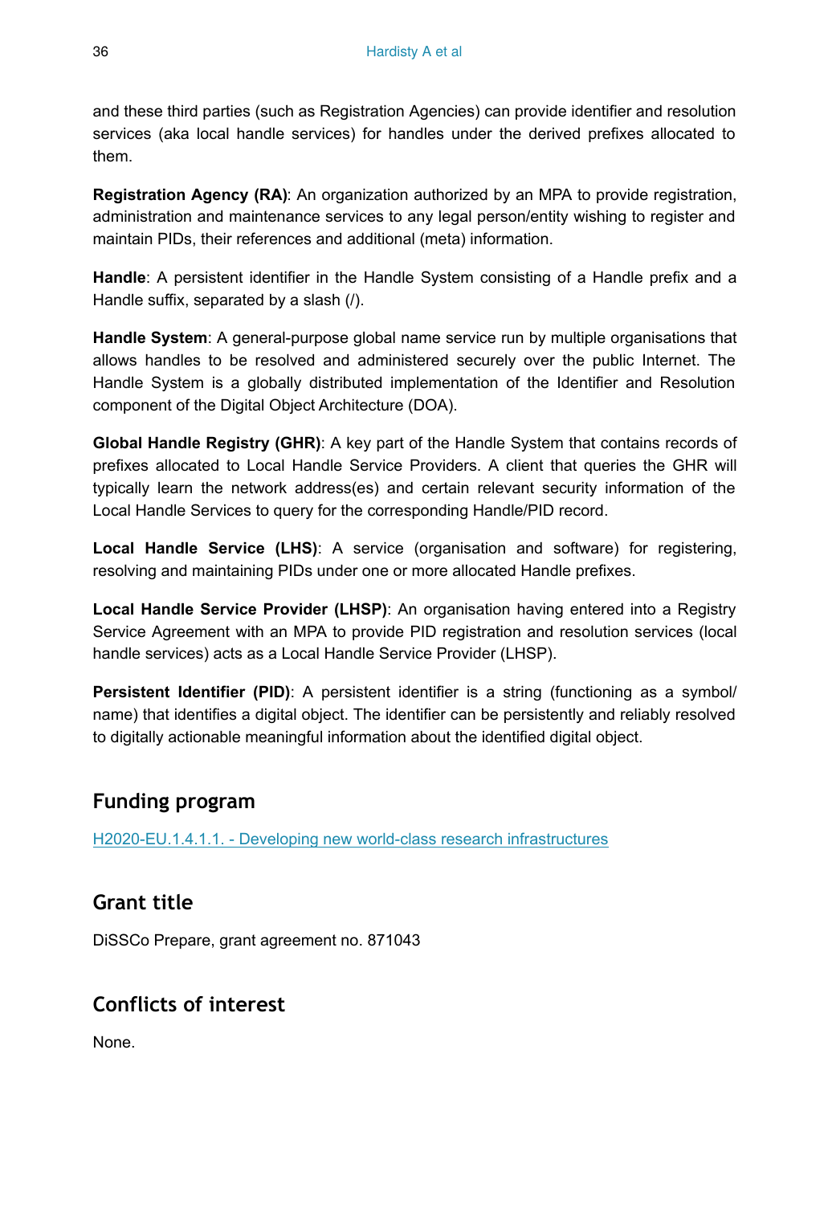and these third parties (such as Registration Agencies) can provide identifier and resolution services (aka local handle services) for handles under the derived prefixes allocated to them.

**Registration Agency (RA)**: An organization authorized by an MPA to provide registration, administration and maintenance services to any legal person/entity wishing to register and maintain PIDs, their references and additional (meta) information.

**Handle**: A persistent identifier in the Handle System consisting of a Handle prefix and a Handle suffix, separated by a slash (/).

**Handle System**: A general-purpose global name service run by multiple organisations that allows handles to be resolved and administered securely over the public Internet. The Handle System is a globally distributed implementation of the Identifier and Resolution component of the Digital Object Architecture (DOA).

**Global Handle Registry (GHR)**: A key part of the Handle System that contains records of prefixes allocated to Local Handle Service Providers. A client that queries the GHR will typically learn the network address(es) and certain relevant security information of the Local Handle Services to query for the corresponding Handle/PID record.

**Local Handle Service (LHS)**: A service (organisation and software) for registering, resolving and maintaining PIDs under one or more allocated Handle prefixes.

**Local Handle Service Provider (LHSP)**: An organisation having entered into a Registry Service Agreement with an MPA to provide PID registration and resolution services (local handle services) acts as a Local Handle Service Provider (LHSP).

**Persistent Identifier (PID)**: A persistent identifier is a string (functioning as a symbol/name) that identifies a digital object. The identifier can be persistently and reliably resolved to digitally actionable meaningful information about the identified digital object.

## Funding program

H2020-EU.1.4.1.1. - Developing new world-class research infrastructures

## Grant title

DiSSCo Prepare, grant agreement no. 871043

## Conflicts of interest

None.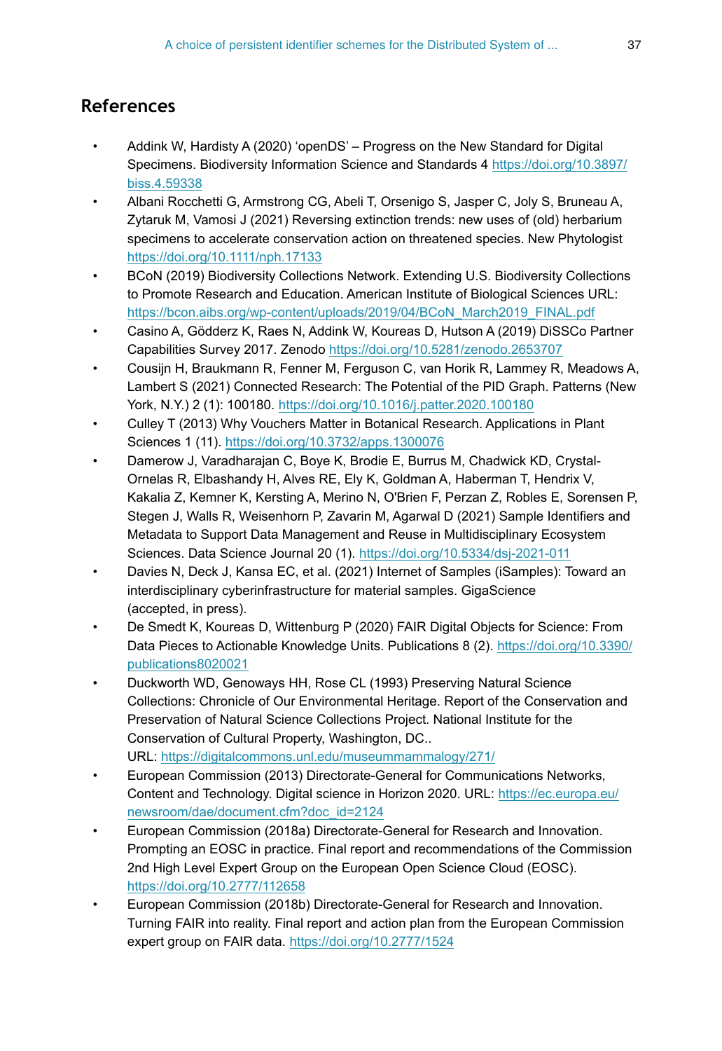## References

- Addink W, Hardisty A (2020) 'openDS' – Progress on the New Standard for Digital Specimens. Biodiversity Information Science and Standards 4 https://doi.org/10.3897/biss.4.59338
- Albani Rocchetti G, Armstrong CG, Abeli T, Orsenigo S, Jasper C, Joly S, Bruneau A, Zytaruk M, Vamosi J (2021) Reversing extinction trends: new uses of (old) herbarium specimens to accelerate conservation action on threatened species. New Phytologist https://doi.org/10.1111/nph.17133
- BCoN (2019) Biodiversity Collections Network. Extending U.S. Biodiversity Collections to Promote Research and Education. American Institute of Biological Sciences URL: https://bcon.aibs.org/wp-content/uploads/2019/04/BCoN_March2019_FINAL.pdf
- Casino A, Gödderz K, Raes N, Addink W, Koureas D, Hutson A (2019) DiSSCo Partner Capabilities Survey 2017. Zenodo https://doi.org/10.5281/zenodo.2653707
- Cousijn H, Braukmann R, Fenner M, Ferguson C, van Horik R, Lammey R, Meadows A, Lambert S (2021) Connected Research: The Potential of the PID Graph. Patterns (New York, N.Y.) 2 (1): 100180. https://doi.org/10.1016/j.patter.2020.100180
- Culley T (2013) Why Vouchers Matter in Botanical Research. Applications in Plant Sciences 1 (11). https://doi.org/10.3732/apps.1300076
- Damerow J, Varadharajan C, Boye K, Brodie E, Burrus M, Chadwick KD, Crystal-Ornelas R, Elbashandy H, Alves RE, Ely K, Goldman A, Haberman T, Hendrix V, Kakalia Z, Kemner K, Kersting A, Merino N, O'Brien F, Perzan Z, Robles E, Sorensen P, Stegen J, Walls R, Weisenhorn P, Zavarin M, Agarwal D (2021) Sample Identifiers and Metadata to Support Data Management and Reuse in Multidisciplinary Ecosystem Sciences. Data Science Journal 20 (1). https://doi.org/10.5334/dsj-2021-011
- Davies N, Deck J, Kansa EC, et al. (2021) Internet of Samples (iSamples): Toward an interdisciplinary cyberinfrastructure for material samples. GigaScience (accepted, in press).
- De Smedt K, Koureas D, Wittenburg P (2020) FAIR Digital Objects for Science: From Data Pieces to Actionable Knowledge Units. Publications 8 (2). https://doi.org/10.3390/publications8020021
- Duckworth WD, Genoways HH, Rose CL (1993) Preserving Natural Science Collections: Chronicle of Our Environmental Heritage. Report of the Conservation and Preservation of Natural Science Collections Project. National Institute for the Conservation of Cultural Property, Washington, DC.. URL: https://digitalcommons.unl.edu/museummammalogy/271/
- European Commission (2013) Directorate-General for Communications Networks, Content and Technology. Digital science in Horizon 2020. URL: https://ec.europa.eu/newsroom/dae/document.cfm?doc_id=2124
- European Commission (2018a) Directorate-General for Research and Innovation. Prompting an EOSC in practice. Final report and recommendations of the Commission 2nd High Level Expert Group on the European Open Science Cloud (EOSC). https://doi.org/10.2777/112658
- European Commission (2018b) Directorate-General for Research and Innovation. Turning FAIR into reality. Final report and action plan from the European Commission expert group on FAIR data. https://doi.org/10.2777/1524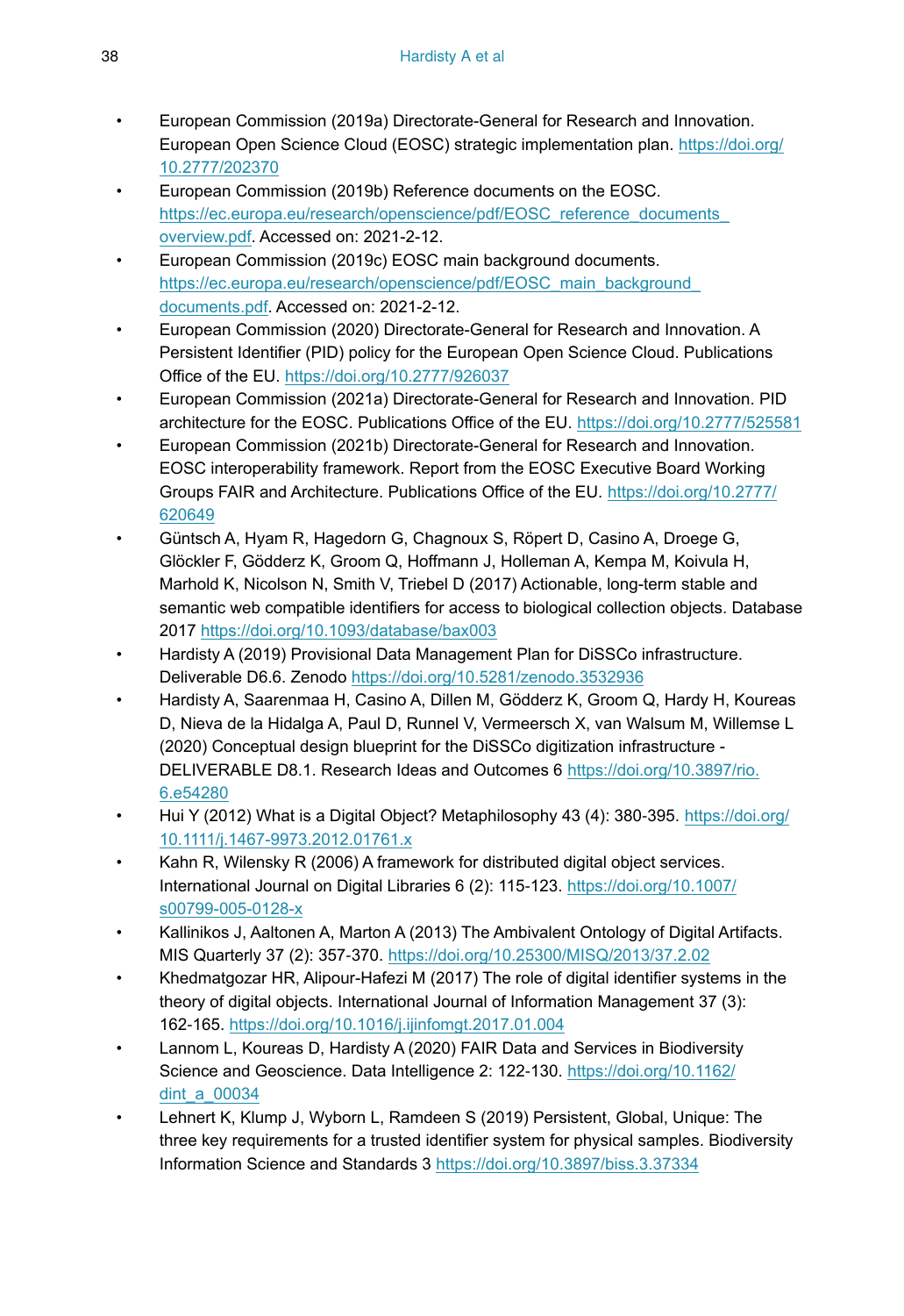- European Commission (2019a) Directorate-General for Research and Innovation. European Open Science Cloud (EOSC) strategic implementation plan. https://doi.org/10.2777/202370
- European Commission (2019b) Reference documents on the EOSC. https://ec.europa.eu/research/openscience/pdf/EOSC_reference_documents_overview.pdf. Accessed on: 2021-2-12.
- European Commission (2019c) EOSC main background documents. https://ec.europa.eu/research/openscience/pdf/EOSC_main_background_documents.pdf. Accessed on: 2021-2-12.
- European Commission (2020) Directorate-General for Research and Innovation. A Persistent Identifier (PID) policy for the European Open Science Cloud. Publications Office of the EU. https://doi.org/10.2777/926037
- European Commission (2021a) Directorate-General for Research and Innovation. PID architecture for the EOSC. Publications Office of the EU. https://doi.org/10.2777/525581
- European Commission (2021b) Directorate-General for Research and Innovation. EOSC interoperability framework. Report from the EOSC Executive Board Working Groups FAIR and Architecture. Publications Office of the EU. https://doi.org/10.2777/620649
- Güntsch A, Hyam R, Hagedorn G, Chagnoux S, Röpert D, Casino A, Droege G, Glöckler F, Gödderz K, Groom Q, Hoffmann J, Holleman A, Kempa M, Koivula H, Marhold K, Nicolson N, Smith V, Triebel D (2017) Actionable, long-term stable and semantic web compatible identifiers for access to biological collection objects. Database 2017 https://doi.org/10.1093/database/bax003
- Hardisty A (2019) Provisional Data Management Plan for DiSSCo infrastructure. Deliverable D6.6. Zenodo https://doi.org/10.5281/zenodo.3532936
- Hardisty A, Saarenmaa H, Casino A, Dillen M, Gödderz K, Groom Q, Hardy H, Koureas D, Nieva de la Hidalga A, Paul D, Runnel V, Vermeersch X, van Walsum M, Willemse L (2020) Conceptual design blueprint for the DiSSCo digitization infrastructure - DELIVERABLE D8.1. Research Ideas and Outcomes 6 https://doi.org/10.3897/rio.6.e54280
- Hui Y (2012) What is a Digital Object? Metaphilosophy 43 (4): 380-395. https://doi.org/10.1111/j.1467-9973.2012.01761.x
- Kahn R, Wilensky R (2006) A framework for distributed digital object services. International Journal on Digital Libraries 6 (2): 115-123. https://doi.org/10.1007/s00799-005-0128-x
- Kallinikos J, Aaltonen A, Marton A (2013) The Ambivalent Ontology of Digital Artifacts. MIS Quarterly 37 (2): 357-370. https://doi.org/10.25300/MISQ/2013/37.2.02
- Khedmatgozar HR, Alipour-Hafezi M (2017) The role of digital identifier systems in the theory of digital objects. International Journal of Information Management 37 (3): 162-165. https://doi.org/10.1016/j.ijinfomgt.2017.01.004
- Lannom L, Koureas D, Hardisty A (2020) FAIR Data and Services in Biodiversity Science and Geoscience. Data Intelligence 2: 122-130. https://doi.org/10.1162/dint_a_00034
- Lehnert K, Klump J, Wyborn L, Ramdeen S (2019) Persistent, Global, Unique: The three key requirements for a trusted identifier system for physical samples. Biodiversity Information Science and Standards 3 https://doi.org/10.3897/biss.3.37334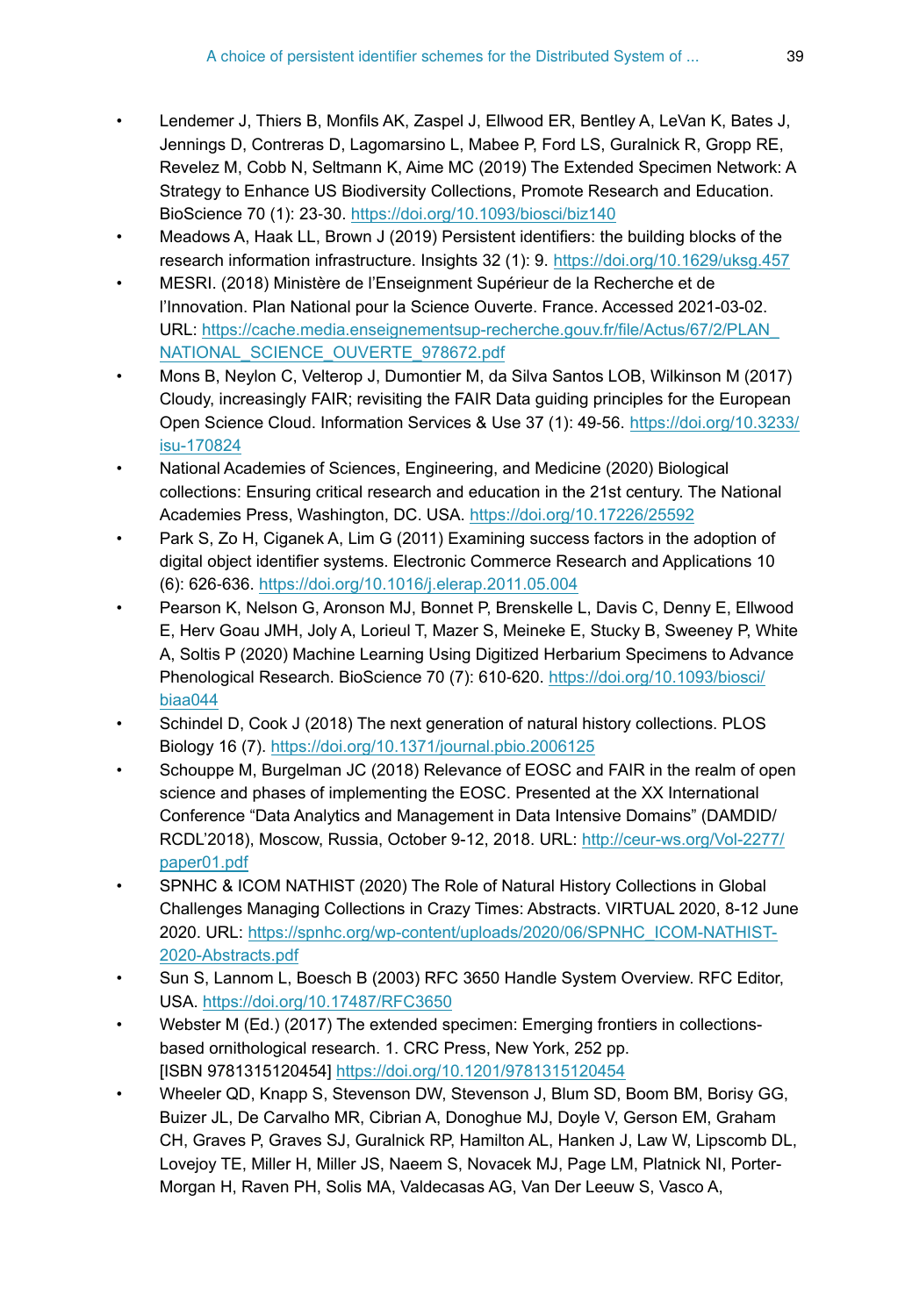- Lendemer J, Thiers B, Monfils AK, Zaspel J, Ellwood ER, Bentley A, LeVan K, Bates J, Jennings D, Contreras D, Lagomarsino L, Mabee P, Ford LS, Guralnick R, Gropp RE, Revelez M, Cobb N, Seltmann K, Aime MC (2019) The Extended Specimen Network: A Strategy to Enhance US Biodiversity Collections, Promote Research and Education. BioScience 70 (1): 23-30. https://doi.org/10.1093/biosci/biz140
- Meadows A, Haak LL, Brown J (2019) Persistent identifiers: the building blocks of the research information infrastructure. Insights 32 (1): 9. https://doi.org/10.1629/uksg.457
- MESRI. (2018) Ministère de l'Enseignment Supérieur de la Recherche et de l'Innovation. Plan National pour la Science Ouverte. France. Accessed 2021-03-02. URL: https://cache.media.enseignementsup-recherche.gouv.fr/file/Actus/67/2/PLAN_NATIONAL_SCIENCE_OUVERTE_978672.pdf
- Mons B, Neylon C, Velterop J, Dumontier M, da Silva Santos LOB, Wilkinson M (2017) Cloudy, increasingly FAIR; revisiting the FAIR Data guiding principles for the European Open Science Cloud. Information Services & Use 37 (1): 49-56. https://doi.org/10.3233/isu-170824
- National Academies of Sciences, Engineering, and Medicine (2020) Biological collections: Ensuring critical research and education in the 21st century. The National Academies Press, Washington, DC. USA. https://doi.org/10.17226/25592
- Park S, Zo H, Ciganek A, Lim G (2011) Examining success factors in the adoption of digital object identifier systems. Electronic Commerce Research and Applications 10 (6): 626-636. https://doi.org/10.1016/j.elerap.2011.05.004
- Pearson K, Nelson G, Aronson MJ, Bonnet P, Brenskelle L, Davis C, Denny E, Ellwood E, Herv Goau JMH, Joly A, Lorieul T, Mazer S, Meineke E, Stucky B, Sweeney P, White A, Soltis P (2020) Machine Learning Using Digitized Herbarium Specimens to Advance Phenological Research. BioScience 70 (7): 610-620. https://doi.org/10.1093/biosci/biaa044
- Schindel D, Cook J (2018) The next generation of natural history collections. PLOS Biology 16 (7). https://doi.org/10.1371/journal.pbio.2006125
- Schouppe M, Burgelman JC (2018) Relevance of EOSC and FAIR in the realm of open science and phases of implementing the EOSC. Presented at the XX International Conference "Data Analytics and Management in Data Intensive Domains" (DAMDID/RCDL'2018), Moscow, Russia, October 9-12, 2018. URL: http://ceur-ws.org/Vol-2277/paper01.pdf
- SPNHC & ICOM NATHIST (2020) The Role of Natural History Collections in Global Challenges Managing Collections in Crazy Times: Abstracts. VIRTUAL 2020, 8-12 June 2020. URL: https://spnhc.org/wp-content/uploads/2020/06/SPNHC_ICOM-NATHIST-2020-Abstracts.pdf
- Sun S, Lannom L, Boesch B (2003) RFC 3650 Handle System Overview. RFC Editor, USA. https://doi.org/10.17487/RFC3650
- Webster M (Ed.) (2017) The extended specimen: Emerging frontiers in collections-based ornithological research. 1. CRC Press, New York, 252 pp. [ISBN 9781315120454] https://doi.org/10.1201/9781315120454
- Wheeler QD, Knapp S, Stevenson DW, Stevenson J, Blum SD, Boom BM, Borisy GG, Buizer JL, De Carvalho MR, Cibrian A, Donoghue MJ, Doyle V, Gerson EM, Graham CH, Graves P, Graves SJ, Guralnick RP, Hamilton AL, Hanken J, Law W, Lipscomb DL, Lovejoy TE, Miller H, Miller JS, Naeem S, Novacek MJ, Page LM, Platnick NI, Porter-Morgan H, Raven PH, Solis MA, Valdecasas AG, Van Der Leeuw S, Vasco A,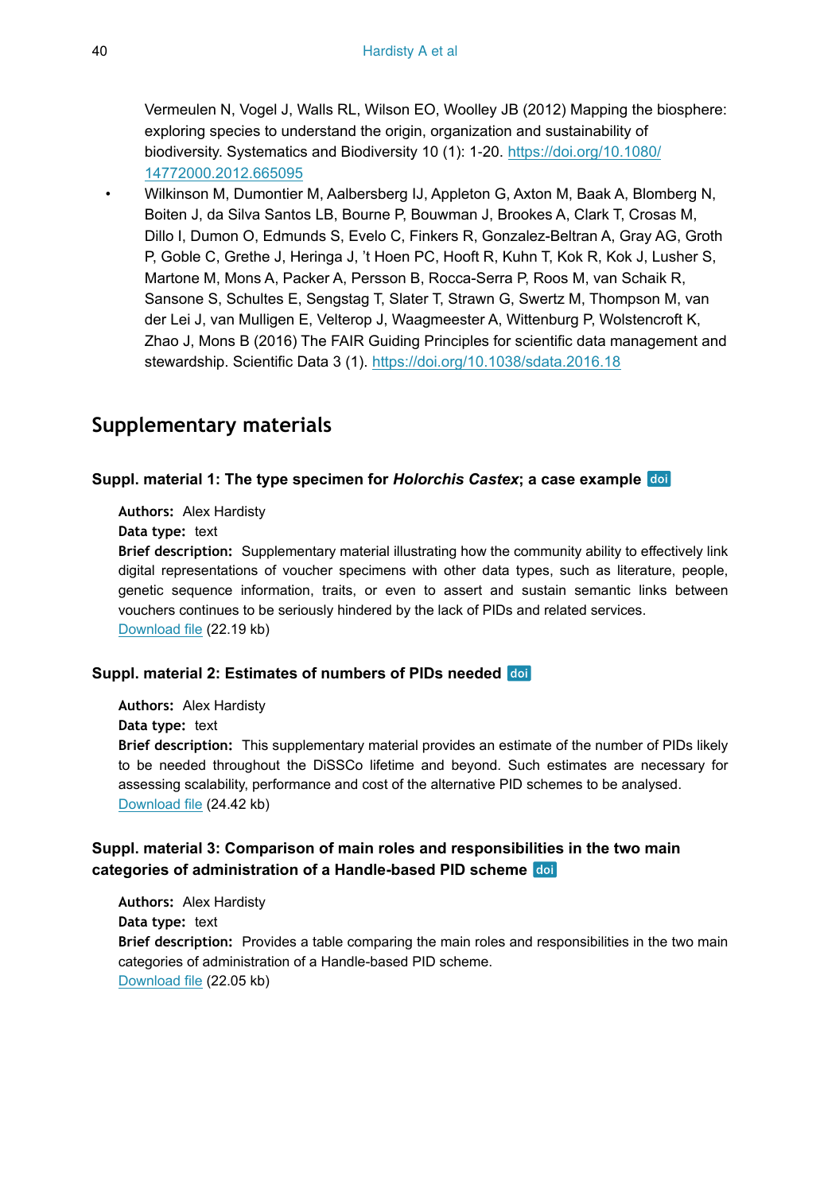Vermeulen N, Vogel J, Walls RL, Wilson EO, Woolley JB (2012) Mapping the biosphere: exploring species to understand the origin, organization and sustainability of biodiversity. Systematics and Biodiversity 10 (1): 1-20. https://doi.org/10.1080/14772000.2012.665095

- Wilkinson M, Dumontier M, Aalbersberg IJ, Appleton G, Axton M, Baak A, Blomberg N, Boiten J, da Silva Santos LB, Bourne P, Bouwman J, Brookes A, Clark T, Crosas M, Dillo I, Dumon O, Edmunds S, Evelo C, Finkers R, Gonzalez-Beltran A, Gray AG, Groth P, Goble C, Grethe J, Heringa J, 't Hoen PC, Hooft R, Kuhn T, Kok R, Kok J, Lusher S, Martone M, Mons A, Packer A, Persson B, Rocca-Serra P, Roos M, van Schaik R, Sansone S, Schultes E, Sengstag T, Slater T, Strawn G, Swertz M, Thompson M, van der Lei J, van Mulligen E, Velterop J, Waagmeester A, Wittenburg P, Wolstencroft K, Zhao J, Mons B (2016) The FAIR Guiding Principles for scientific data management and stewardship. Scientific Data 3 (1). https://doi.org/10.1038/sdata.2016.18

## Supplementary materials

### Suppl. material 1: The type specimen for *Holorchis Castex*; a case example doi

**Authors:** Alex Hardisty
**Data type:** text
**Brief description:** Supplementary material illustrating how the community ability to effectively link digital representations of voucher specimens with other data types, such as literature, people, genetic sequence information, traits, or even to assert and sustain semantic links between vouchers continues to be seriously hindered by the lack of PIDs and related services.
Download file (22.19 kb)

### Suppl. material 2: Estimates of numbers of PIDs needed doi

**Authors:** Alex Hardisty
**Data type:** text
**Brief description:** This supplementary material provides an estimate of the number of PIDs likely to be needed throughout the DiSSCo lifetime and beyond. Such estimates are necessary for assessing scalability, performance and cost of the alternative PID schemes to be analysed.
Download file (24.42 kb)

### Suppl. material 3: Comparison of main roles and responsibilities in the two main categories of administration of a Handle-based PID scheme doi

**Authors:** Alex Hardisty
**Data type:** text
**Brief description:** Provides a table comparing the main roles and responsibilities in the two main categories of administration of a Handle-based PID scheme.
Download file (22.05 kb)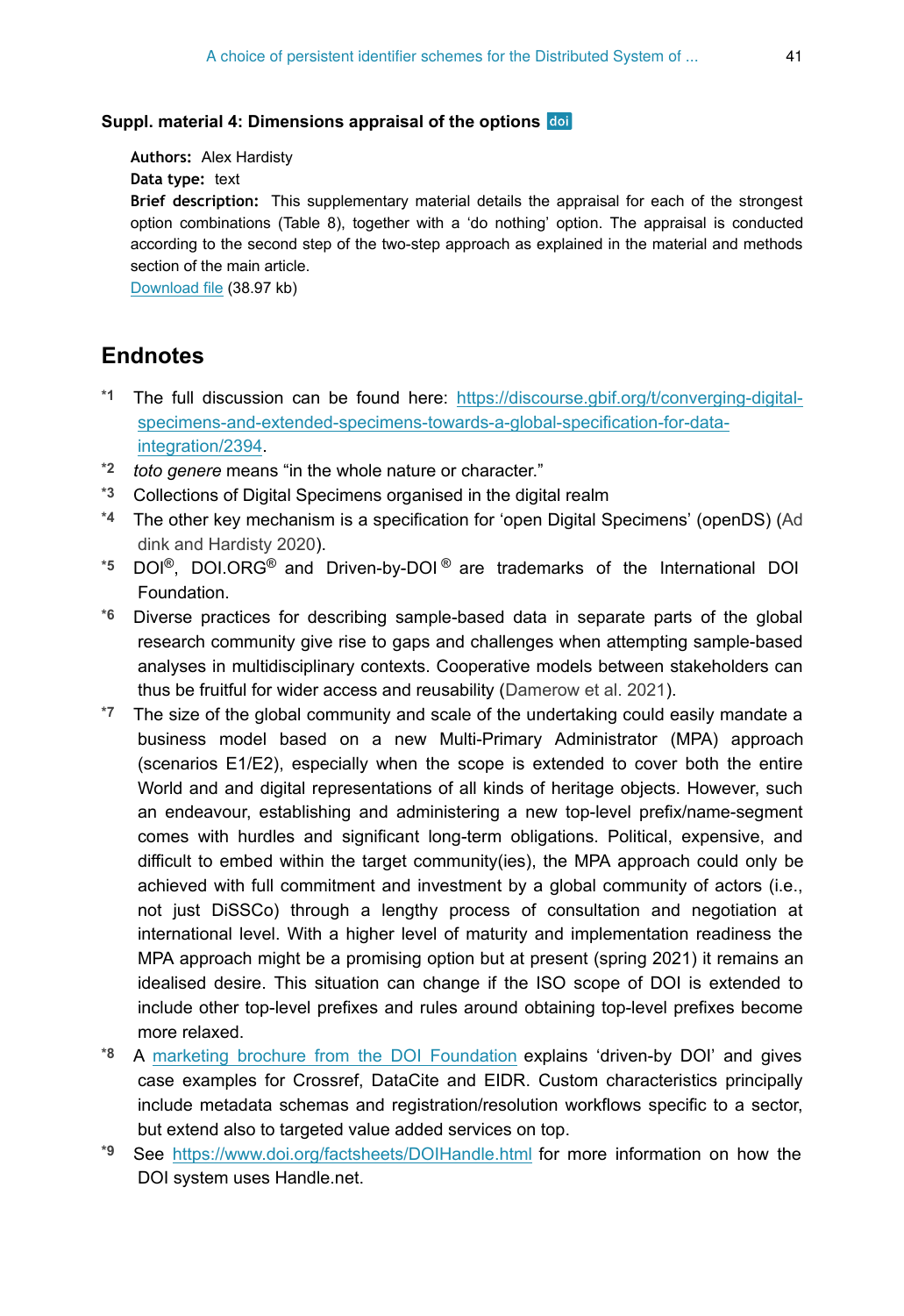### Suppl. material 4: Dimensions appraisal of the options doi

**Authors:** Alex Hardisty

**Data type:** text

**Brief description:** This supplementary material details the appraisal for each of the strongest option combinations (Table 8), together with a 'do nothing' option. The appraisal is conducted according to the second step of the two-step approach as explained in the material and methods section of the main article.

Download file (38.97 kb)

## Endnotes

- *1 The full discussion can be found here: https://discourse.gbif.org/t/converging-digital-specimens-and-extended-specimens-towards-a-global-specification-for-data-integration/2394.
- *2 *toto genere* means "in the whole nature or character."
- *3 Collections of Digital Specimens organised in the digital realm
- *4 The other key mechanism is a specification for 'open Digital Specimens' (openDS) (Addink and Hardisty 2020).
- *5 DOI®, DOI.ORG® and Driven-by-DOI ® are trademarks of the International DOI Foundation.
- *6 Diverse practices for describing sample-based data in separate parts of the global research community give rise to gaps and challenges when attempting sample-based analyses in multidisciplinary contexts. Cooperative models between stakeholders can thus be fruitful for wider access and reusability (Damerow et al. 2021).
- *7 The size of the global community and scale of the undertaking could easily mandate a business model based on a new Multi-Primary Administrator (MPA) approach (scenarios E1/E2), especially when the scope is extended to cover both the entire World and and digital representations of all kinds of heritage objects. However, such an endeavour, establishing and administering a new top-level prefix/name-segment comes with hurdles and significant long-term obligations. Political, expensive, and difficult to embed within the target community(ies), the MPA approach could only be achieved with full commitment and investment by a global community of actors (i.e., not just DiSSCo) through a lengthy process of consultation and negotiation at international level. With a higher level of maturity and implementation readiness the MPA approach might be a promising option but at present (spring 2021) it remains an idealised desire. This situation can change if the ISO scope of DOI is extended to include other top-level prefixes and rules around obtaining top-level prefixes become more relaxed.
- *8 A marketing brochure from the DOI Foundation explains 'driven-by DOI' and gives case examples for Crossref, DataCite and EIDR. Custom characteristics principally include metadata schemas and registration/resolution workflows specific to a sector, but extend also to targeted value added services on top.
- *9 See https://www.doi.org/factsheets/DOIHandle.html for more information on how the DOI system uses Handle.net.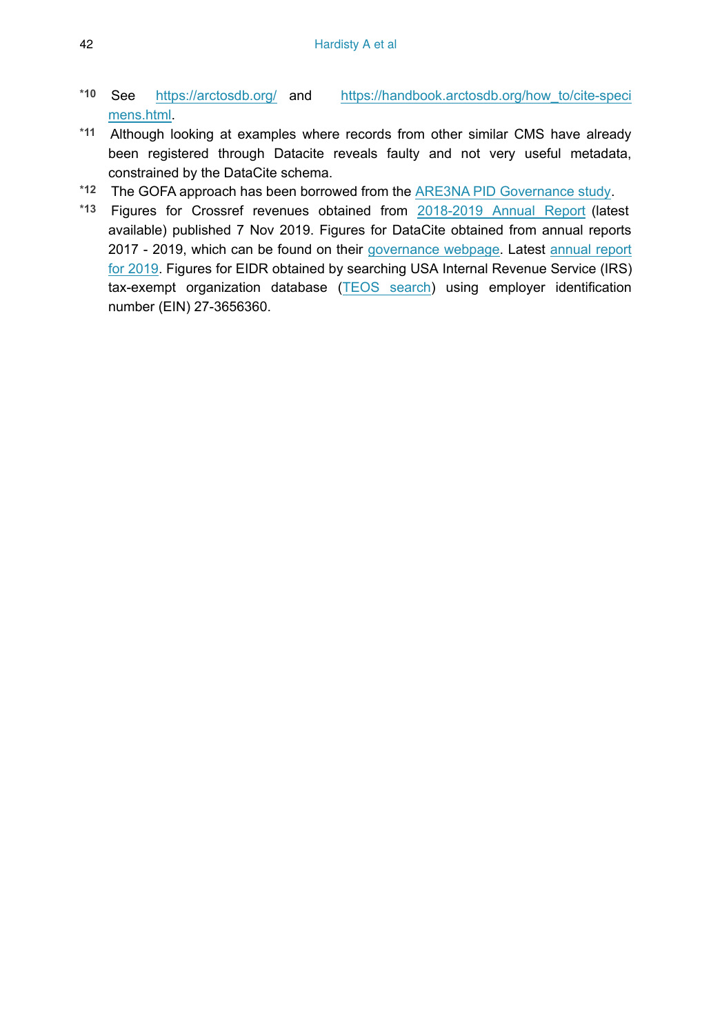[*10] See https://arctosdb.org/ and https://handbook.arctosdb.org/how_to/cite-specimens.html.

[*11] Although looking at examples where records from other similar CMS have already been registered through Datacite reveals faulty and not very useful metadata, constrained by the DataCite schema.

[*12] The GOFA approach has been borrowed from the ARE3NA PID Governance study.

[*13] Figures for Crossref revenues obtained from 2018-2019 Annual Report (latest available) published 7 Nov 2019. Figures for DataCite obtained from annual reports 2017 - 2019, which can be found on their governance webpage. Latest annual report for 2019. Figures for EIDR obtained by searching USA Internal Revenue Service (IRS) tax-exempt organization database (TEOS search) using employer identification number (EIN) 27-3656360.